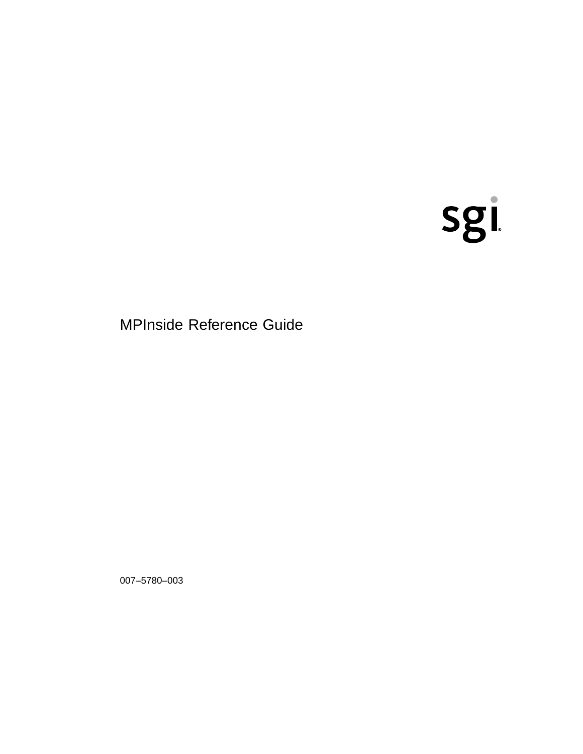# MPInside Reference Guide

007–5780–003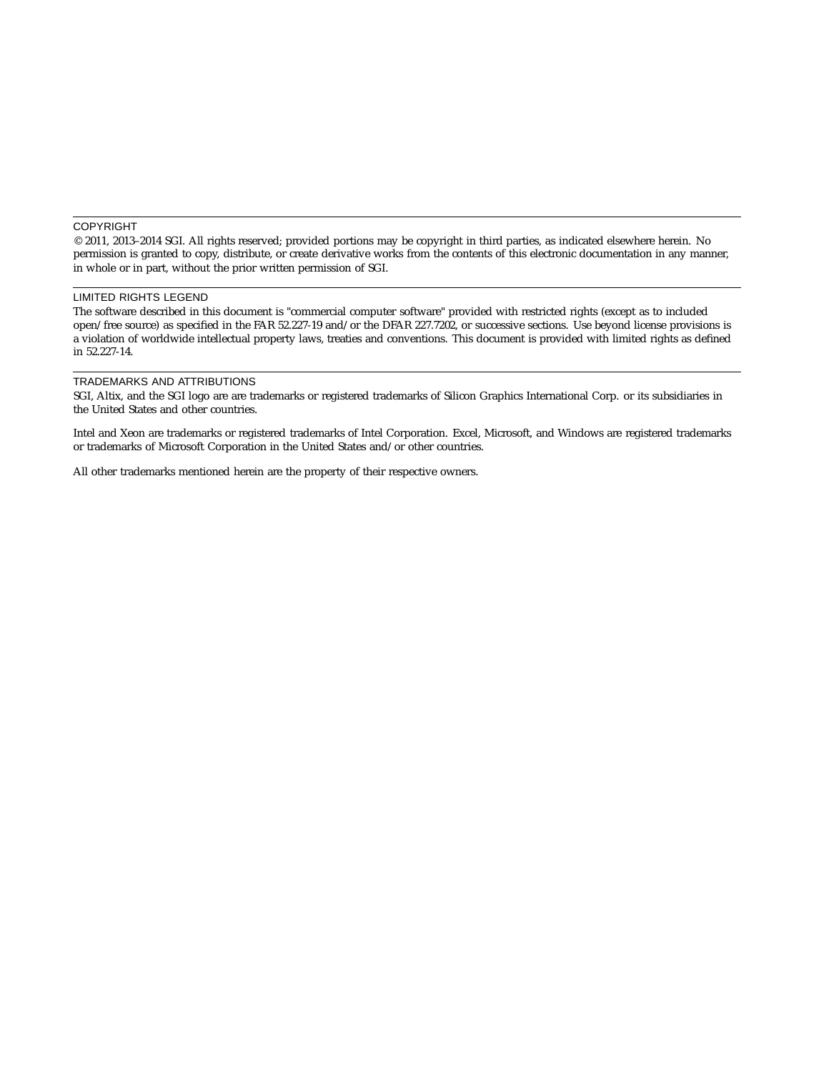## COPYRIGHT

© 2011, 2013–2014 SGI. All rights reserved; provided portions may be copyright in third parties, as indicated elsewhere herein. No permission is granted to copy, distribute, or create derivative works from the contents of this electronic documentation in any manner, in whole or in part, without the prior written permission of SGI.

## LIMITED RIGHTS LEGEND

The software described in this document is "commercial computer software" provided with restricted rights (except as to included open/free source) as specified in the FAR 52.227-19 and/or the DFAR 227.7202, or successive sections. Use beyond license provisions is a violation of worldwide intellectual property laws, treaties and conventions. This document is provided with limited rights as defined in 52.227-14.

## TRADEMARKS AND ATTRIBUTIONS

SGI, Altix, and the SGI logo are are trademarks or registered trademarks of Silicon Graphics International Corp. or its subsidiaries in the United States and other countries.

Intel and Xeon are trademarks or registered trademarks of Intel Corporation. Excel, Microsoft, and Windows are registered trademarks or trademarks of Microsoft Corporation in the United States and/or other countries.

All other trademarks mentioned herein are the property of their respective owners.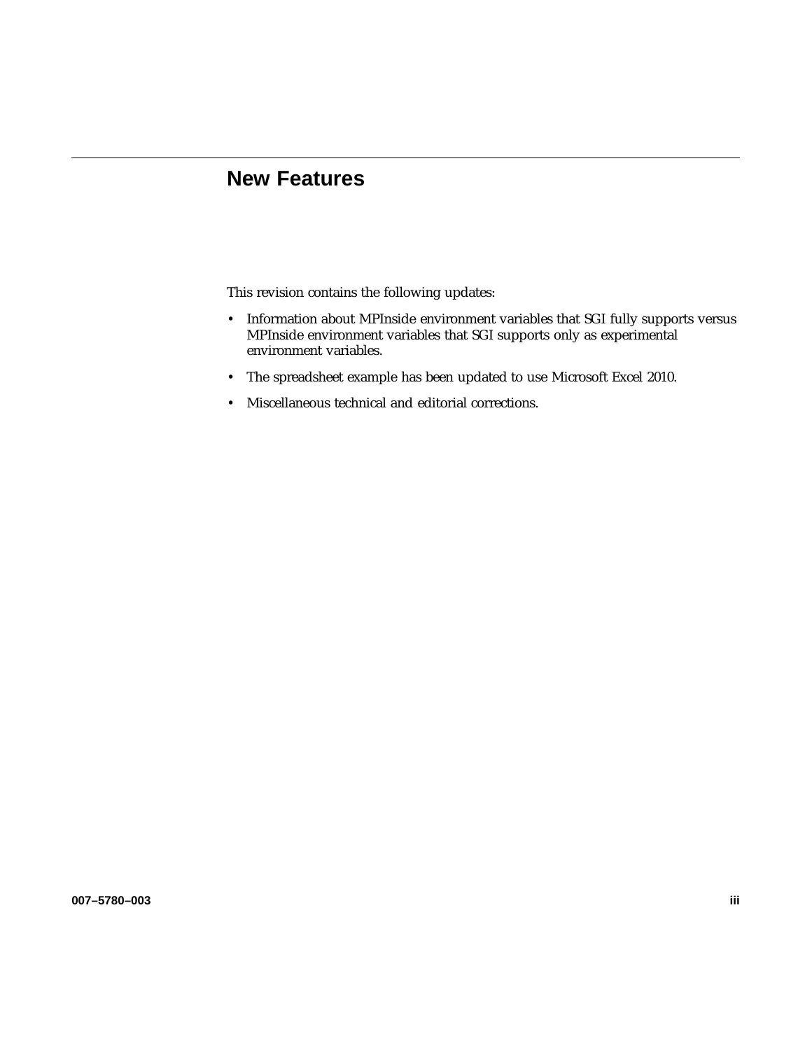# New Features

This revision contains the following updates:

- Information about MPInside environment variables that SGI fully supports versus MPInside environment variables that SGI supports only as experimental environment variables.
- The spreadsheet example has been updated to use Microsoft Excel 2010.
- Miscellaneous technical and editorial corrections.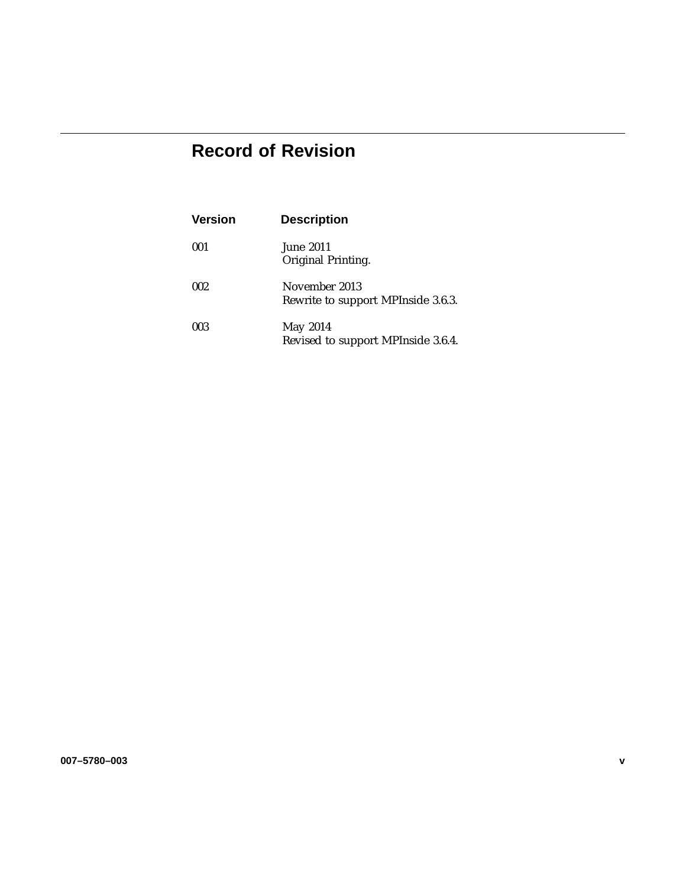# Record of Revision

| Version | Description |
|---|---|
| 001 | June 2011<br>Original Printing. |
| 002 | November 2013<br>Rewrite to support MPInside 3.6.3. |
| 003 | May 2014<br>Revised to support MPInside 3.6.4. |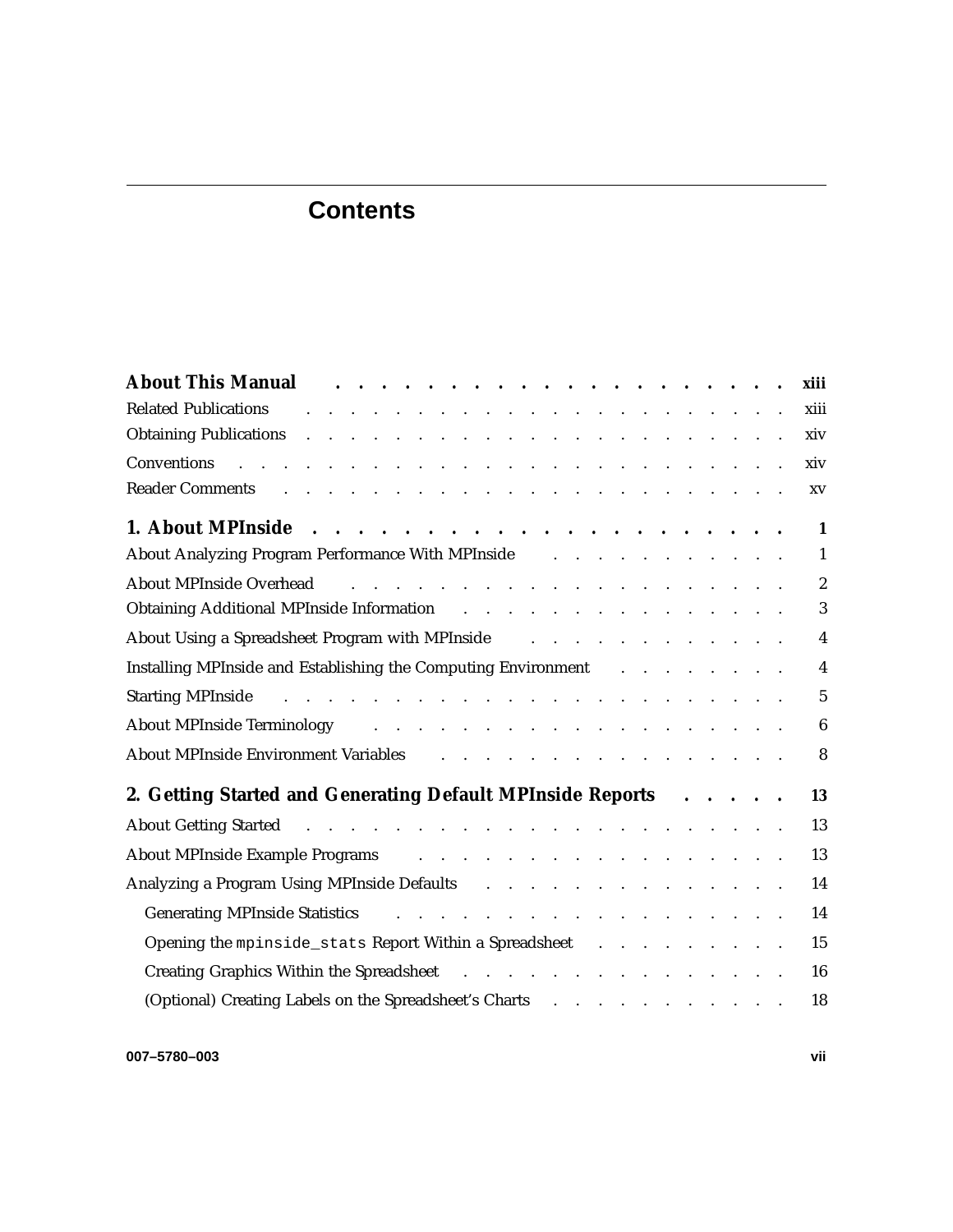# Contents

| | |
|---|---|
| **About This Manual** | **xiii** |
| Related Publications | xiii |
| Obtaining Publications | xiv |
| Conventions | xiv |
| Reader Comments | xv |
| **1. About MPInside** | **1** |
| About Analyzing Program Performance With MPInside | 1 |
| About MPInside Overhead | 2 |
| Obtaining Additional MPInside Information | 3 |
| About Using a Spreadsheet Program with MPInside | 4 |
| Installing MPInside and Establishing the Computing Environment | 4 |
| Starting MPInside | 5 |
| About MPInside Terminology | 6 |
| About MPInside Environment Variables | 8 |
| **2. Getting Started and Generating Default MPInside Reports** | **13** |
| About Getting Started | 13 |
| About MPInside Example Programs | 13 |
| Analyzing a Program Using MPInside Defaults | 14 |
| &nbsp;&nbsp;&nbsp;&nbsp;Generating MPInside Statistics | 14 |
| &nbsp;&nbsp;&nbsp;&nbsp;Opening the `mpinside_stats` Report Within a Spreadsheet | 15 |
| &nbsp;&nbsp;&nbsp;&nbsp;Creating Graphics Within the Spreadsheet | 16 |
| &nbsp;&nbsp;&nbsp;&nbsp;(Optional) Creating Labels on the Spreadsheet's Charts | 18 |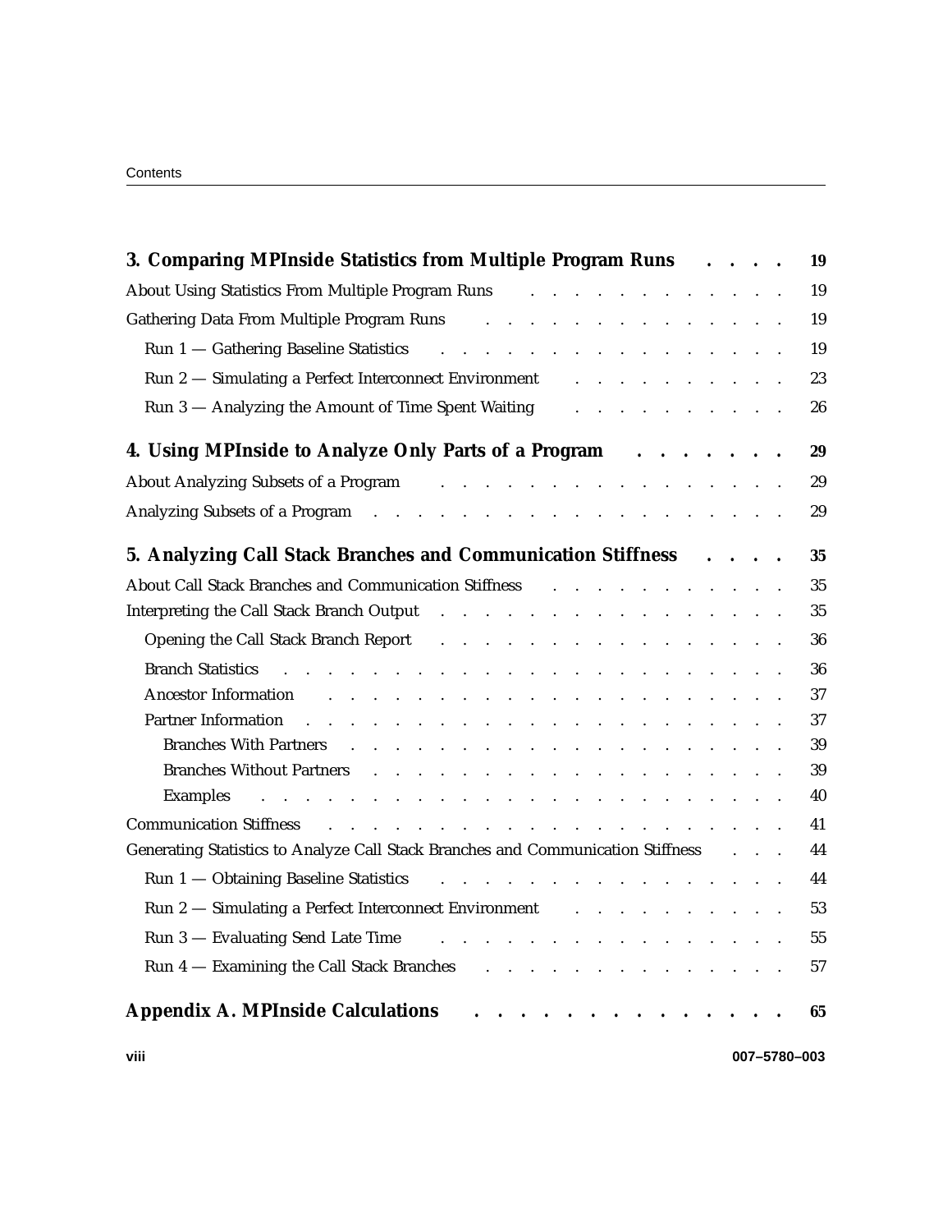**3. Comparing MPInside Statistics from Multiple Program Runs . . . . 19**

About Using Statistics From Multiple Program Runs . . . . . . . . . . . . . 19

Gathering Data From Multiple Program Runs . . . . . . . . . . . . . . . . 19

  Run 1 — Gathering Baseline Statistics . . . . . . . . . . . . . . . . . 19

  Run 2 — Simulating a Perfect Interconnect Environment . . . . . . . . . . 23

  Run 3 — Analyzing the Amount of Time Spent Waiting . . . . . . . . . . . 26

**4. Using MPInside to Analyze Only Parts of a Program . . . . . . . 29**

About Analyzing Subsets of a Program . . . . . . . . . . . . . . . . . 29

Analyzing Subsets of a Program . . . . . . . . . . . . . . . . . . . . 29

**5. Analyzing Call Stack Branches and Communication Stiffness . . . . 35**

About Call Stack Branches and Communication Stiffness . . . . . . . . . . . 35

Interpreting the Call Stack Branch Output . . . . . . . . . . . . . . . . 35

  Opening the Call Stack Branch Report . . . . . . . . . . . . . . . . . 36

  Branch Statistics . . . . . . . . . . . . . . . . . . . . . . . . 36

  Ancestor Information . . . . . . . . . . . . . . . . . . . . . . . 37

  Partner Information . . . . . . . . . . . . . . . . . . . . . . . 37

    Branches With Partners . . . . . . . . . . . . . . . . . . . . . 39

    Branches Without Partners . . . . . . . . . . . . . . . . . . . . 39

    Examples . . . . . . . . . . . . . . . . . . . . . . . . . . 40

Communication Stiffness . . . . . . . . . . . . . . . . . . . . . . . 41

Generating Statistics to Analyze Call Stack Branches and Communication Stiffness . . . 44

  Run 1 — Obtaining Baseline Statistics . . . . . . . . . . . . . . . . . 44

  Run 2 — Simulating a Perfect Interconnect Environment . . . . . . . . . . 53

  Run 3 — Evaluating Send Late Time . . . . . . . . . . . . . . . . . 55

  Run 4 — Examining the Call Stack Branches . . . . . . . . . . . . . . 57

**Appendix A. MPInside Calculations . . . . . . . . . . . . . . . 65**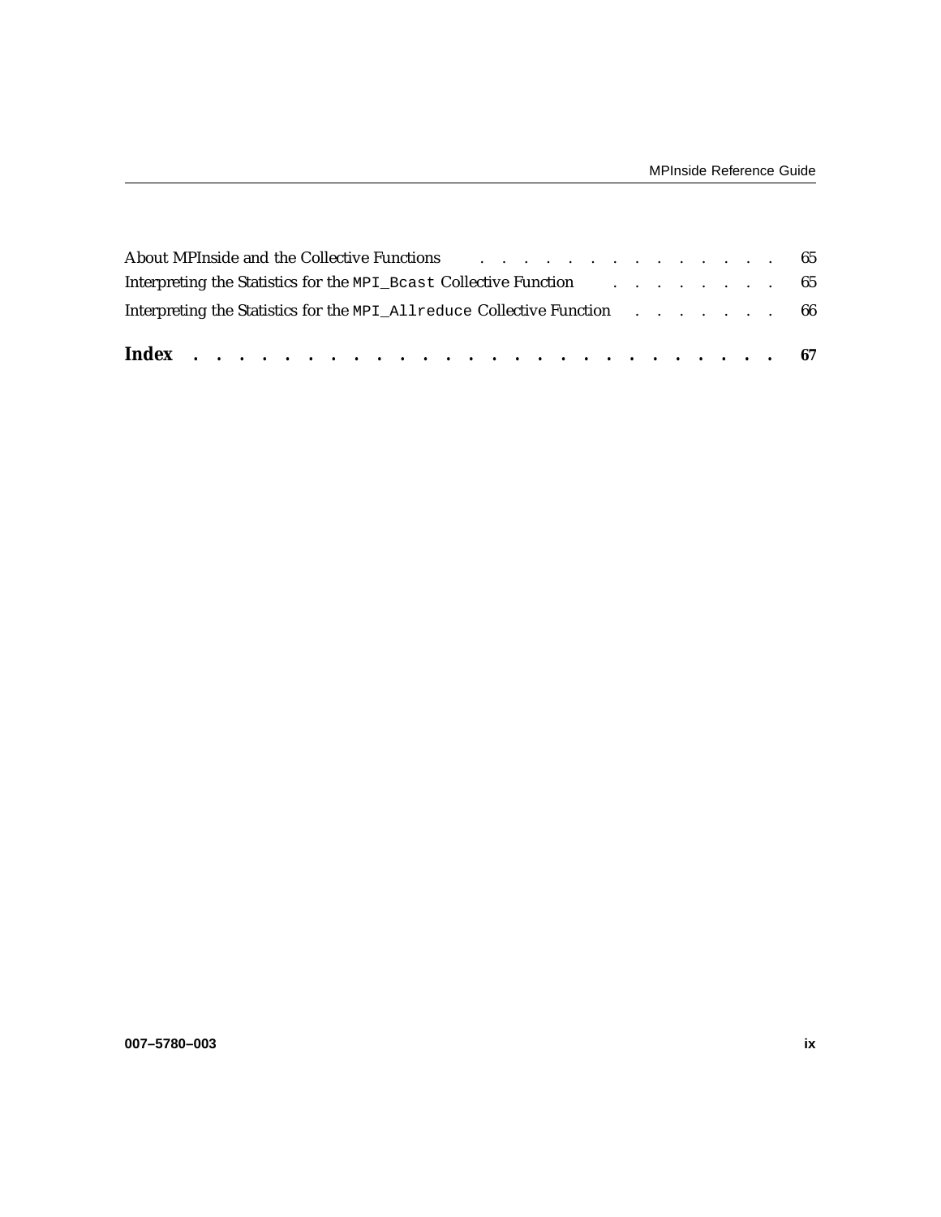About MPInside and the Collective Functions . . . . . . . . . . . . . . 65

Interpreting the Statistics for the `MPI_Bcast` Collective Function . . . . . . . . 65

Interpreting the Statistics for the `MPI_Allreduce` Collective Function . . . . . . . 66

**Index . . . . . . . . . . . . . . . . . . . . . . . . . . 67**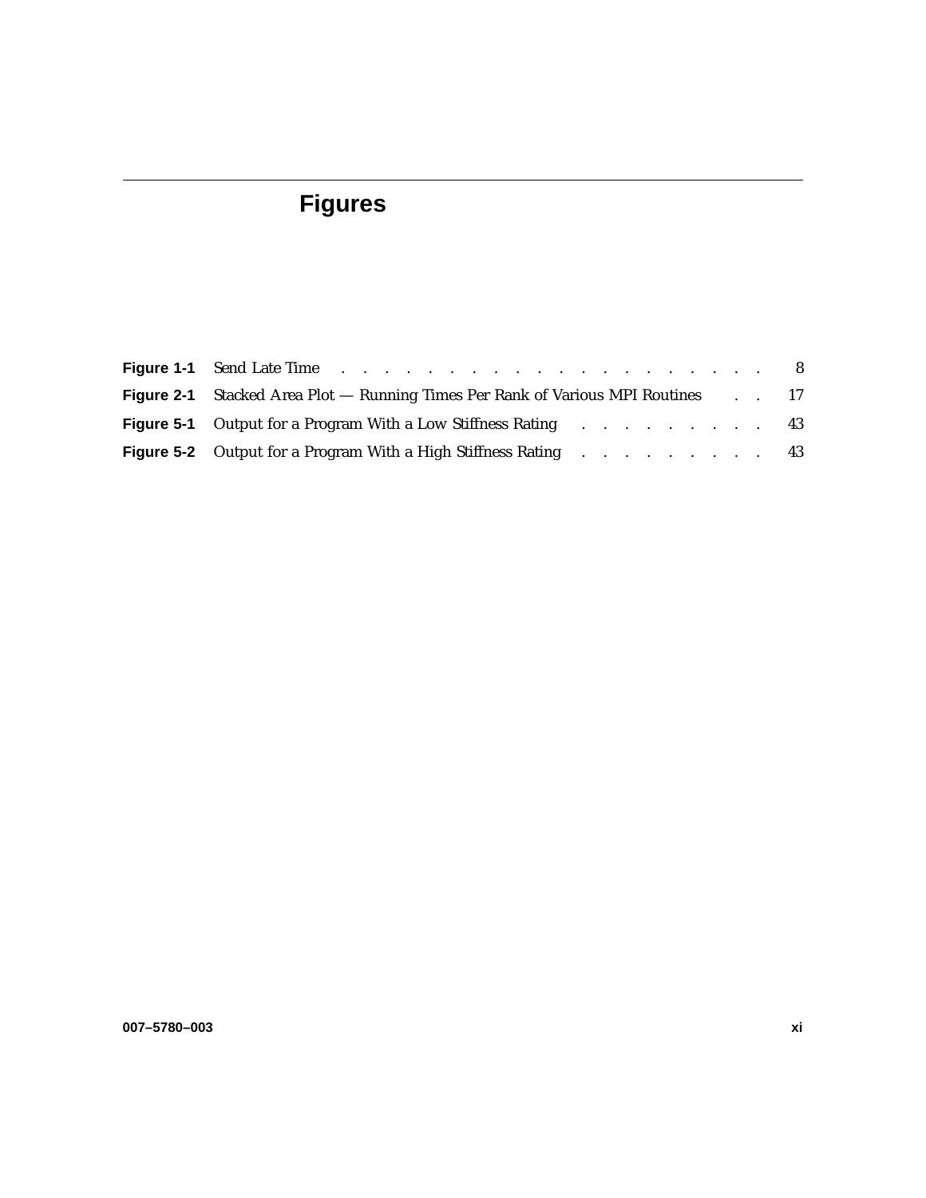# Figures

**Figure 1-1** Send Late Time . . . . . . . . . . . . . . . . . . . . 8

**Figure 2-1** Stacked Area Plot — Running Times Per Rank of Various MPI Routines . . 17

**Figure 5-1** Output for a Program With a Low Stiffness Rating . . . . . . . . . 43

**Figure 5-2** Output for a Program With a High Stiffness Rating . . . . . . . . . 43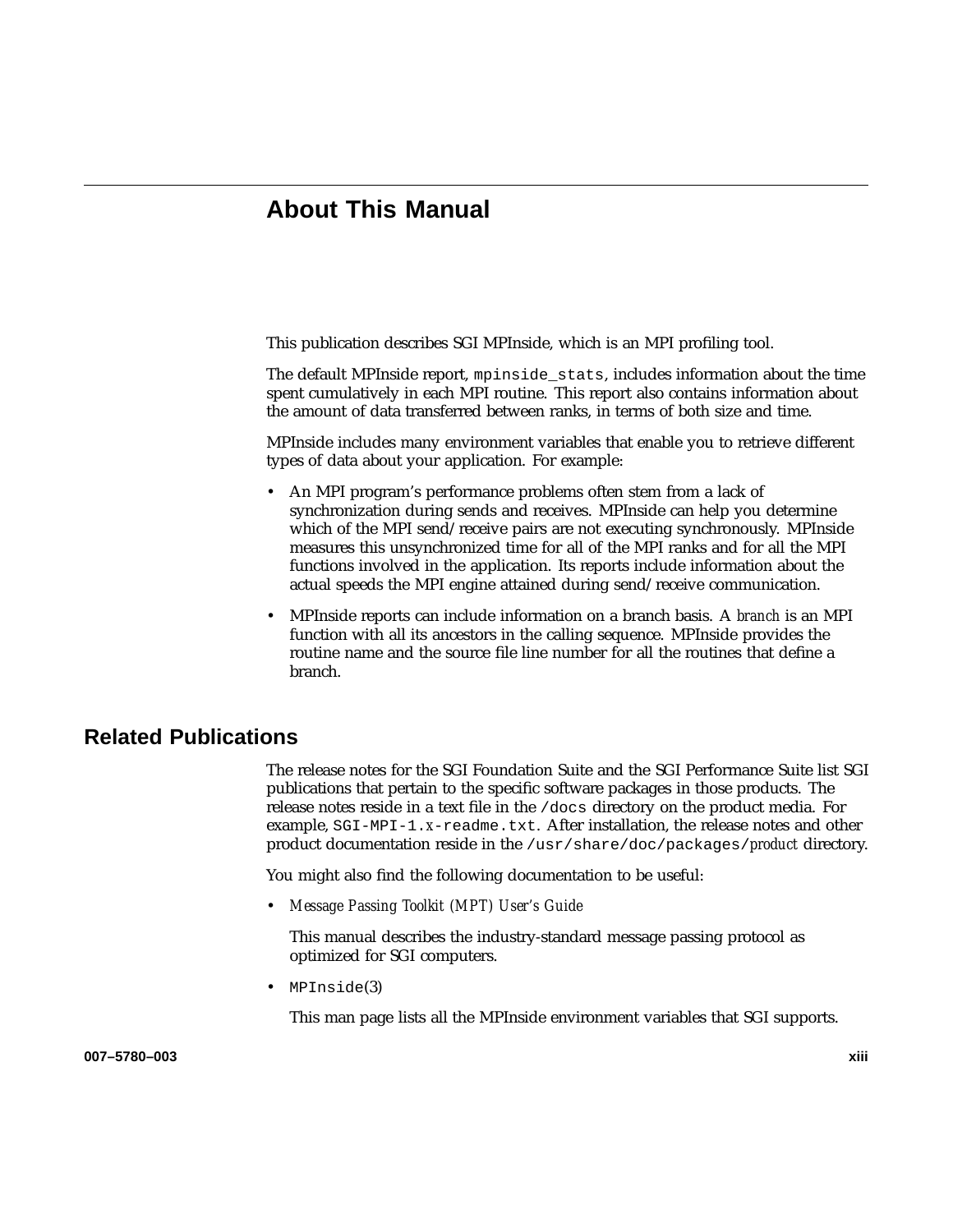# About This Manual

This publication describes SGI MPInside, which is an MPI profiling tool.

The default MPInside report, `mpinside_stats`, includes information about the time spent cumulatively in each MPI routine. This report also contains information about the amount of data transferred between ranks, in terms of both size and time.

MPInside includes many environment variables that enable you to retrieve different types of data about your application. For example:

- An MPI program's performance problems often stem from a lack of synchronization during sends and receives. MPInside can help you determine which of the MPI send/receive pairs are not executing synchronously. MPInside measures this unsynchronized time for all of the MPI ranks and for all the MPI functions involved in the application. Its reports include information about the actual speeds the MPI engine attained during send/receive communication.
- MPInside reports can include information on a branch basis. A *branch* is an MPI function with all its ancestors in the calling sequence. MPInside provides the routine name and the source file line number for all the routines that define a branch.

## Related Publications

The release notes for the SGI Foundation Suite and the SGI Performance Suite list SGI publications that pertain to the specific software packages in those products. The release notes reside in a text file in the `/docs` directory on the product media. For example, `SGI-MPI-1.`*x*`-readme.txt`. After installation, the release notes and other product documentation reside in the `/usr/share/doc/packages/`*product* directory.

You might also find the following documentation to be useful:

- *Message Passing Toolkit (MPT) User's Guide*

  This manual describes the industry-standard message passing protocol as optimized for SGI computers.

- `MPInside`(3)

  This man page lists all the MPInside environment variables that SGI supports.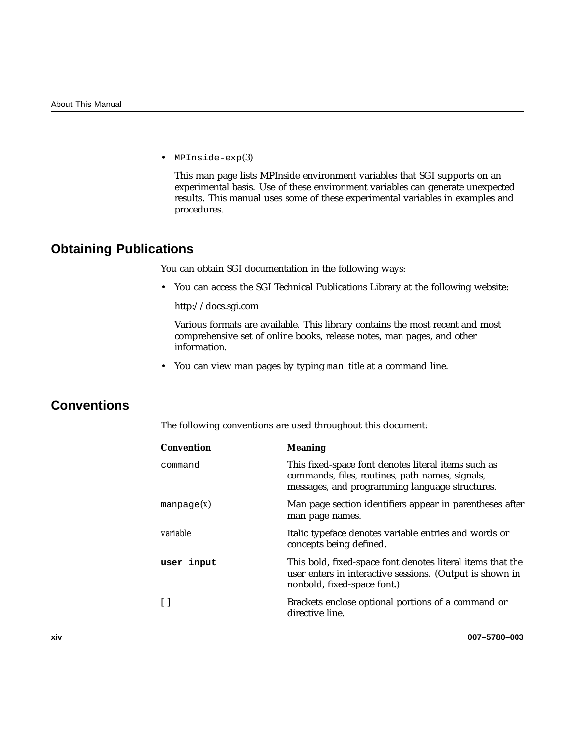- `MPInside-exp`(3)

  This man page lists MPInside environment variables that SGI supports on an experimental basis. Use of these environment variables can generate unexpected results. This manual uses some of these experimental variables in examples and procedures.

## Obtaining Publications

You can obtain SGI documentation in the following ways:

- You can access the SGI Technical Publications Library at the following website:

  http://docs.sgi.com

  Various formats are available. This library contains the most recent and most comprehensive set of online books, release notes, man pages, and other information.

- You can view man pages by typing `man` *title* at a command line.

## Conventions

The following conventions are used throughout this document:

| Convention | Meaning |
| --- | --- |
| `command` | This fixed-space font denotes literal items such as commands, files, routines, path names, signals, messages, and programming language structures. |
| `manpage`(*x*) | Man page section identifiers appear in parentheses after man page names. |
| *variable* | Italic typeface denotes variable entries and words or concepts being defined. |
| **`user input`** | This bold, fixed-space font denotes literal items that the user enters in interactive sessions. (Output is shown in nonbold, fixed-space font.) |
| [ ] | Brackets enclose optional portions of a command or directive line. |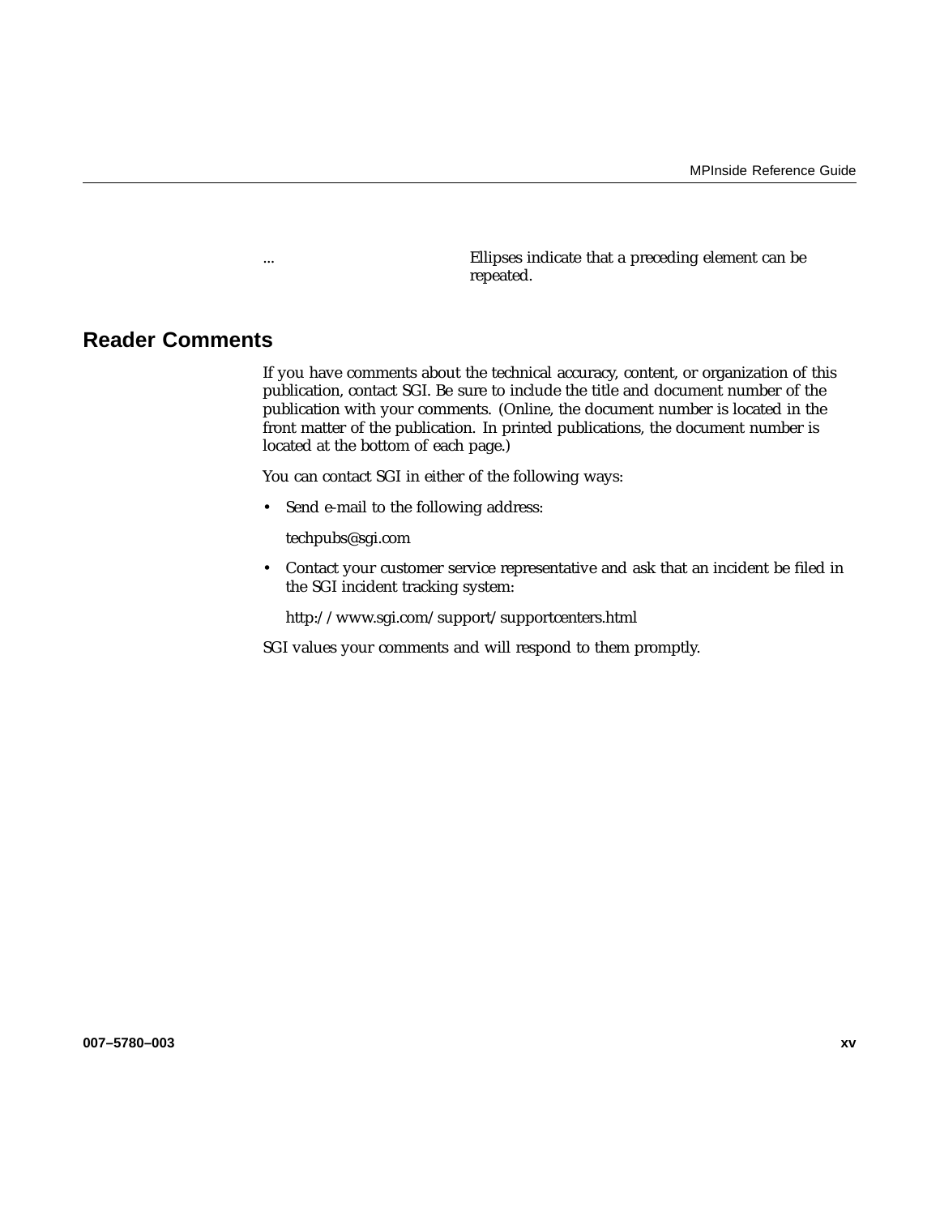| ... | Ellipses indicate that a preceding element can be repeated. |
|---|---|

## Reader Comments

If you have comments about the technical accuracy, content, or organization of this publication, contact SGI. Be sure to include the title and document number of the publication with your comments. (Online, the document number is located in the front matter of the publication. In printed publications, the document number is located at the bottom of each page.)

You can contact SGI in either of the following ways:

- Send e-mail to the following address:

  techpubs@sgi.com

- Contact your customer service representative and ask that an incident be filed in the SGI incident tracking system:

  http://www.sgi.com/support/supportcenters.html

SGI values your comments and will respond to them promptly.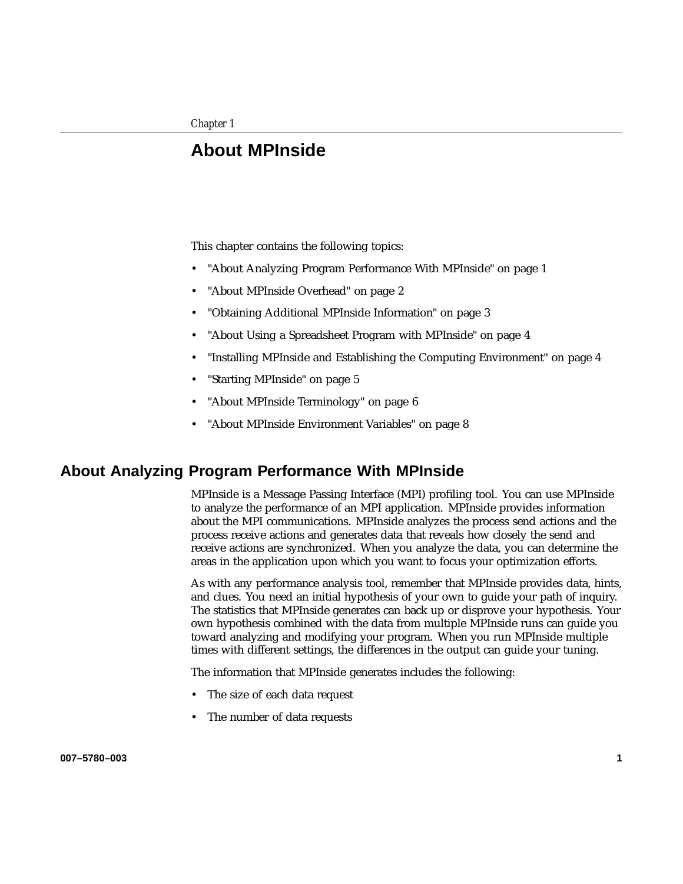*Chapter 1*

# About MPInside

This chapter contains the following topics:

- "About Analyzing Program Performance With MPInside" on page 1
- "About MPInside Overhead" on page 2
- "Obtaining Additional MPInside Information" on page 3
- "About Using a Spreadsheet Program with MPInside" on page 4
- "Installing MPInside and Establishing the Computing Environment" on page 4
- "Starting MPInside" on page 5
- "About MPInside Terminology" on page 6
- "About MPInside Environment Variables" on page 8

## About Analyzing Program Performance With MPInside

MPInside is a Message Passing Interface (MPI) profiling tool. You can use MPInside to analyze the performance of an MPI application. MPInside provides information about the MPI communications. MPInside analyzes the process send actions and the process receive actions and generates data that reveals how closely the send and receive actions are synchronized. When you analyze the data, you can determine the areas in the application upon which you want to focus your optimization efforts.

As with any performance analysis tool, remember that MPInside provides data, hints, and clues. You need an initial hypothesis of your own to guide your path of inquiry. The statistics that MPInside generates can back up or disprove your hypothesis. Your own hypothesis combined with the data from multiple MPInside runs can guide you toward analyzing and modifying your program. When you run MPInside multiple times with different settings, the differences in the output can guide your tuning.

The information that MPInside generates includes the following:

- The size of each data request
- The number of data requests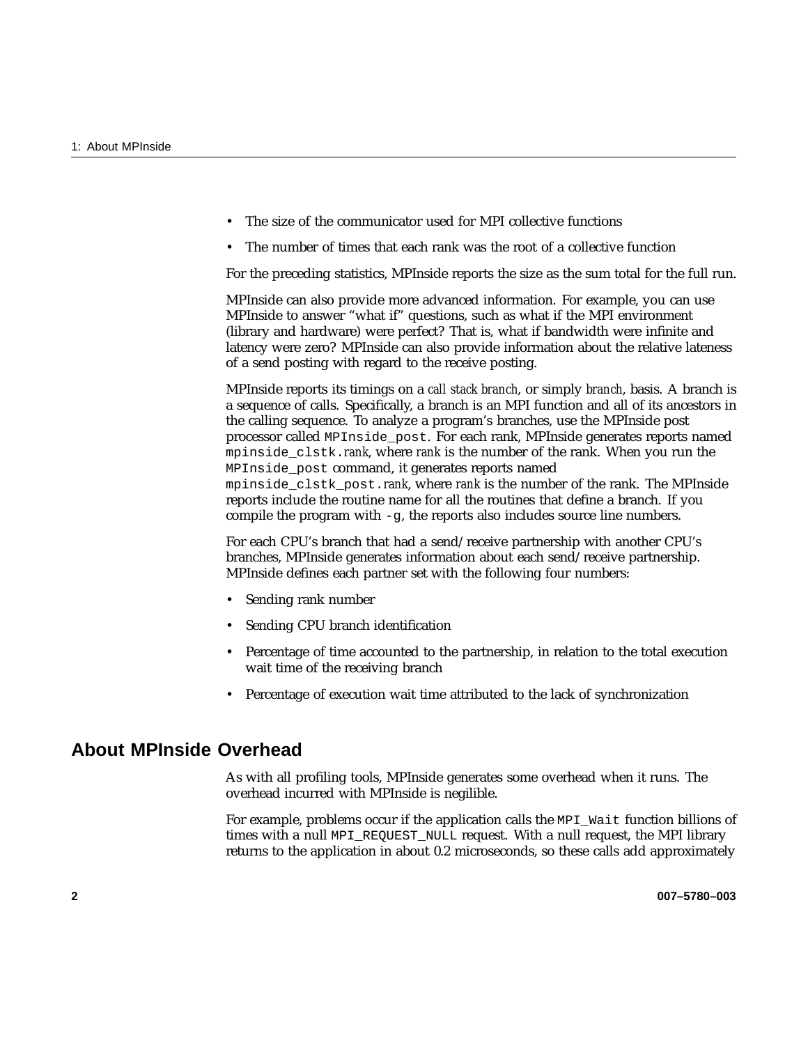- The size of the communicator used for MPI collective functions
- The number of times that each rank was the root of a collective function

For the preceding statistics, MPInside reports the size as the sum total for the full run.

MPInside can also provide more advanced information. For example, you can use MPInside to answer "what if" questions, such as what if the MPI environment (library and hardware) were perfect? That is, what if bandwidth were infinite and latency were zero? MPInside can also provide information about the relative lateness of a send posting with regard to the receive posting.

MPInside reports its timings on a *call stack branch*, or simply *branch*, basis. A branch is a sequence of calls. Specifically, a branch is an MPI function and all of its ancestors in the calling sequence. To analyze a program's branches, use the MPInside post processor called `MPInside_post`. For each rank, MPInside generates reports named `mpinside_clstk.`*rank*, where *rank* is the number of the rank. When you run the `MPInside_post` command, it generates reports named `mpinside_clstk_post.`*rank*, where *rank* is the number of the rank. The MPInside reports include the routine name for all the routines that define a branch. If you compile the program with `-g`, the reports also includes source line numbers.

For each CPU's branch that had a send/receive partnership with another CPU's branches, MPInside generates information about each send/receive partnership. MPInside defines each partner set with the following four numbers:

- Sending rank number
- Sending CPU branch identification
- Percentage of time accounted to the partnership, in relation to the total execution wait time of the receiving branch
- Percentage of execution wait time attributed to the lack of synchronization

## About MPInside Overhead

As with all profiling tools, MPInside generates some overhead when it runs. The overhead incurred with MPInside is negilible.

For example, problems occur if the application calls the `MPI_Wait` function billions of times with a null `MPI_REQUEST_NULL` request. With a null request, the MPI library returns to the application in about 0.2 microseconds, so these calls add approximately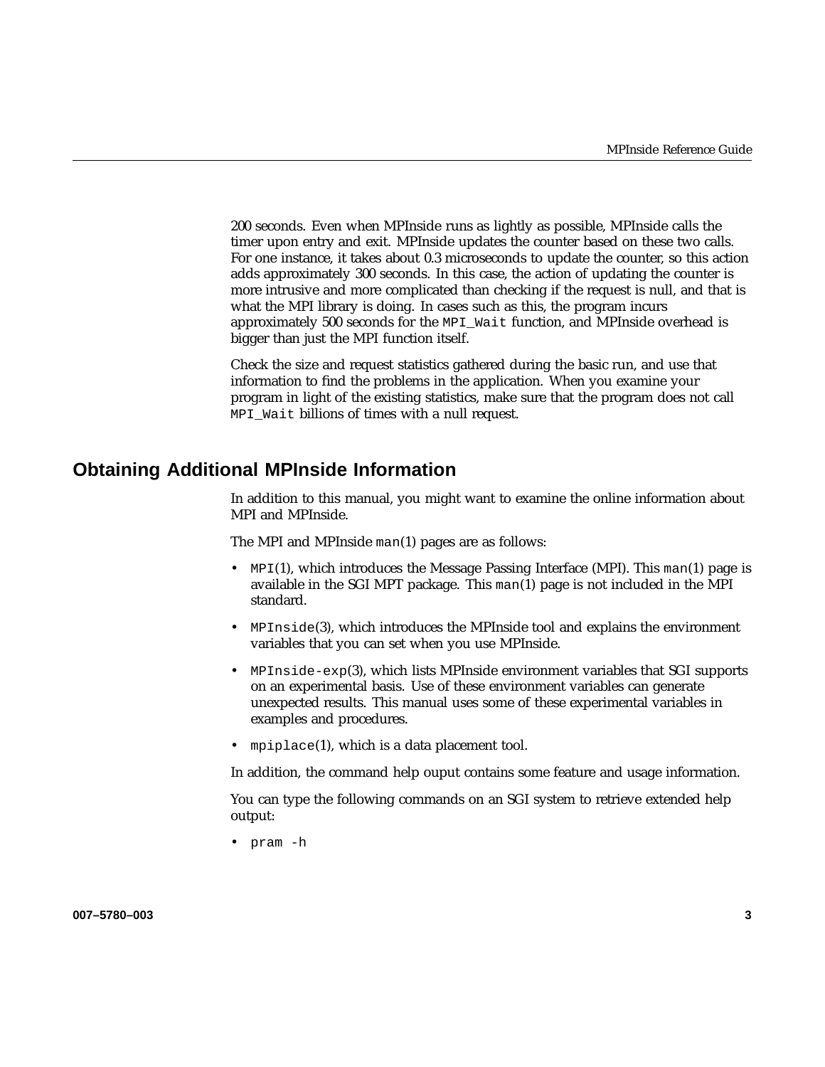200 seconds. Even when MPInside runs as lightly as possible, MPInside calls the timer upon entry and exit. MPInside updates the counter based on these two calls. For one instance, it takes about 0.3 microseconds to update the counter, so this action adds approximately 300 seconds. In this case, the action of updating the counter is more intrusive and more complicated than checking if the request is null, and that is what the MPI library is doing. In cases such as this, the program incurs approximately 500 seconds for the `MPI_Wait` function, and MPInside overhead is bigger than just the MPI function itself.

Check the size and request statistics gathered during the basic run, and use that information to find the problems in the application. When you examine your program in light of the existing statistics, make sure that the program does not call `MPI_Wait` billions of times with a null request.

## Obtaining Additional MPInside Information

In addition to this manual, you might want to examine the online information about MPI and MPInside.

The MPI and MPInside `man`(1) pages are as follows:

- `MPI`(1), which introduces the Message Passing Interface (MPI). This `man`(1) page is available in the SGI MPT package. This `man`(1) page is not included in the MPI standard.
- `MPInside`(3), which introduces the MPInside tool and explains the environment variables that you can set when you use MPInside.
- `MPInside-exp`(3), which lists MPInside environment variables that SGI supports on an experimental basis. Use of these environment variables can generate unexpected results. This manual uses some of these experimental variables in examples and procedures.
- `mpiplace`(1), which is a data placement tool.

In addition, the command help ouput contains some feature and usage information.

You can type the following commands on an SGI system to retrieve extended help output:

- `pram -h`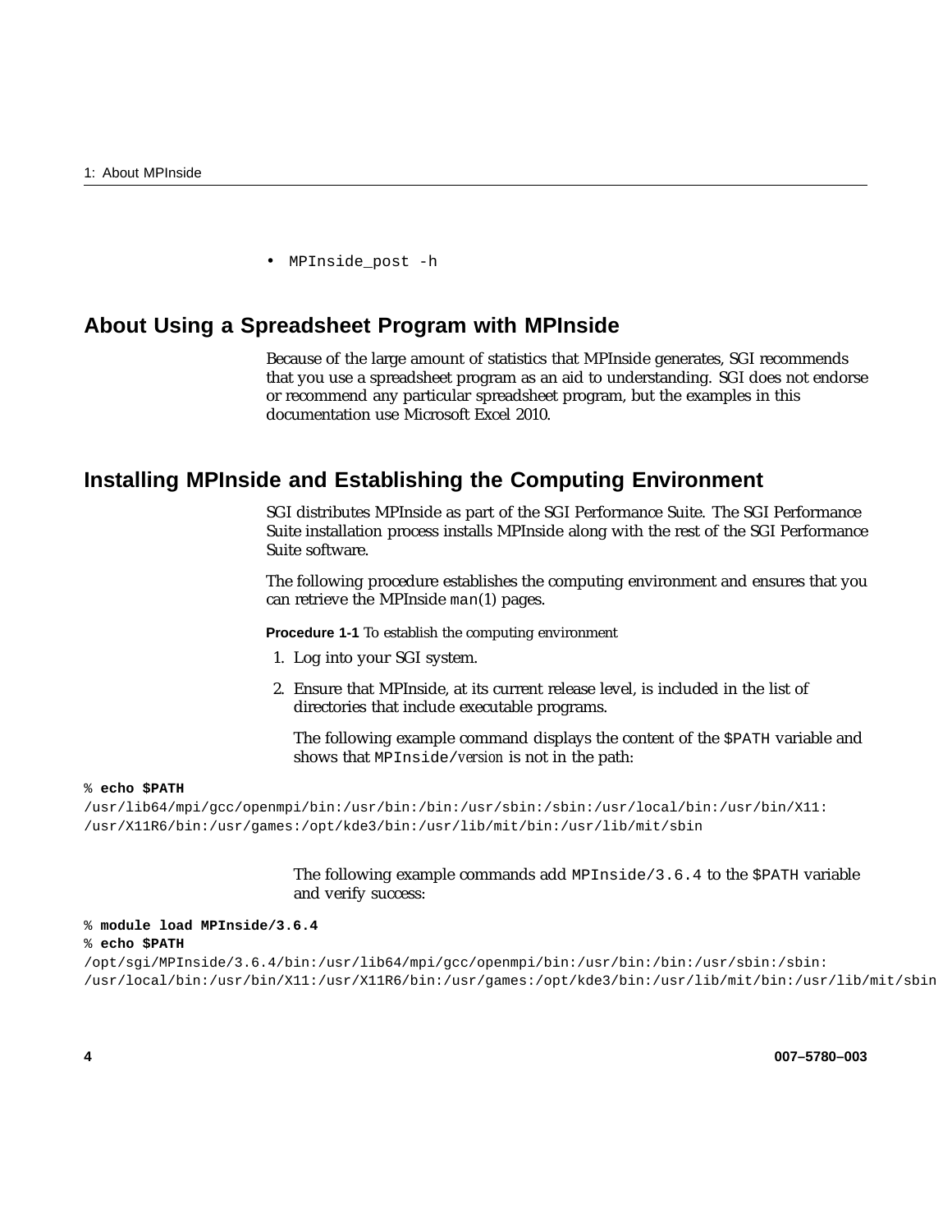- MPInside_post -h

## About Using a Spreadsheet Program with MPInside

Because of the large amount of statistics that MPInside generates, SGI recommends that you use a spreadsheet program as an aid to understanding. SGI does not endorse or recommend any particular spreadsheet program, but the examples in this documentation use Microsoft Excel 2010.

## Installing MPInside and Establishing the Computing Environment

SGI distributes MPInside as part of the SGI Performance Suite. The SGI Performance Suite installation process installs MPInside along with the rest of the SGI Performance Suite software.

The following procedure establishes the computing environment and ensures that you can retrieve the MPInside `man(1)` pages.

**Procedure 1-1** To establish the computing environment

1. Log into your SGI system.
2. Ensure that MPInside, at its current release level, is included in the list of directories that include executable programs.

   The following example command displays the content of the `$PATH` variable and shows that `MPInside/`*version* is not in the path:

```
% echo $PATH
/usr/lib64/mpi/gcc/openmpi/bin:/usr/bin:/bin:/usr/sbin:/sbin:/usr/local/bin:/usr/bin/X11:
/usr/X11R6/bin:/usr/games:/opt/kde3/bin:/usr/lib/mit/bin:/usr/lib/mit/sbin
```

   The following example commands add `MPInside/3.6.4` to the `$PATH` variable and verify success:

```
% module load MPInside/3.6.4
% echo $PATH
/opt/sgi/MPInside/3.6.4/bin:/usr/lib64/mpi/gcc/openmpi/bin:/usr/bin:/bin:/usr/sbin:/sbin:
/usr/local/bin:/usr/bin/X11:/usr/X11R6/bin:/usr/games:/opt/kde3/bin:/usr/lib/mit/bin:/usr/lib/mit/sbin
```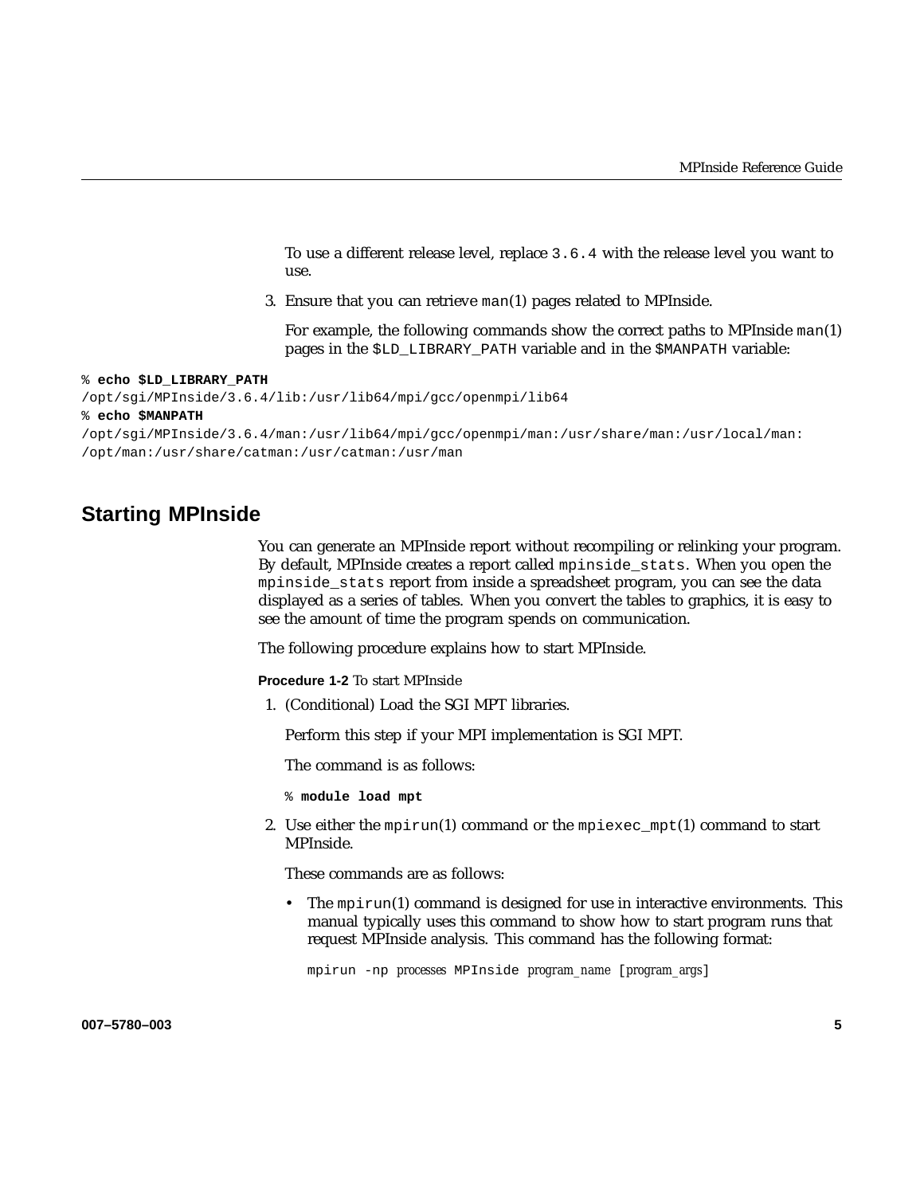To use a different release level, replace `3.6.4` with the release level you want to use.

3. Ensure that you can retrieve `man`(1) pages related to MPInside.

   For example, the following commands show the correct paths to MPInside `man`(1) pages in the `$LD_LIBRARY_PATH` variable and in the `$MANPATH` variable:

```
% echo $LD_LIBRARY_PATH
/opt/sgi/MPInside/3.6.4/lib:/usr/lib64/mpi/gcc/openmpi/lib64
% echo $MANPATH
/opt/sgi/MPInside/3.6.4/man:/usr/lib64/mpi/gcc/openmpi/man:/usr/share/man:/usr/local/man:
/opt/man:/usr/share/catman:/usr/catman:/usr/man
```

## Starting MPInside

You can generate an MPInside report without recompiling or relinking your program. By default, MPInside creates a report called `mpinside_stats`. When you open the `mpinside_stats` report from inside a spreadsheet program, you can see the data displayed as a series of tables. When you convert the tables to graphics, it is easy to see the amount of time the program spends on communication.

The following procedure explains how to start MPInside.

**Procedure 1-2** To start MPInside

1. (Conditional) Load the SGI MPT libraries.

   Perform this step if your MPI implementation is SGI MPT.

   The command is as follows:

   ```
   % module load mpt
   ```

2. Use either the `mpirun`(1) command or the `mpiexec_mpt`(1) command to start MPInside.

   These commands are as follows:

   - The `mpirun`(1) command is designed for use in interactive environments. This manual typically uses this command to show how to start program runs that request MPInside analysis. This command has the following format:

     ```
     mpirun -np processes MPInside program_name [program_args]
     ```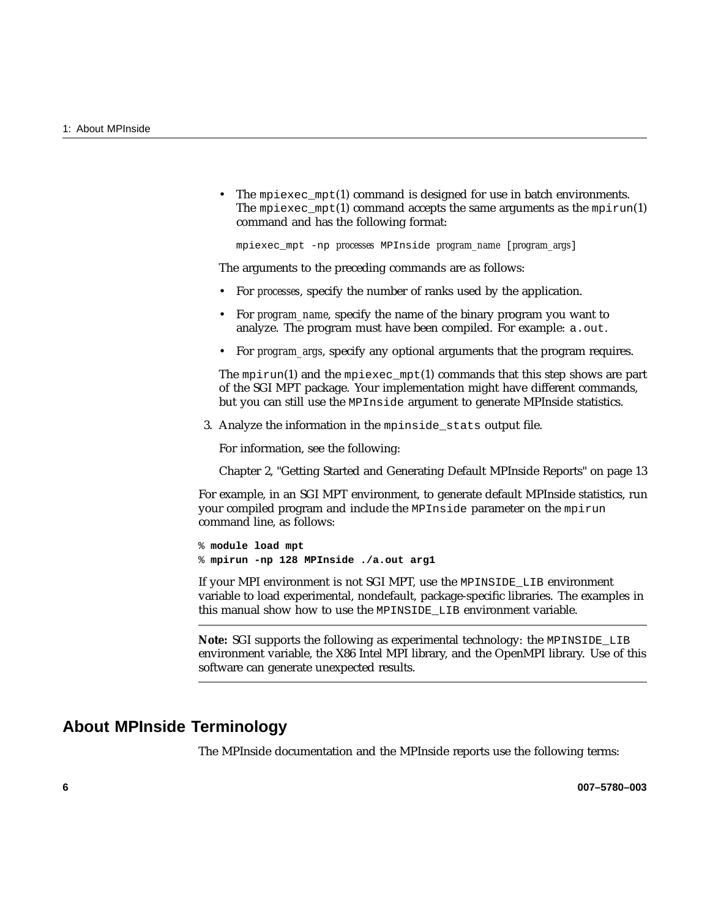- The `mpiexec_mpt`(1) command is designed for use in batch environments. The `mpiexec_mpt`(1) command accepts the same arguments as the `mpirun`(1) command and has the following format:

  ```
  mpiexec_mpt -np processes MPInside program_name [program_args]
  ```

  The arguments to the preceding commands are as follows:

  - For *processes*, specify the number of ranks used by the application.
  - For *program_name*, specify the name of the binary program you want to analyze. The program must have been compiled. For example: `a.out`.
  - For *program_args*, specify any optional arguments that the program requires.

  The `mpirun`(1) and the `mpiexec_mpt`(1) commands that this step shows are part of the SGI MPT package. Your implementation might have different commands, but you can still use the `MPInside` argument to generate MPInside statistics.

3. Analyze the information in the `mpinside_stats` output file.

   For information, see the following:

   Chapter 2, "Getting Started and Generating Default MPInside Reports" on page 13

For example, in an SGI MPT environment, to generate default MPInside statistics, run your compiled program and include the `MPInside` parameter on the `mpirun` command line, as follows:

```
% module load mpt
% mpirun -np 128 MPInside ./a.out arg1
```

If your MPI environment is not SGI MPT, use the `MPINSIDE_LIB` environment variable to load experimental, nondefault, package-specific libraries. The examples in this manual show how to use the `MPINSIDE_LIB` environment variable.

---

**Note:** SGI supports the following as experimental technology: the `MPINSIDE_LIB` environment variable, the X86 Intel MPI library, and the OpenMPI library. Use of this software can generate unexpected results.

---

## About MPInside Terminology

The MPInside documentation and the MPInside reports use the following terms: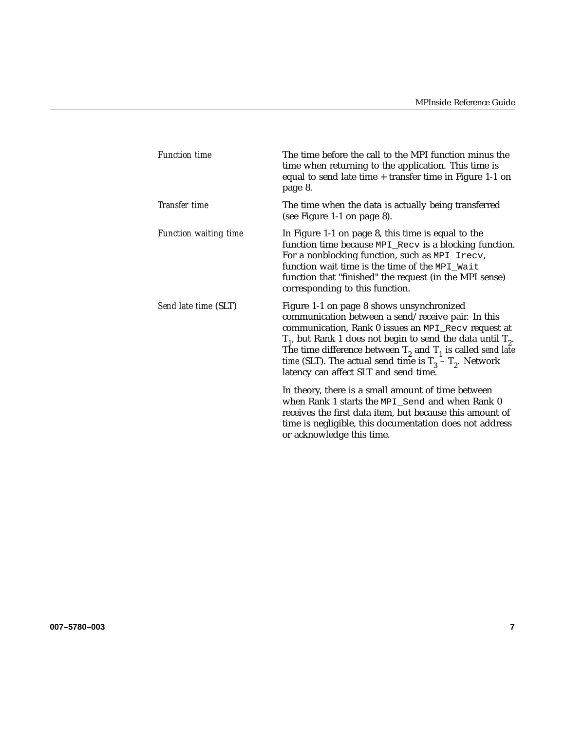*Function time*
: The time before the call to the MPI function minus the time when returning to the application. This time is equal to send late time + transfer time in Figure 1-1 on page 8.

*Transfer time*
: The time when the data is actually being transferred (see Figure 1-1 on page 8).

*Function waiting time*
: In Figure 1-1 on page 8, this time is equal to the function time because `MPI_Recv` is a blocking function. For a nonblocking function, such as `MPI_Irecv`, function wait time is the time of the `MPI_Wait` function that "finished" the request (in the MPI sense) corresponding to this function.

*Send late time* (SLT)
: Figure 1-1 on page 8 shows unsynchronized communication between a send/receive pair. In this communication, Rank 0 issues an `MPI_Recv` request at $T_1$, but Rank 1 does not begin to send the data until $T_2$. The time difference between $T_2$ and $T_1$ is called *send late time* (SLT). The actual send time is $T_3 - T_2$. Network latency can affect SLT and send time.

  In theory, there is a small amount of time between when Rank 1 starts the `MPI_Send` and when Rank 0 receives the first data item, but because this amount of time is negligible, this documentation does not address or acknowledge this time.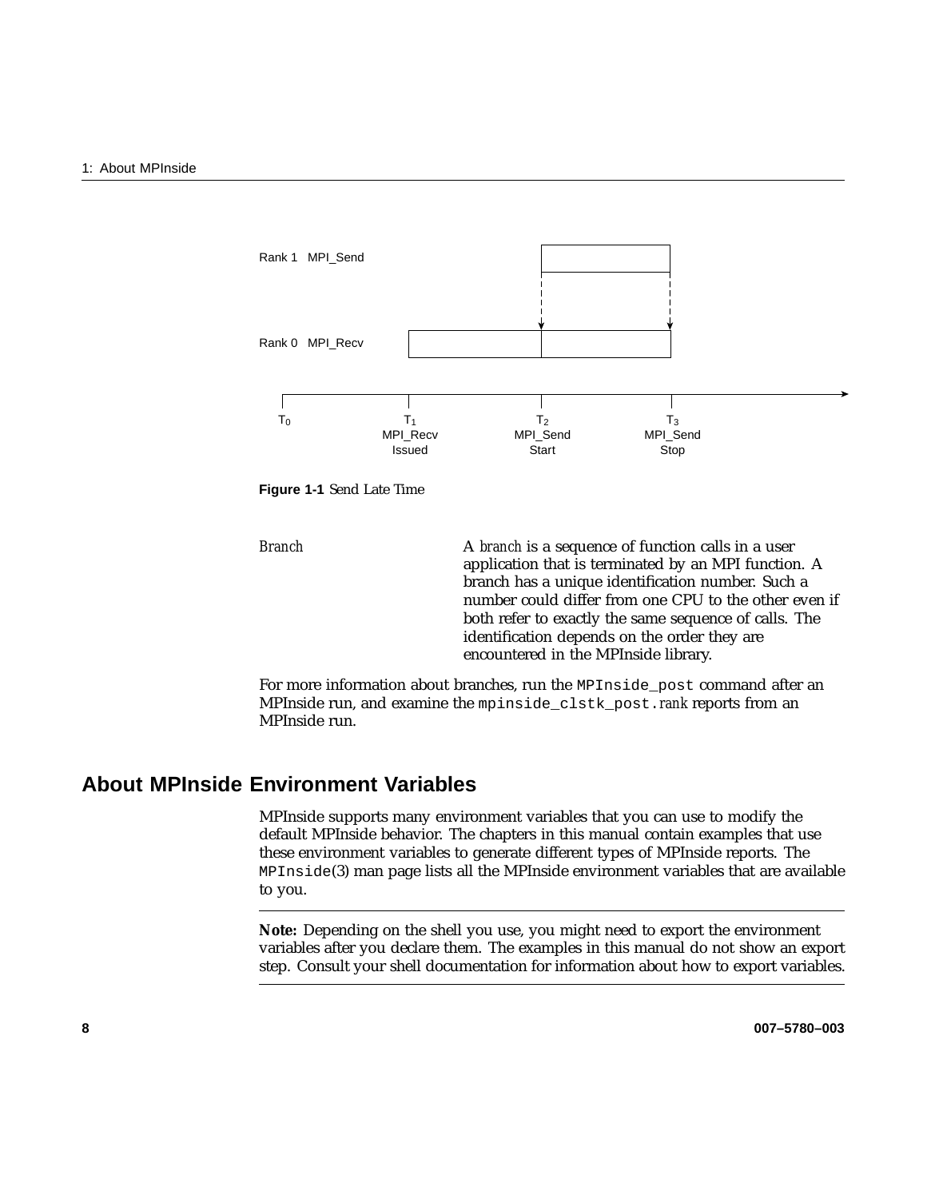Rank 1 MPI_Send

Rank 0 MPI_Recv

$T_0$ | $T_1$ MPI_Recv Issued | $T_2$ MPI_Send Start | $T_3$ MPI_Send Stop

**Figure 1-1** Send Late Time

*Branch* — A *branch* is a sequence of function calls in a user application that is terminated by an MPI function. A branch has a unique identification number. Such a number could differ from one CPU to the other even if both refer to exactly the same sequence of calls. The identification depends on the order they are encountered in the MPInside library.

For more information about branches, run the `MPInside_post` command after an MPInside run, and examine the `mpinside_clstk_post.`*rank* reports from an MPInside run.

## About MPInside Environment Variables

MPInside supports many environment variables that you can use to modify the default MPInside behavior. The chapters in this manual contain examples that use these environment variables to generate different types of MPInside reports. The `MPInside`(3) man page lists all the MPInside environment variables that are available to you.

---

**Note:** Depending on the shell you use, you might need to export the environment variables after you declare them. The examples in this manual do not show an export step. Consult your shell documentation for information about how to export variables.

---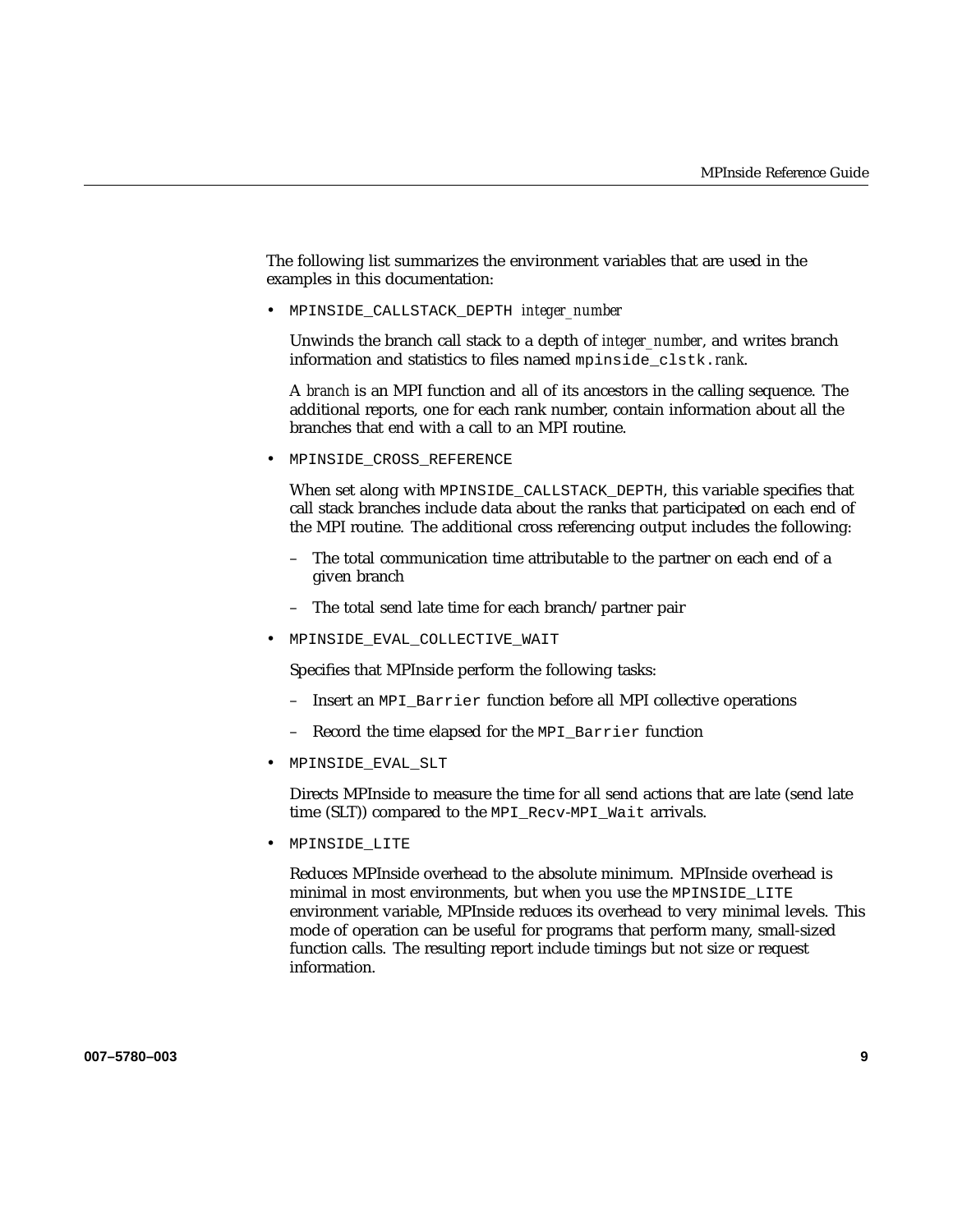The following list summarizes the environment variables that are used in the examples in this documentation:

- `MPINSIDE_CALLSTACK_DEPTH` *integer_number*

  Unwinds the branch call stack to a depth of *integer_number*, and writes branch information and statistics to files named `mpinside_clstk.`*rank*.

  A *branch* is an MPI function and all of its ancestors in the calling sequence. The additional reports, one for each rank number, contain information about all the branches that end with a call to an MPI routine.

- `MPINSIDE_CROSS_REFERENCE`

  When set along with `MPINSIDE_CALLSTACK_DEPTH`, this variable specifies that call stack branches include data about the ranks that participated on each end of the MPI routine. The additional cross referencing output includes the following:

  - The total communication time attributable to the partner on each end of a given branch
  - The total send late time for each branch/partner pair

- `MPINSIDE_EVAL_COLLECTIVE_WAIT`

  Specifies that MPInside perform the following tasks:

  - Insert an `MPI_Barrier` function before all MPI collective operations
  - Record the time elapsed for the `MPI_Barrier` function

- `MPINSIDE_EVAL_SLT`

  Directs MPInside to measure the time for all send actions that are late (send late time (SLT)) compared to the `MPI_Recv`-`MPI_Wait` arrivals.

- `MPINSIDE_LITE`

  Reduces MPInside overhead to the absolute minimum. MPInside overhead is minimal in most environments, but when you use the `MPINSIDE_LITE` environment variable, MPInside reduces its overhead to very minimal levels. This mode of operation can be useful for programs that perform many, small-sized function calls. The resulting report include timings but not size or request information.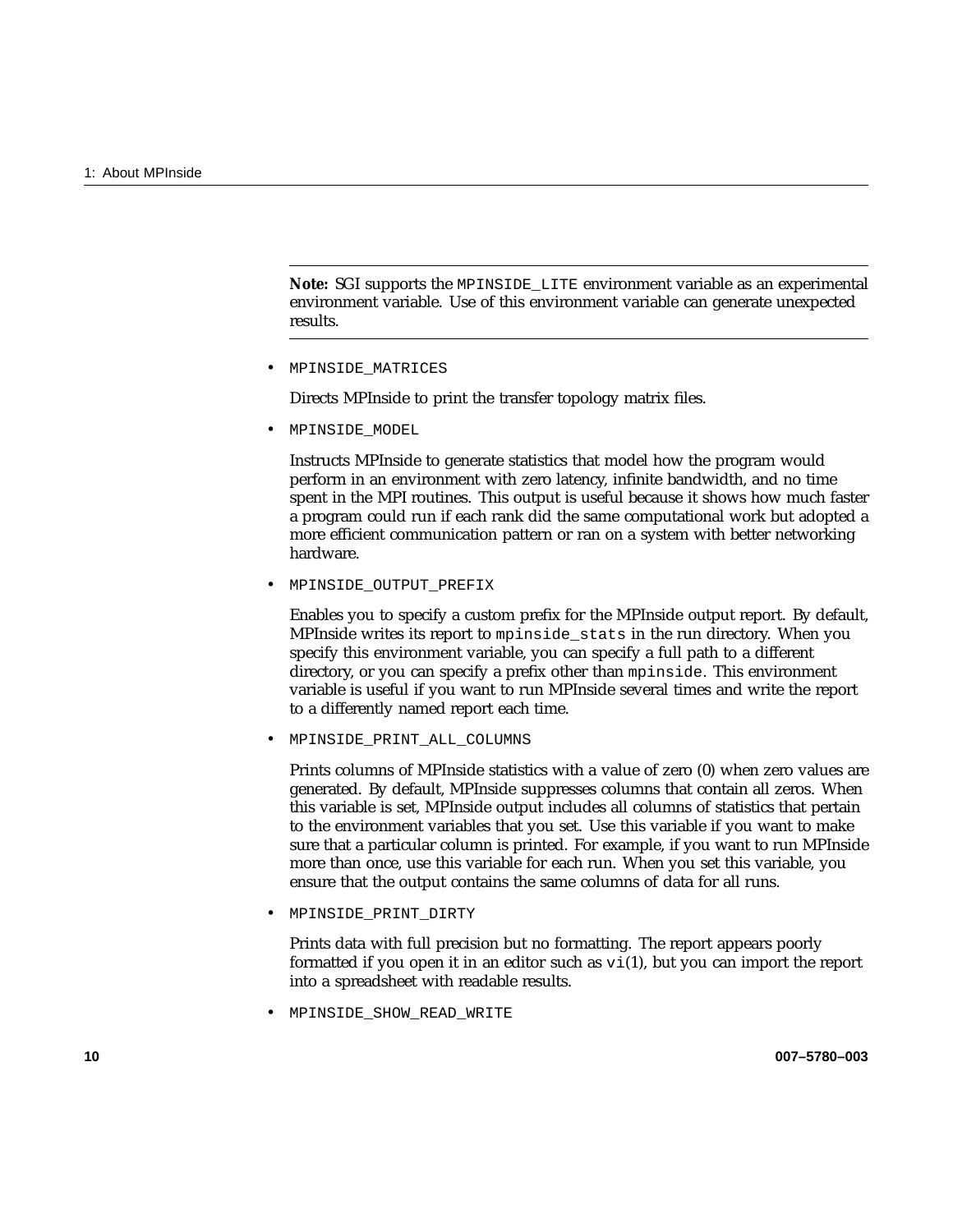---

**Note:** SGI supports the `MPINSIDE_LITE` environment variable as an experimental environment variable. Use of this environment variable can generate unexpected results.

---

- `MPINSIDE_MATRICES`

  Directs MPInside to print the transfer topology matrix files.

- `MPINSIDE_MODEL`

  Instructs MPInside to generate statistics that model how the program would perform in an environment with zero latency, infinite bandwidth, and no time spent in the MPI routines. This output is useful because it shows how much faster a program could run if each rank did the same computational work but adopted a more efficient communication pattern or ran on a system with better networking hardware.

- `MPINSIDE_OUTPUT_PREFIX`

  Enables you to specify a custom prefix for the MPInside output report. By default, MPInside writes its report to `mpinside_stats` in the run directory. When you specify this environment variable, you can specify a full path to a different directory, or you can specify a prefix other than `mpinside`. This environment variable is useful if you want to run MPInside several times and write the report to a differently named report each time.

- `MPINSIDE_PRINT_ALL_COLUMNS`

  Prints columns of MPInside statistics with a value of zero (0) when zero values are generated. By default, MPInside suppresses columns that contain all zeros. When this variable is set, MPInside output includes all columns of statistics that pertain to the environment variables that you set. Use this variable if you want to make sure that a particular column is printed. For example, if you want to run MPInside more than once, use this variable for each run. When you set this variable, you ensure that the output contains the same columns of data for all runs.

- `MPINSIDE_PRINT_DIRTY`

  Prints data with full precision but no formatting. The report appears poorly formatted if you open it in an editor such as `vi`(1), but you can import the report into a spreadsheet with readable results.

- `MPINSIDE_SHOW_READ_WRITE`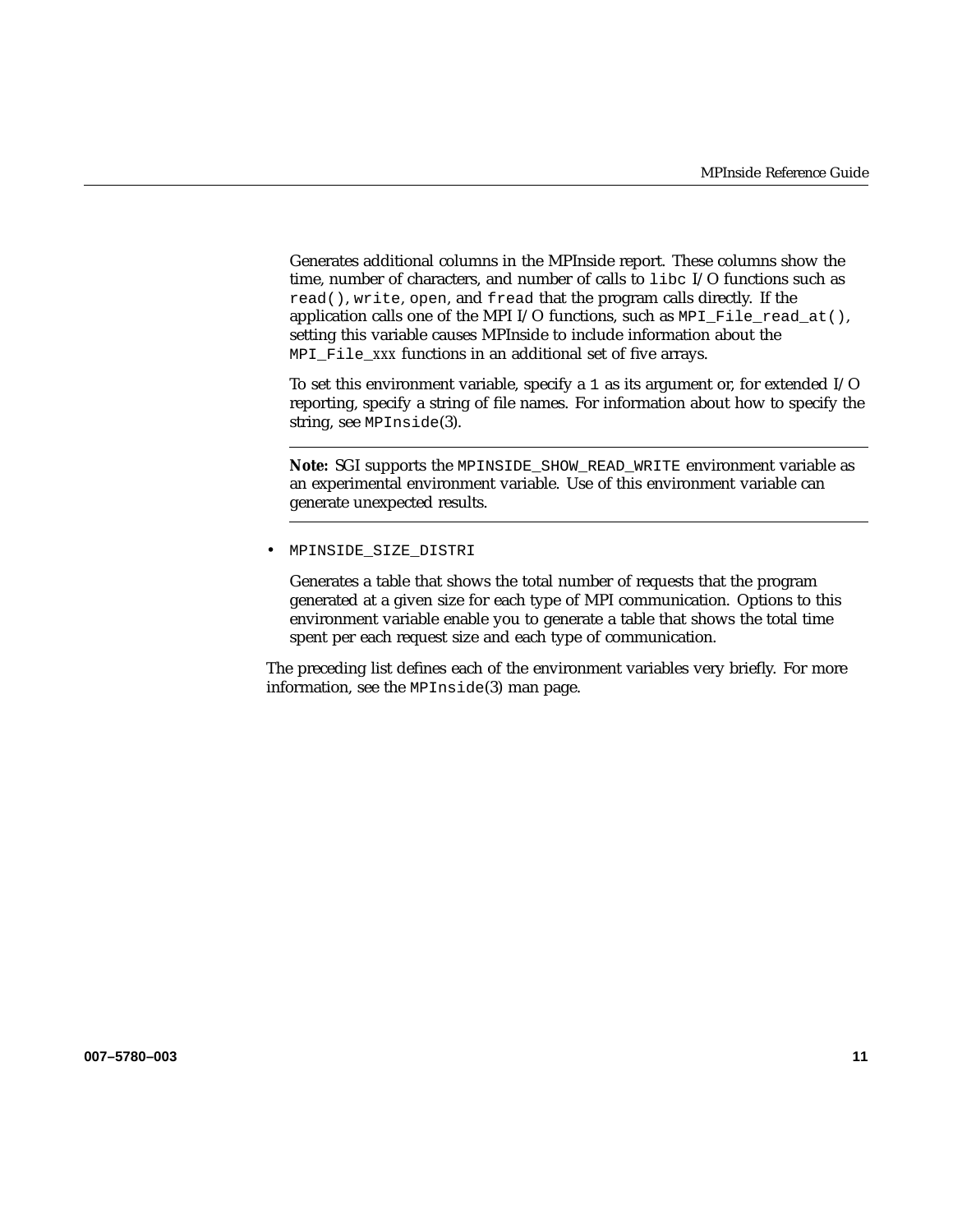Generates additional columns in the MPInside report. These columns show the time, number of characters, and number of calls to `libc` I/O functions such as `read()`, `write`, `open`, and `fread` that the program calls directly. If the application calls one of the MPI I/O functions, such as `MPI_File_read_at()`, setting this variable causes MPInside to include information about the `MPI_File_`*xxx* functions in an additional set of five arrays.

To set this environment variable, specify a `1` as its argument or, for extended I/O reporting, specify a string of file names. For information about how to specify the string, see `MPInside`(3).

---

**Note:** SGI supports the `MPINSIDE_SHOW_READ_WRITE` environment variable as an experimental environment variable. Use of this environment variable can generate unexpected results.

---

- `MPINSIDE_SIZE_DISTRI`

  Generates a table that shows the total number of requests that the program generated at a given size for each type of MPI communication. Options to this environment variable enable you to generate a table that shows the total time spent per each request size and each type of communication.

The preceding list defines each of the environment variables very briefly. For more information, see the `MPInside`(3) man page.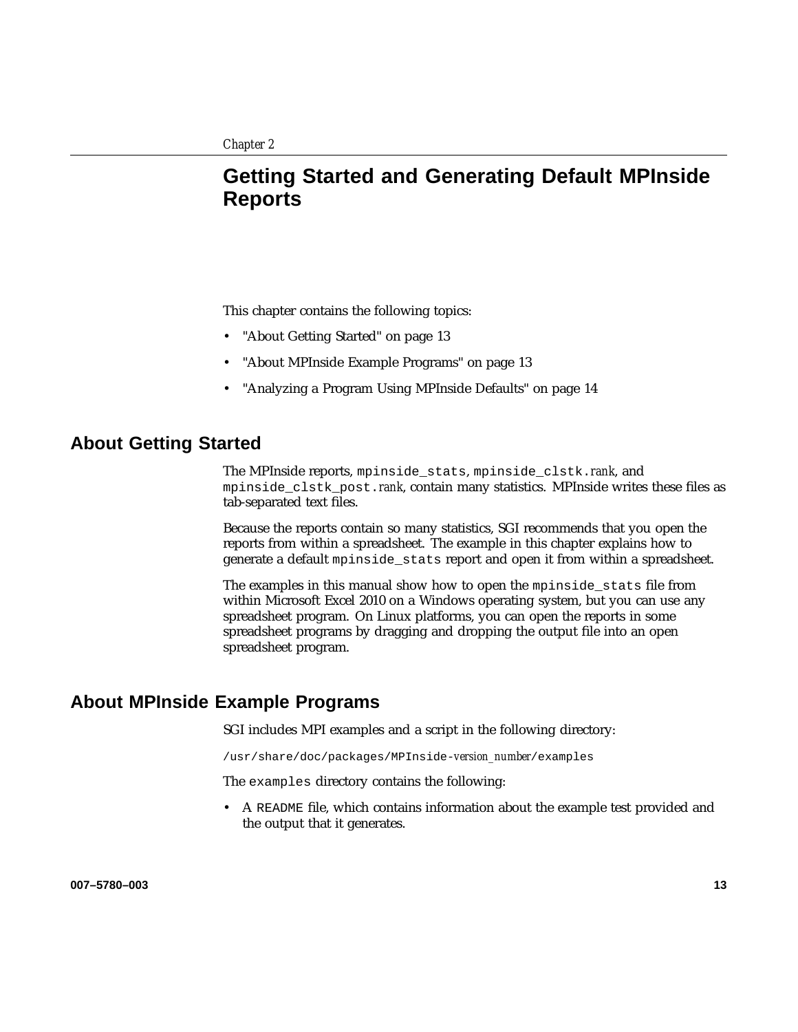Chapter 2

# Getting Started and Generating Default MPInside Reports

This chapter contains the following topics:

- "About Getting Started" on page 13
- "About MPInside Example Programs" on page 13
- "Analyzing a Program Using MPInside Defaults" on page 14

## About Getting Started

The MPInside reports, `mpinside_stats`, `mpinside_clstk.`*rank*, and `mpinside_clstk_post.`*rank*, contain many statistics. MPInside writes these files as tab-separated text files.

Because the reports contain so many statistics, SGI recommends that you open the reports from within a spreadsheet. The example in this chapter explains how to generate a default `mpinside_stats` report and open it from within a spreadsheet.

The examples in this manual show how to open the `mpinside_stats` file from within Microsoft Excel 2010 on a Windows operating system, but you can use any spreadsheet program. On Linux platforms, you can open the reports in some spreadsheet programs by dragging and dropping the output file into an open spreadsheet program.

## About MPInside Example Programs

SGI includes MPI examples and a script in the following directory:

`/usr/share/doc/packages/MPInside-`*version_number*`/examples`

The `examples` directory contains the following:

- A `README` file, which contains information about the example test provided and the output that it generates.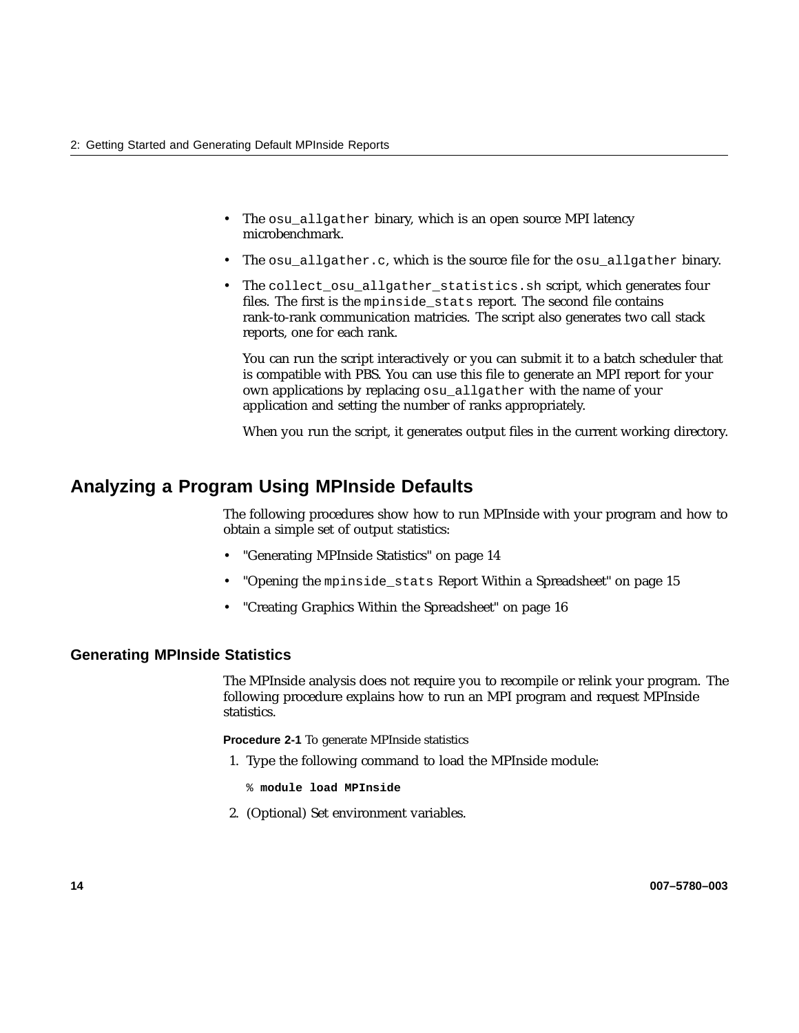- The `osu_allgather` binary, which is an open source MPI latency microbenchmark.
- The `osu_allgather.c`, which is the source file for the `osu_allgather` binary.
- The `collect_osu_allgather_statistics.sh` script, which generates four files. The first is the `mpinside_stats` report. The second file contains rank-to-rank communication matricies. The script also generates two call stack reports, one for each rank.

  You can run the script interactively or you can submit it to a batch scheduler that is compatible with PBS. You can use this file to generate an MPI report for your own applications by replacing `osu_allgather` with the name of your application and setting the number of ranks appropriately.

  When you run the script, it generates output files in the current working directory.

## Analyzing a Program Using MPInside Defaults

The following procedures show how to run MPInside with your program and how to obtain a simple set of output statistics:

- "Generating MPInside Statistics" on page 14
- "Opening the `mpinside_stats` Report Within a Spreadsheet" on page 15
- "Creating Graphics Within the Spreadsheet" on page 16

### Generating MPInside Statistics

The MPInside analysis does not require you to recompile or relink your program. The following procedure explains how to run an MPI program and request MPInside statistics.

**Procedure 2-1** To generate MPInside statistics

1. Type the following command to load the MPInside module:

   ```
   % module load MPInside
   ```

2. (Optional) Set environment variables.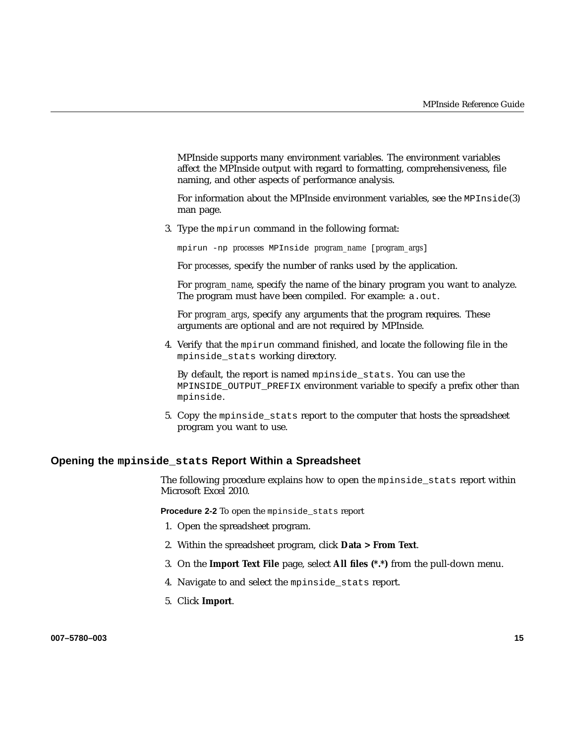MPInside supports many environment variables. The environment variables affect the MPInside output with regard to formatting, comprehensiveness, file naming, and other aspects of performance analysis.

For information about the MPInside environment variables, see the `MPInside`(3) man page.

3. Type the `mpirun` command in the following format:

   ```
   mpirun -np processes MPInside program_name [program_args]
   ```

   For *processes*, specify the number of ranks used by the application.

   For *program_name*, specify the name of the binary program you want to analyze. The program must have been compiled. For example: `a.out`.

   For *program_args*, specify any arguments that the program requires. These arguments are optional and are not required by MPInside.

4. Verify that the `mpirun` command finished, and locate the following file in the `mpinside_stats` working directory.

   By default, the report is named `mpinside_stats`. You can use the `MPINSIDE_OUTPUT_PREFIX` environment variable to specify a prefix other than `mpinside`.

5. Copy the `mpinside_stats` report to the computer that hosts the spreadsheet program you want to use.

## Opening the `mpinside_stats` Report Within a Spreadsheet

The following procedure explains how to open the `mpinside_stats` report within Microsoft Excel 2010.

**Procedure 2-2** To open the `mpinside_stats` report

1. Open the spreadsheet program.
2. Within the spreadsheet program, click **Data > From Text**.
3. On the **Import Text File** page, select **All files (*.*)** from the pull-down menu.
4. Navigate to and select the `mpinside_stats` report.
5. Click **Import**.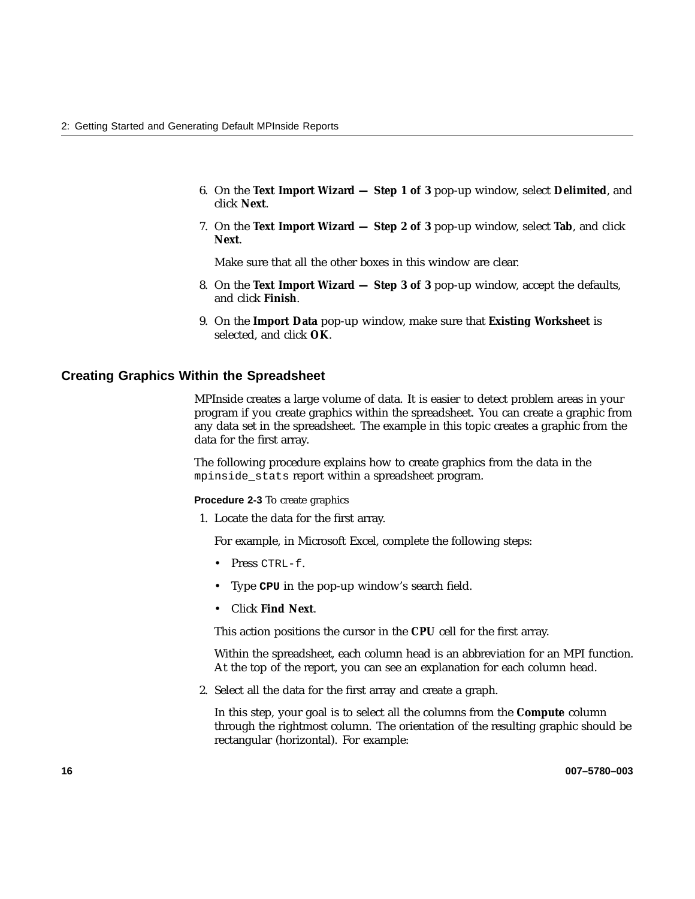6. On the **Text Import Wizard — Step 1 of 3** pop-up window, select **Delimited**, and click **Next**.

7. On the **Text Import Wizard — Step 2 of 3** pop-up window, select **Tab**, and click **Next**.

   Make sure that all the other boxes in this window are clear.

8. On the **Text Import Wizard — Step 3 of 3** pop-up window, accept the defaults, and click **Finish**.

9. On the **Import Data** pop-up window, make sure that **Existing Worksheet** is selected, and click **OK**.

## Creating Graphics Within the Spreadsheet

MPInside creates a large volume of data. It is easier to detect problem areas in your program if you create graphics within the spreadsheet. You can create a graphic from any data set in the spreadsheet. The example in this topic creates a graphic from the data for the first array.

The following procedure explains how to create graphics from the data in the `mpinside_stats` report within a spreadsheet program.

**Procedure 2-3** To create graphics

1. Locate the data for the first array.

   For example, in Microsoft Excel, complete the following steps:

   - Press `CTRL-f`.
   - Type **`CPU`** in the pop-up window's search field.
   - Click **Find Next**.

   This action positions the cursor in the **CPU** cell for the first array.

   Within the spreadsheet, each column head is an abbreviation for an MPI function. At the top of the report, you can see an explanation for each column head.

2. Select all the data for the first array and create a graph.

   In this step, your goal is to select all the columns from the **Compute** column through the rightmost column. The orientation of the resulting graphic should be rectangular (horizontal). For example: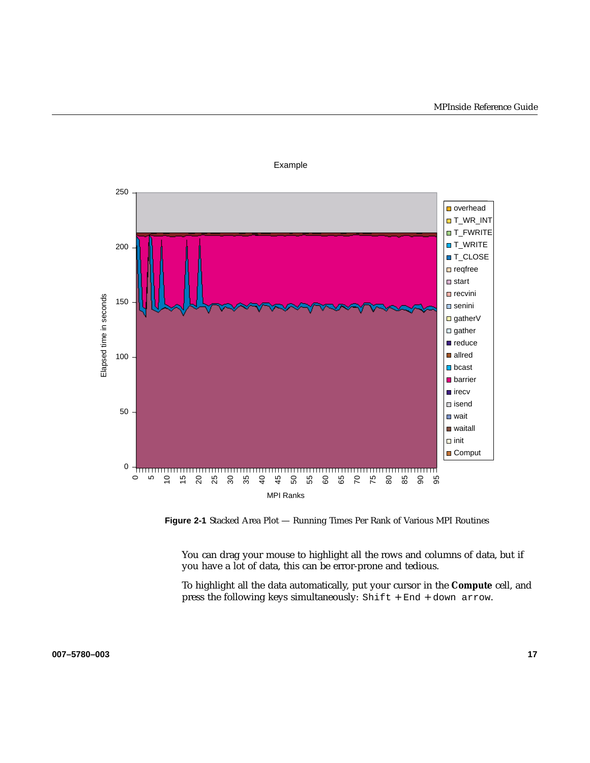**Figure 2-1** Stacked Area Plot — Running Times Per Rank of Various MPI Routines

You can drag your mouse to highlight all the rows and columns of data, but if you have a lot of data, this can be error-prone and tedious.

To highlight all the data automatically, put your cursor in the **Compute** cell, and press the following keys simultaneously: `Shift + End + down arrow`.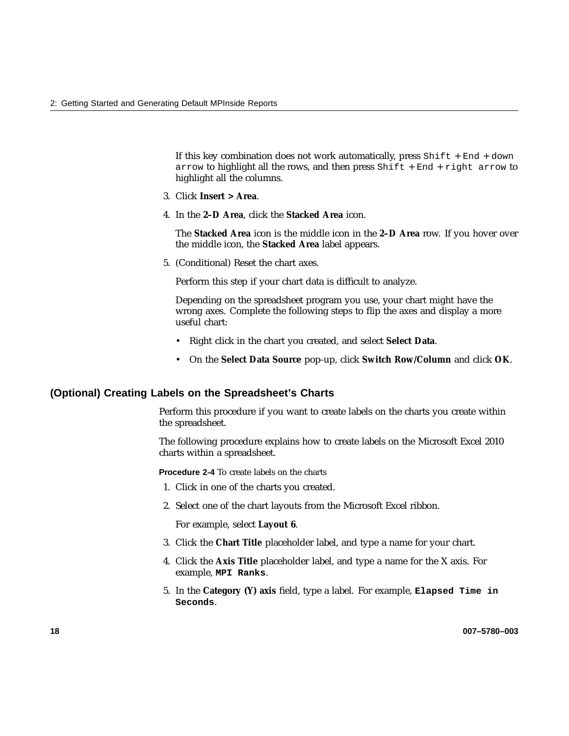If this key combination does not work automatically, press `Shift + End + down arrow` to highlight all the rows, and then press `Shift + End + right arrow` to highlight all the columns.

3. Click **Insert > Area**.

4. In the **2–D Area**, click the **Stacked Area** icon.

   The **Stacked Area** icon is the middle icon in the **2–D Area** row. If you hover over the middle icon, the **Stacked Area** label appears.

5. (Conditional) Reset the chart axes.

   Perform this step if your chart data is difficult to analyze.

   Depending on the spreadsheet program you use, your chart might have the wrong axes. Complete the following steps to flip the axes and display a more useful chart:

   - Right click in the chart you created, and select **Select Data**.
   - On the **Select Data Source** pop-up, click **Switch Row/Column** and click **OK**.

## (Optional) Creating Labels on the Spreadsheet's Charts

Perform this procedure if you want to create labels on the charts you create within the spreadsheet.

The following procedure explains how to create labels on the Microsoft Excel 2010 charts within a spreadsheet.

**Procedure 2-4** To create labels on the charts

1. Click in one of the charts you created.

2. Select one of the chart layouts from the Microsoft Excel ribbon.

   For example, select **Layout 6**.

3. Click the **Chart Title** placeholder label, and type a name for your chart.

4. Click the **Axis Title** placeholder label, and type a name for the X axis. For example, **`MPI Ranks`**.

5. In the **Category (Y) axis** field, type a label. For example, **`Elapsed Time in Seconds`**.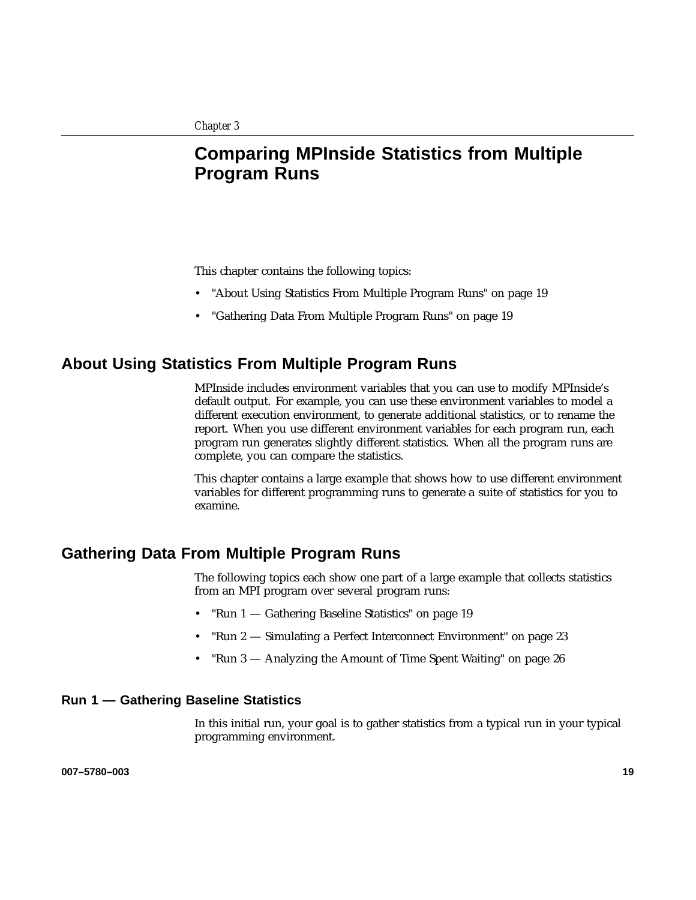*Chapter 3*

# Comparing MPInside Statistics from Multiple Program Runs

This chapter contains the following topics:

- "About Using Statistics From Multiple Program Runs" on page 19
- "Gathering Data From Multiple Program Runs" on page 19

## About Using Statistics From Multiple Program Runs

MPInside includes environment variables that you can use to modify MPInside's default output. For example, you can use these environment variables to model a different execution environment, to generate additional statistics, or to rename the report. When you use different environment variables for each program run, each program run generates slightly different statistics. When all the program runs are complete, you can compare the statistics.

This chapter contains a large example that shows how to use different environment variables for different programming runs to generate a suite of statistics for you to examine.

## Gathering Data From Multiple Program Runs

The following topics each show one part of a large example that collects statistics from an MPI program over several program runs:

- "Run 1 — Gathering Baseline Statistics" on page 19
- "Run 2 — Simulating a Perfect Interconnect Environment" on page 23
- "Run 3 — Analyzing the Amount of Time Spent Waiting" on page 26

### Run 1 — Gathering Baseline Statistics

In this initial run, your goal is to gather statistics from a typical run in your typical programming environment.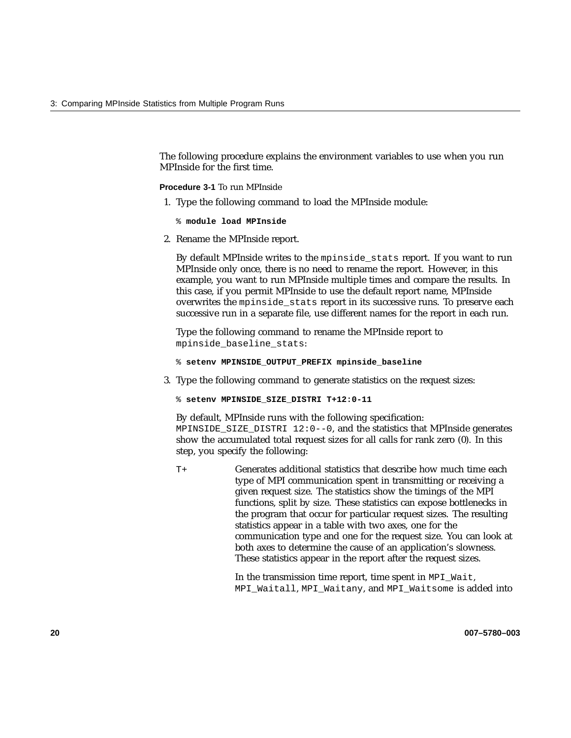The following procedure explains the environment variables to use when you run MPInside for the first time.

**Procedure 3-1** To run MPInside

1. Type the following command to load the MPInside module:

   ```
   % module load MPInside
   ```

2. Rename the MPInside report.

   By default MPInside writes to the `mpinside_stats` report. If you want to run MPInside only once, there is no need to rename the report. However, in this example, you want to run MPInside multiple times and compare the results. In this case, if you permit MPInside to use the default report name, MPInside overwrites the `mpinside_stats` report in its successive runs. To preserve each successive run in a separate file, use different names for the report in each run.

   Type the following command to rename the MPInside report to `mpinside_baseline_stats`:

   ```
   % setenv MPINSIDE_OUTPUT_PREFIX mpinside_baseline
   ```

3. Type the following command to generate statistics on the request sizes:

   ```
   % setenv MPINSIDE_SIZE_DISTRI T+12:0-11
   ```

   By default, MPInside runs with the following specification: `MPINSIDE_SIZE_DISTRI 12:0--0`, and the statistics that MPInside generates show the accumulated total request sizes for all calls for rank zero (0). In this step, you specify the following:

   `T+` Generates additional statistics that describe how much time each type of MPI communication spent in transmitting or receiving a given request size. The statistics show the timings of the MPI functions, split by size. These statistics can expose bottlenecks in the program that occur for particular request sizes. The resulting statistics appear in a table with two axes, one for the communication type and one for the request size. You can look at both axes to determine the cause of an application's slowness. These statistics appear in the report after the request sizes.

   In the transmission time report, time spent in `MPI_Wait`, `MPI_Waitall`, `MPI_Waitany`, and `MPI_Waitsome` is added into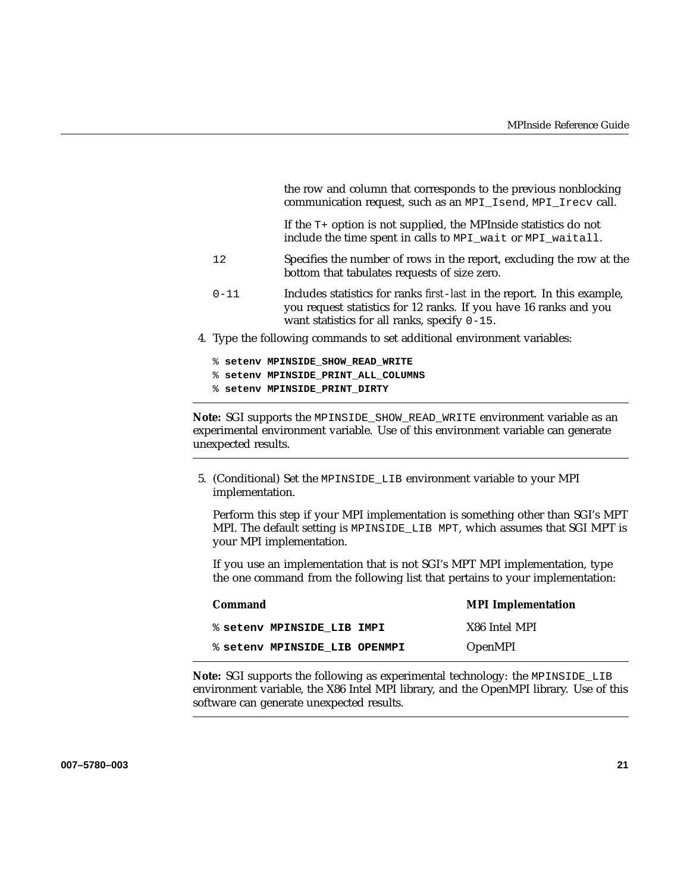the row and column that corresponds to the previous nonblocking communication request, such as an `MPI_Isend`, `MPI_Irecv` call.

If the `T+` option is not supplied, the MPInside statistics do not include the time spent in calls to `MPI_wait` or `MPI_waitall`.

`12` — Specifies the number of rows in the report, excluding the row at the bottom that tabulates requests of size zero.

`0-11` — Includes statistics for ranks *first-last* in the report. In this example, you request statistics for 12 ranks. If you have 16 ranks and you want statistics for all ranks, specify `0-15`.

4. Type the following commands to set additional environment variables:

```
% setenv MPINSIDE_SHOW_READ_WRITE
% setenv MPINSIDE_PRINT_ALL_COLUMNS
% setenv MPINSIDE_PRINT_DIRTY
```

---

**Note:** SGI supports the `MPINSIDE_SHOW_READ_WRITE` environment variable as an experimental environment variable. Use of this environment variable can generate unexpected results.

---

5. (Conditional) Set the `MPINSIDE_LIB` environment variable to your MPI implementation.

   Perform this step if your MPI implementation is something other than SGI's MPT MPI. The default setting is `MPINSIDE_LIB MPT`, which assumes that SGI MPT is your MPI implementation.

   If you use an implementation that is not SGI's MPT MPI implementation, type the one command from the following list that pertains to your implementation:

| Command | MPI Implementation |
|---|---|
| `% setenv MPINSIDE_LIB IMPI` | X86 Intel MPI |
| `% setenv MPINSIDE_LIB OPENMPI` | OpenMPI |

---

**Note:** SGI supports the following as experimental technology: the `MPINSIDE_LIB` environment variable, the X86 Intel MPI library, and the OpenMPI library. Use of this software can generate unexpected results.

---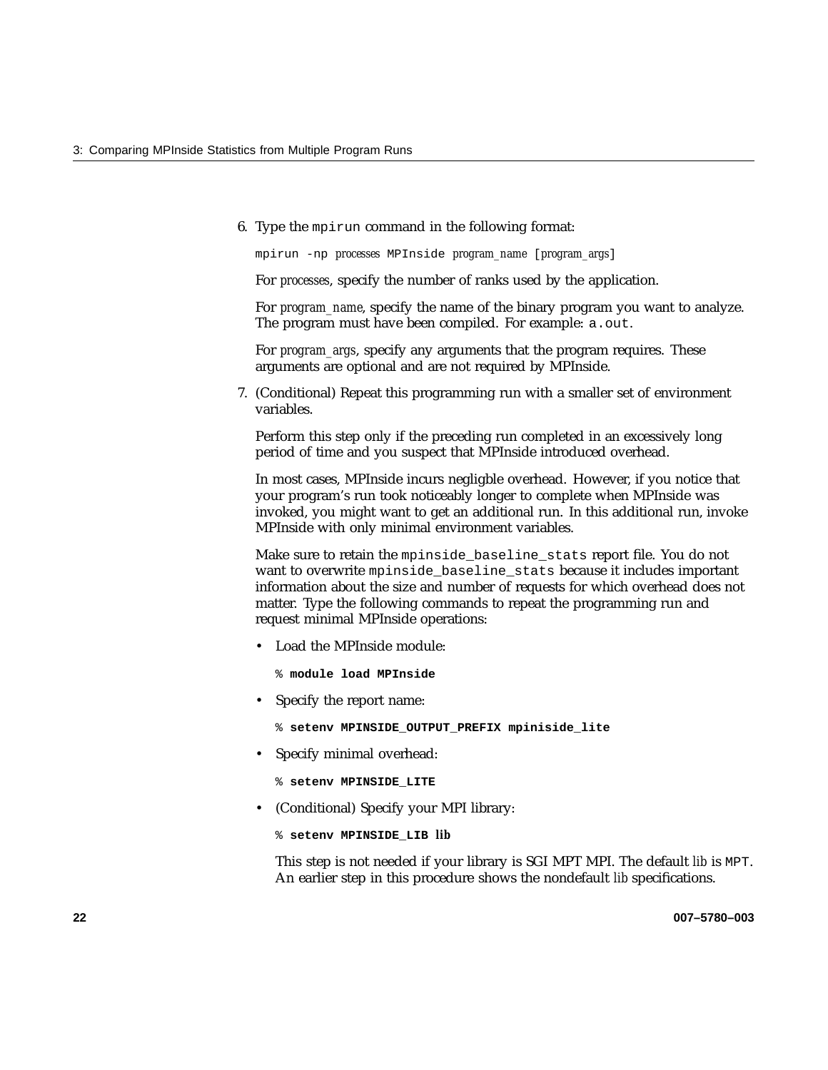6. Type the `mpirun` command in the following format:

   ```
   mpirun -np processes MPInside program_name [program_args]
   ```

   For *processes*, specify the number of ranks used by the application.

   For *program_name*, specify the name of the binary program you want to analyze. The program must have been compiled. For example: `a.out`.

   For *program_args*, specify any arguments that the program requires. These arguments are optional and are not required by MPInside.

7. (Conditional) Repeat this programming run with a smaller set of environment variables.

   Perform this step only if the preceding run completed in an excessively long period of time and you suspect that MPInside introduced overhead.

   In most cases, MPInside incurs negligible overhead. However, if you notice that your program's run took noticeably longer to complete when MPInside was invoked, you might want to get an additional run. In this additional run, invoke MPInside with only minimal environment variables.

   Make sure to retain the `mpinside_baseline_stats` report file. You do not want to overwrite `mpinside_baseline_stats` because it includes important information about the size and number of requests for which overhead does not matter. Type the following commands to repeat the programming run and request minimal MPInside operations:

   - Load the MPInside module:

     ```
     % module load MPInside
     ```

   - Specify the report name:

     ```
     % setenv MPINSIDE_OUTPUT_PREFIX mpiniside_lite
     ```

   - Specify minimal overhead:

     ```
     % setenv MPINSIDE_LITE
     ```

   - (Conditional) Specify your MPI library:

     ```
     % setenv MPINSIDE_LIB lib
     ```

     This step is not needed if your library is SGI MPT MPI. The default *lib* is `MPT`. An earlier step in this procedure shows the nondefault *lib* specifications.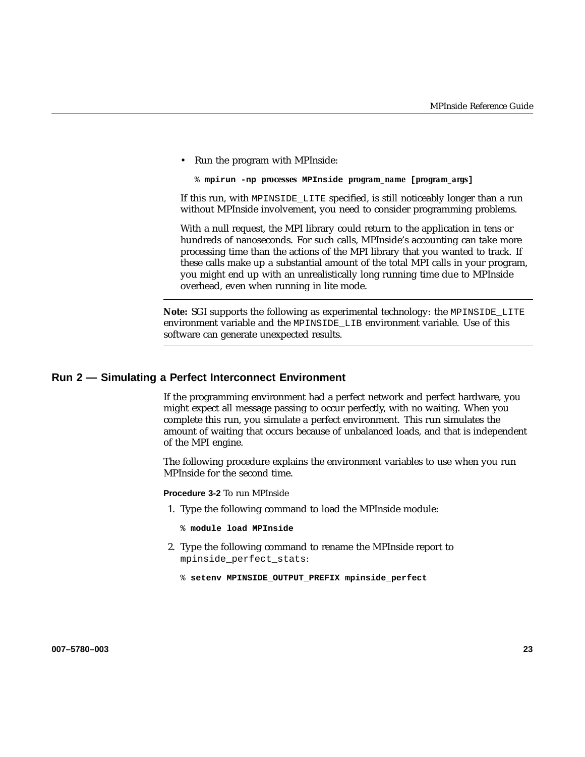- Run the program with MPInside:

```
% mpirun -np processes MPInside program_name [program_args]
```

If this run, with `MPINSIDE_LITE` specified, is still noticeably longer than a run without MPInside involvement, you need to consider programming problems.

With a null request, the MPI library could return to the application in tens or hundreds of nanoseconds. For such calls, MPInside's accounting can take more processing time than the actions of the MPI library that you wanted to track. If these calls make up a substantial amount of the total MPI calls in your program, you might end up with an unrealistically long running time due to MPInside overhead, even when running in lite mode.

---

**Note:** SGI supports the following as experimental technology: the `MPINSIDE_LITE` environment variable and the `MPINSIDE_LIB` environment variable. Use of this software can generate unexpected results.

---

## Run 2 — Simulating a Perfect Interconnect Environment

If the programming environment had a perfect network and perfect hardware, you might expect all message passing to occur perfectly, with no waiting. When you complete this run, you simulate a perfect environment. This run simulates the amount of waiting that occurs because of unbalanced loads, and that is independent of the MPI engine.

The following procedure explains the environment variables to use when you run MPInside for the second time.

**Procedure 3-2** To run MPInside

1. Type the following command to load the MPInside module:

```
% module load MPInside
```

2. Type the following command to rename the MPInside report to `mpinside_perfect_stats`:

```
% setenv MPINSIDE_OUTPUT_PREFIX mpinside_perfect
```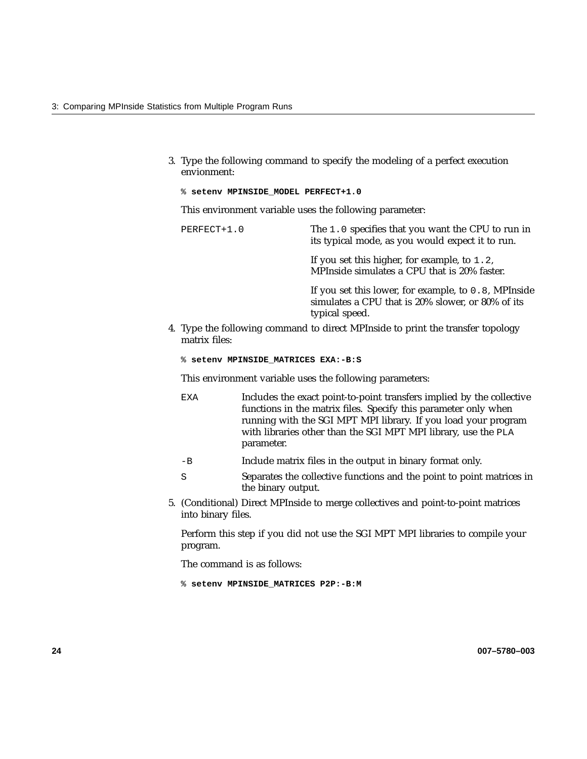3. Type the following command to specify the modeling of a perfect execution envionment:

   ```
   % setenv MPINSIDE_MODEL PERFECT+1.0
   ```

   This environment variable uses the following parameter:

   `PERFECT+1.0` — The `1.0` specifies that you want the CPU to run in its typical mode, as you would expect it to run.

   If you set this higher, for example, to `1.2`, MPInside simulates a CPU that is 20% faster.

   If you set this lower, for example, to `0.8`, MPInside simulates a CPU that is 20% slower, or 80% of its typical speed.

4. Type the following command to direct MPInside to print the transfer topology matrix files:

   ```
   % setenv MPINSIDE_MATRICES EXA:-B:S
   ```

   This environment variable uses the following parameters:

   `EXA` — Includes the exact point-to-point transfers implied by the collective functions in the matrix files. Specify this parameter only when running with the SGI MPT MPI library. If you load your program with libraries other than the SGI MPT MPI library, use the `PLA` parameter.

   `-B` — Include matrix files in the output in binary format only.

   `S` — Separates the collective functions and the point to point matrices in the binary output.

5. (Conditional) Direct MPInside to merge collectives and point-to-point matrices into binary files.

   Perform this step if you did not use the SGI MPT MPI libraries to compile your program.

   The command is as follows:

   ```
   % setenv MPINSIDE_MATRICES P2P:-B:M
   ```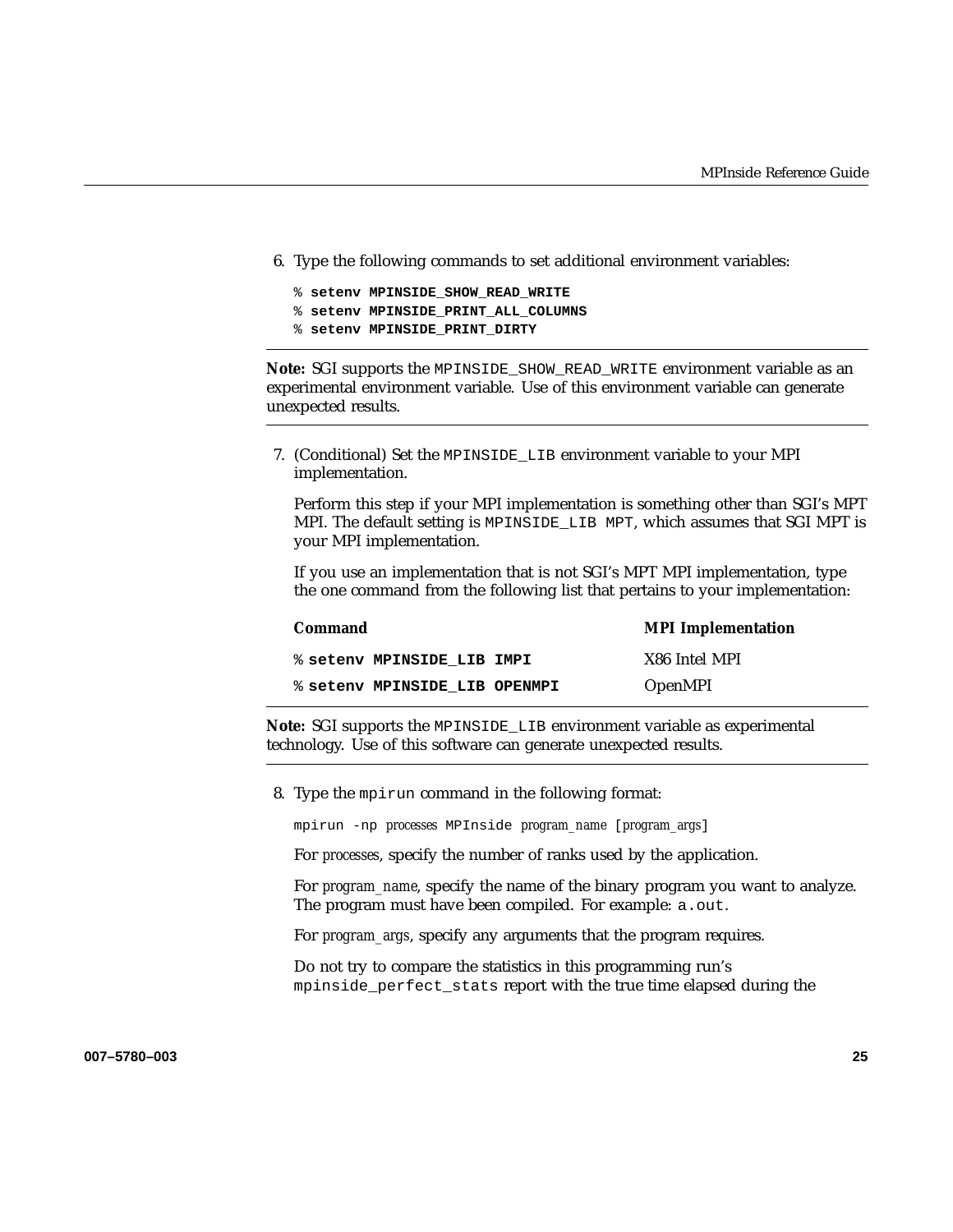6. Type the following commands to set additional environment variables:

```
% setenv MPINSIDE_SHOW_READ_WRITE
% setenv MPINSIDE_PRINT_ALL_COLUMNS
% setenv MPINSIDE_PRINT_DIRTY
```

---

**Note:** SGI supports the `MPINSIDE_SHOW_READ_WRITE` environment variable as an experimental environment variable. Use of this environment variable can generate unexpected results.

---

7. (Conditional) Set the `MPINSIDE_LIB` environment variable to your MPI implementation.

   Perform this step if your MPI implementation is something other than SGI's MPT MPI. The default setting is `MPINSIDE_LIB MPT`, which assumes that SGI MPT is your MPI implementation.

   If you use an implementation that is not SGI's MPT MPI implementation, type the one command from the following list that pertains to your implementation:

| Command | MPI Implementation |
| --- | --- |
| `% setenv MPINSIDE_LIB IMPI` | X86 Intel MPI |
| `% setenv MPINSIDE_LIB OPENMPI` | OpenMPI |

---

**Note:** SGI supports the `MPINSIDE_LIB` environment variable as experimental technology. Use of this software can generate unexpected results.

---

8. Type the `mpirun` command in the following format:

   `mpirun -np` *processes* `MPInside` *program_name* [*program_args*]

   For *processes*, specify the number of ranks used by the application.

   For *program_name*, specify the name of the binary program you want to analyze. The program must have been compiled. For example: `a.out`.

   For *program_args*, specify any arguments that the program requires.

   Do not try to compare the statistics in this programming run's `mpinside_perfect_stats` report with the true time elapsed during the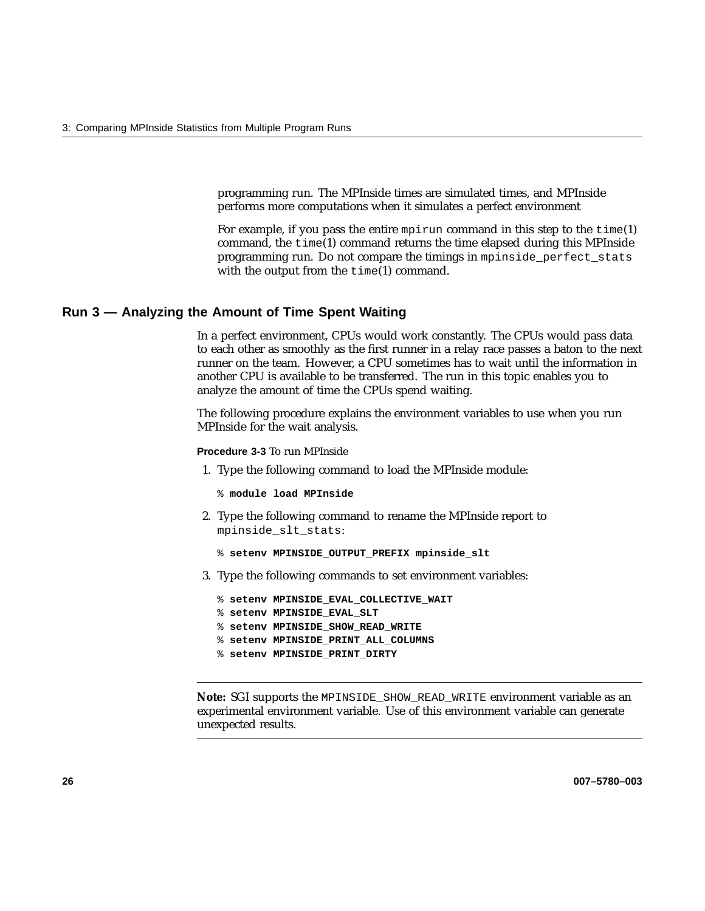programming run. The MPInside times are simulated times, and MPInside performs more computations when it simulates a perfect environment

For example, if you pass the entire `mpirun` command in this step to the `time`(1) command, the `time`(1) command returns the time elapsed during this MPInside programming run. Do not compare the timings in `mpinside_perfect_stats` with the output from the `time`(1) command.

## Run 3 — Analyzing the Amount of Time Spent Waiting

In a perfect environment, CPUs would work constantly. The CPUs would pass data to each other as smoothly as the first runner in a relay race passes a baton to the next runner on the team. However, a CPU sometimes has to wait until the information in another CPU is available to be transferred. The run in this topic enables you to analyze the amount of time the CPUs spend waiting.

The following procedure explains the environment variables to use when you run MPInside for the wait analysis.

**Procedure 3-3** To run MPInside

1. Type the following command to load the MPInside module:

```
% module load MPInside
```

2. Type the following command to rename the MPInside report to `mpinside_slt_stats`:

```
% setenv MPINSIDE_OUTPUT_PREFIX mpinside_slt
```

3. Type the following commands to set environment variables:

```
% setenv MPINSIDE_EVAL_COLLECTIVE_WAIT
% setenv MPINSIDE_EVAL_SLT
% setenv MPINSIDE_SHOW_READ_WRITE
% setenv MPINSIDE_PRINT_ALL_COLUMNS
% setenv MPINSIDE_PRINT_DIRTY
```

---

**Note:** SGI supports the `MPINSIDE_SHOW_READ_WRITE` environment variable as an experimental environment variable. Use of this environment variable can generate unexpected results.

---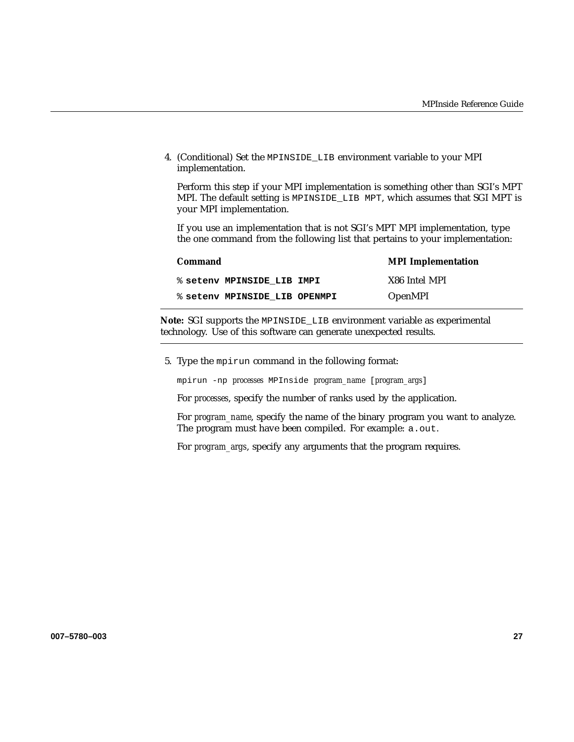4. (Conditional) Set the `MPINSIDE_LIB` environment variable to your MPI implementation.

   Perform this step if your MPI implementation is something other than SGI's MPT MPI. The default setting is `MPINSIDE_LIB MPT`, which assumes that SGI MPT is your MPI implementation.

   If you use an implementation that is not SGI's MPT MPI implementation, type the one command from the following list that pertains to your implementation:

   | **Command** | **MPI Implementation** |
   | --- | --- |
   | `%` **`setenv MPINSIDE_LIB IMPI`** | X86 Intel MPI |
   | `%` **`setenv MPINSIDE_LIB OPENMPI`** | OpenMPI |

---

**Note:** SGI supports the `MPINSIDE_LIB` environment variable as experimental technology. Use of this software can generate unexpected results.

---

5. Type the `mpirun` command in the following format:

   `mpirun -np` *processes* `MPInside` *program_name* [*program_args*]

   For *processes*, specify the number of ranks used by the application.

   For *program_name*, specify the name of the binary program you want to analyze. The program must have been compiled. For example: `a.out`.

   For *program_args*, specify any arguments that the program requires.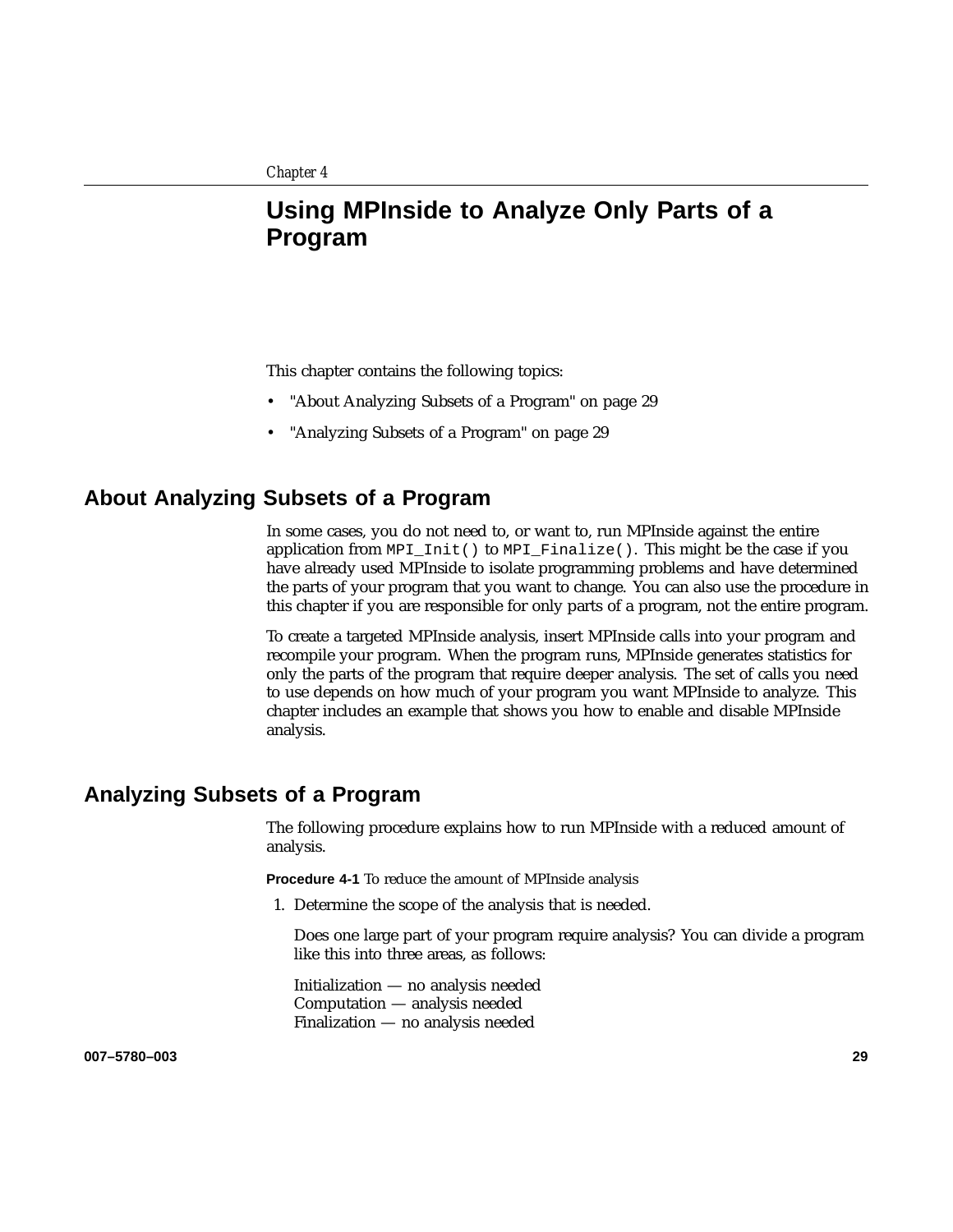Chapter 4

# Using MPInside to Analyze Only Parts of a Program

This chapter contains the following topics:

- "About Analyzing Subsets of a Program" on page 29
- "Analyzing Subsets of a Program" on page 29

## About Analyzing Subsets of a Program

In some cases, you do not need to, or want to, run MPInside against the entire application from `MPI_Init()` to `MPI_Finalize()`. This might be the case if you have already used MPInside to isolate programming problems and have determined the parts of your program that you want to change. You can also use the procedure in this chapter if you are responsible for only parts of a program, not the entire program.

To create a targeted MPInside analysis, insert MPInside calls into your program and recompile your program. When the program runs, MPInside generates statistics for only the parts of the program that require deeper analysis. The set of calls you need to use depends on how much of your program you want MPInside to analyze. This chapter includes an example that shows you how to enable and disable MPInside analysis.

## Analyzing Subsets of a Program

The following procedure explains how to run MPInside with a reduced amount of analysis.

**Procedure 4-1** To reduce the amount of MPInside analysis

1. Determine the scope of the analysis that is needed.

   Does one large part of your program require analysis? You can divide a program like this into three areas, as follows:

   Initialization — no analysis needed
   Computation — analysis needed
   Finalization — no analysis needed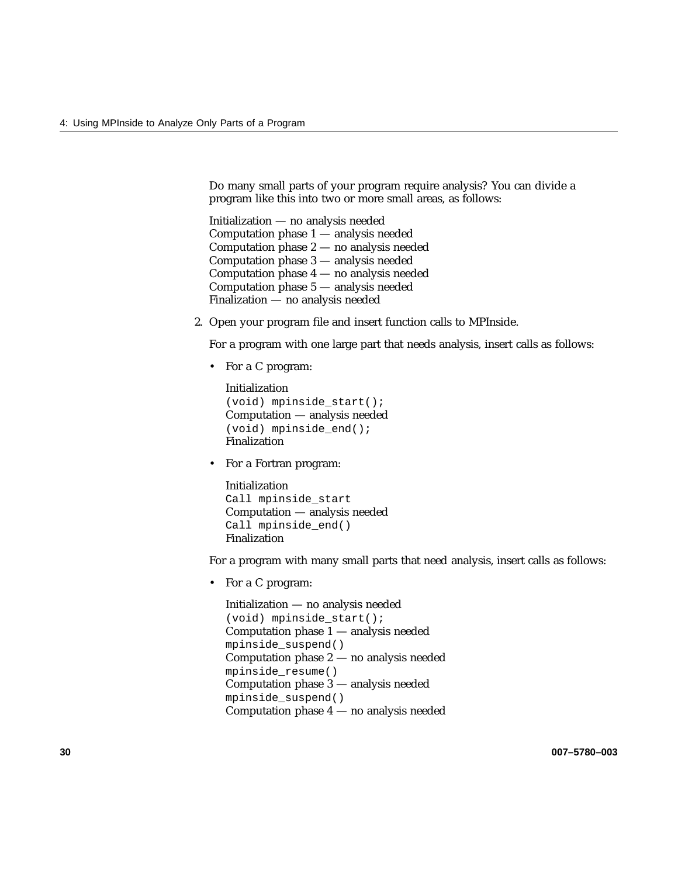Do many small parts of your program require analysis? You can divide a program like this into two or more small areas, as follows:

Initialization — no analysis needed
Computation phase 1 — analysis needed
Computation phase 2 — no analysis needed
Computation phase 3 — analysis needed
Computation phase 4 — no analysis needed
Computation phase 5 — analysis needed
Finalization — no analysis needed

2. Open your program file and insert function calls to MPInside.

   For a program with one large part that needs analysis, insert calls as follows:

   - For a C program:

     Initialization
     `(void) mpinside_start();`
     Computation — analysis needed
     `(void) mpinside_end();`
     Finalization

   - For a Fortran program:

     Initialization
     `Call mpinside_start`
     Computation — analysis needed
     `Call mpinside_end()`
     Finalization

   For a program with many small parts that need analysis, insert calls as follows:

   - For a C program:

     Initialization — no analysis needed
     `(void) mpinside_start();`
     Computation phase 1 — analysis needed
     `mpinside_suspend()`
     Computation phase 2 — no analysis needed
     `mpinside_resume()`
     Computation phase 3 — analysis needed
     `mpinside_suspend()`
     Computation phase 4 — no analysis needed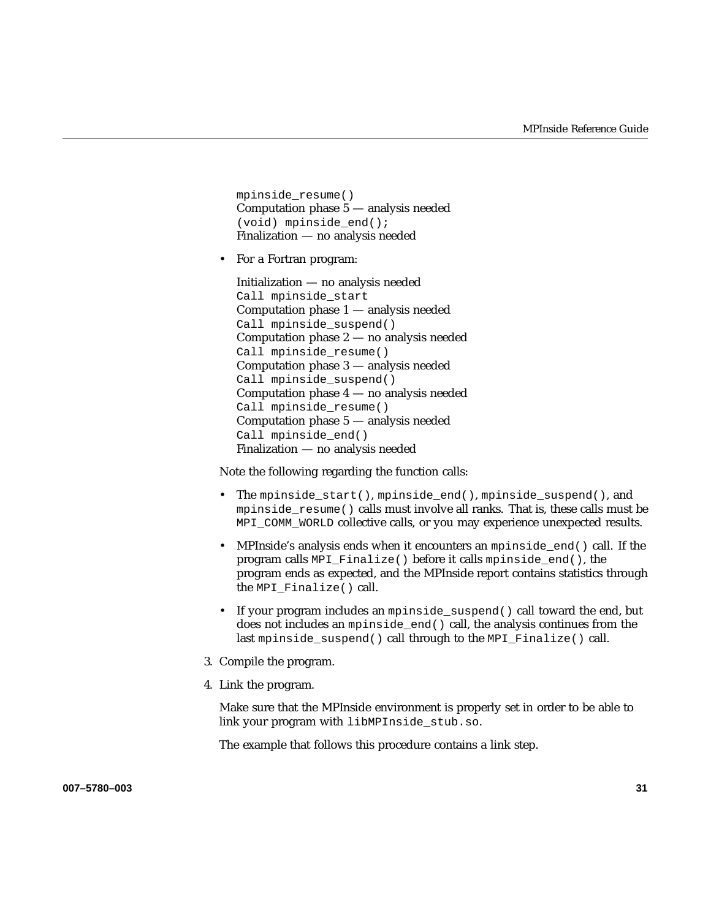mpinside_resume()
Computation phase 5 — analysis needed
(void) mpinside_end();
Finalization — no analysis needed

- For a Fortran program:

  Initialization — no analysis needed
  Call mpinside_start
  Computation phase 1 — analysis needed
  Call mpinside_suspend()
  Computation phase 2 — no analysis needed
  Call mpinside_resume()
  Computation phase 3 — analysis needed
  Call mpinside_suspend()
  Computation phase 4 — no analysis needed
  Call mpinside_resume()
  Computation phase 5 — analysis needed
  Call mpinside_end()
  Finalization — no analysis needed

Note the following regarding the function calls:

- The `mpinside_start()`, `mpinside_end()`, `mpinside_suspend()`, and `mpinside_resume()` calls must involve all ranks. That is, these calls must be `MPI_COMM_WORLD` collective calls, or you may experience unexpected results.
- MPInside's analysis ends when it encounters an `mpinside_end()` call. If the program calls `MPI_Finalize()` before it calls `mpinside_end()`, the program ends as expected, and the MPInside report contains statistics through the `MPI_Finalize()` call.
- If your program includes an `mpinside_suspend()` call toward the end, but does not includes an `mpinside_end()` call, the analysis continues from the last `mpinside_suspend()` call through to the `MPI_Finalize()` call.

3. Compile the program.
4. Link the program.

   Make sure that the MPInside environment is properly set in order to be able to link your program with `libMPInside_stub.so`.

   The example that follows this procedure contains a link step.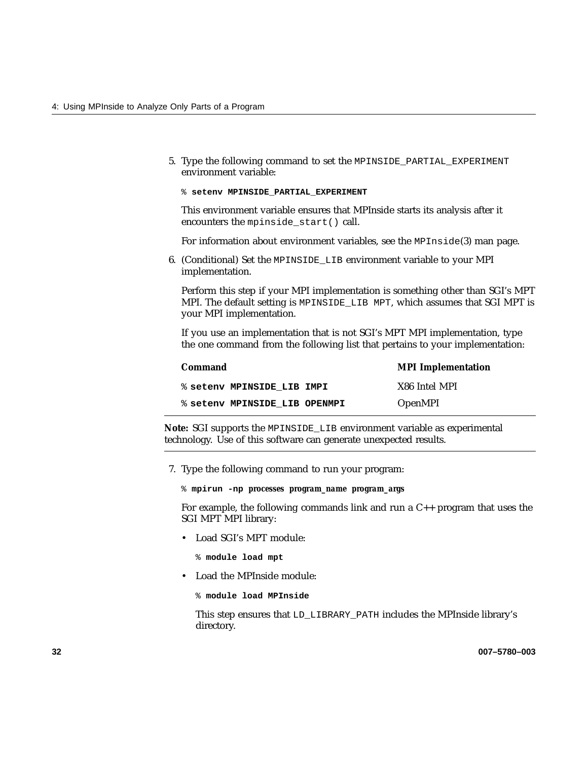5. Type the following command to set the `MPINSIDE_PARTIAL_EXPERIMENT` environment variable:

   ```
   % setenv MPINSIDE_PARTIAL_EXPERIMENT
   ```

   This environment variable ensures that MPInside starts its analysis after it encounters the `mpinside_start()` call.

   For information about environment variables, see the `MPInside`(3) man page.

6. (Conditional) Set the `MPINSIDE_LIB` environment variable to your MPI implementation.

   Perform this step if your MPI implementation is something other than SGI's MPT MPI. The default setting is `MPINSIDE_LIB MPT`, which assumes that SGI MPT is your MPI implementation.

   If you use an implementation that is not SGI's MPT MPI implementation, type the one command from the following list that pertains to your implementation:

   | Command | MPI Implementation |
   | --- | --- |
   | `% setenv MPINSIDE_LIB IMPI` | X86 Intel MPI |
   | `% setenv MPINSIDE_LIB OPENMPI` | OpenMPI |

**Note:** SGI supports the `MPINSIDE_LIB` environment variable as experimental technology. Use of this software can generate unexpected results.

7. Type the following command to run your program:

   ```
   % mpirun -np processes program_name program_args
   ```

   For example, the following commands link and run a C++ program that uses the SGI MPT MPI library:

   - Load SGI's MPT module:

     ```
     % module load mpt
     ```

   - Load the MPInside module:

     ```
     % module load MPInside
     ```

     This step ensures that `LD_LIBRARY_PATH` includes the MPInside library's directory.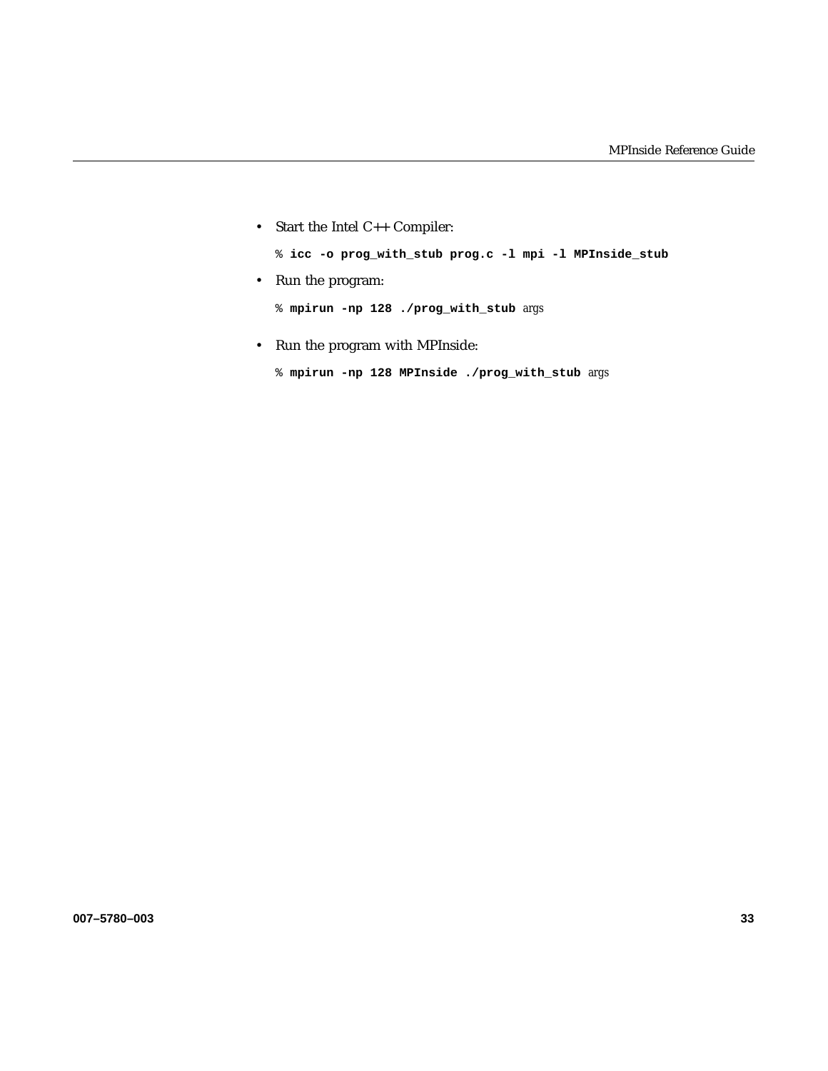- Start the Intel C++ Compiler:

  ```
  % icc -o prog_with_stub prog.c -l mpi -l MPInside_stub
  ```

- Run the program:

  ```
  % mpirun -np 128 ./prog_with_stub args
  ```

- Run the program with MPInside:

  ```
  % mpirun -np 128 MPInside ./prog_with_stub args
  ```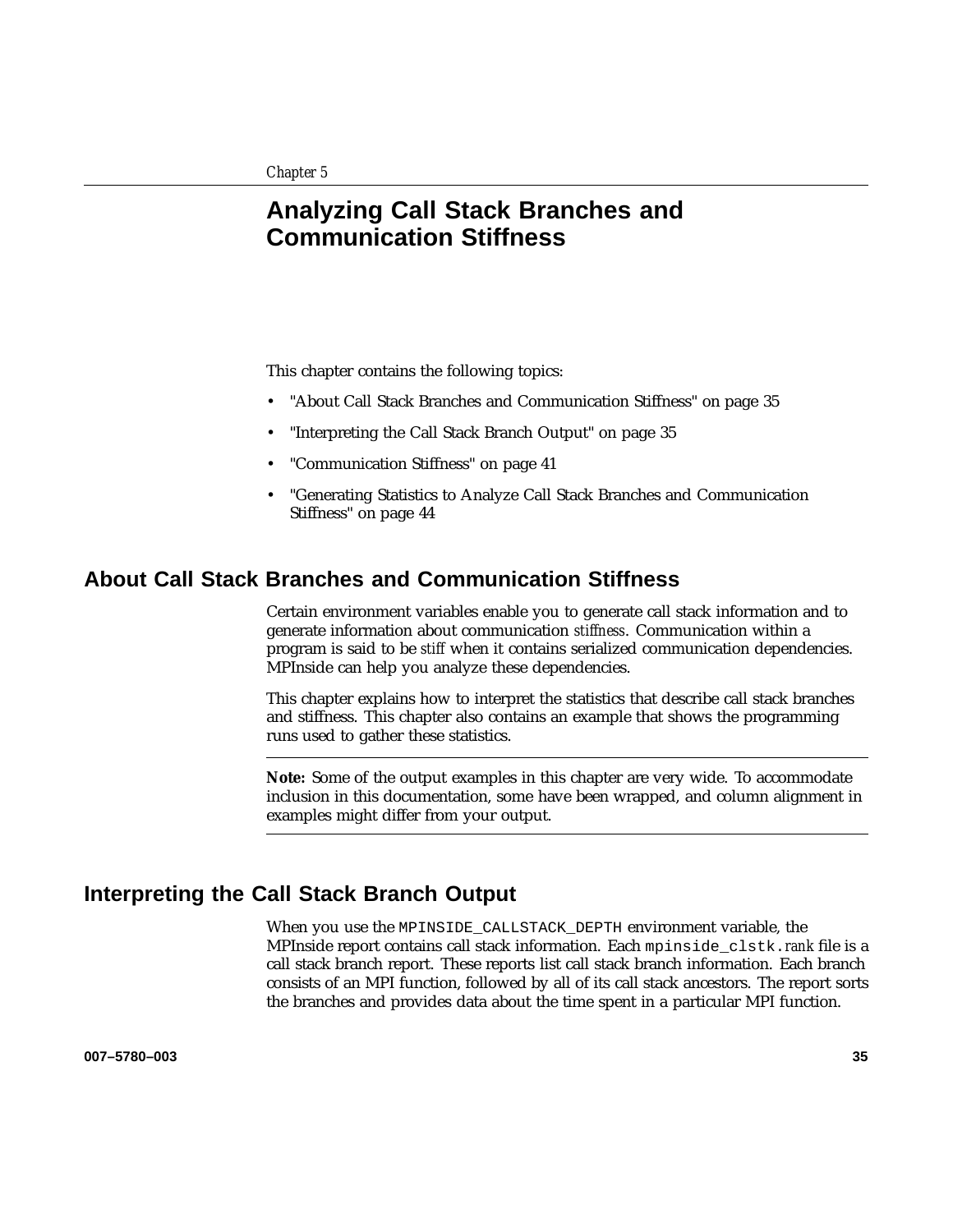*Chapter 5*

# Analyzing Call Stack Branches and Communication Stiffness

This chapter contains the following topics:

- "About Call Stack Branches and Communication Stiffness" on page 35
- "Interpreting the Call Stack Branch Output" on page 35
- "Communication Stiffness" on page 41
- "Generating Statistics to Analyze Call Stack Branches and Communication Stiffness" on page 44

## About Call Stack Branches and Communication Stiffness

Certain environment variables enable you to generate call stack information and to generate information about communication *stiffness*. Communication within a program is said to be *stiff* when it contains serialized communication dependencies. MPInside can help you analyze these dependencies.

This chapter explains how to interpret the statistics that describe call stack branches and stiffness. This chapter also contains an example that shows the programming runs used to gather these statistics.

---

**Note:** Some of the output examples in this chapter are very wide. To accommodate inclusion in this documentation, some have been wrapped, and column alignment in examples might differ from your output.

---

## Interpreting the Call Stack Branch Output

When you use the `MPINSIDE_CALLSTACK_DEPTH` environment variable, the MPInside report contains call stack information. Each `mpinside_clstk.`*rank* file is a call stack branch report. These reports list call stack branch information. Each branch consists of an MPI function, followed by all of its call stack ancestors. The report sorts the branches and provides data about the time spent in a particular MPI function.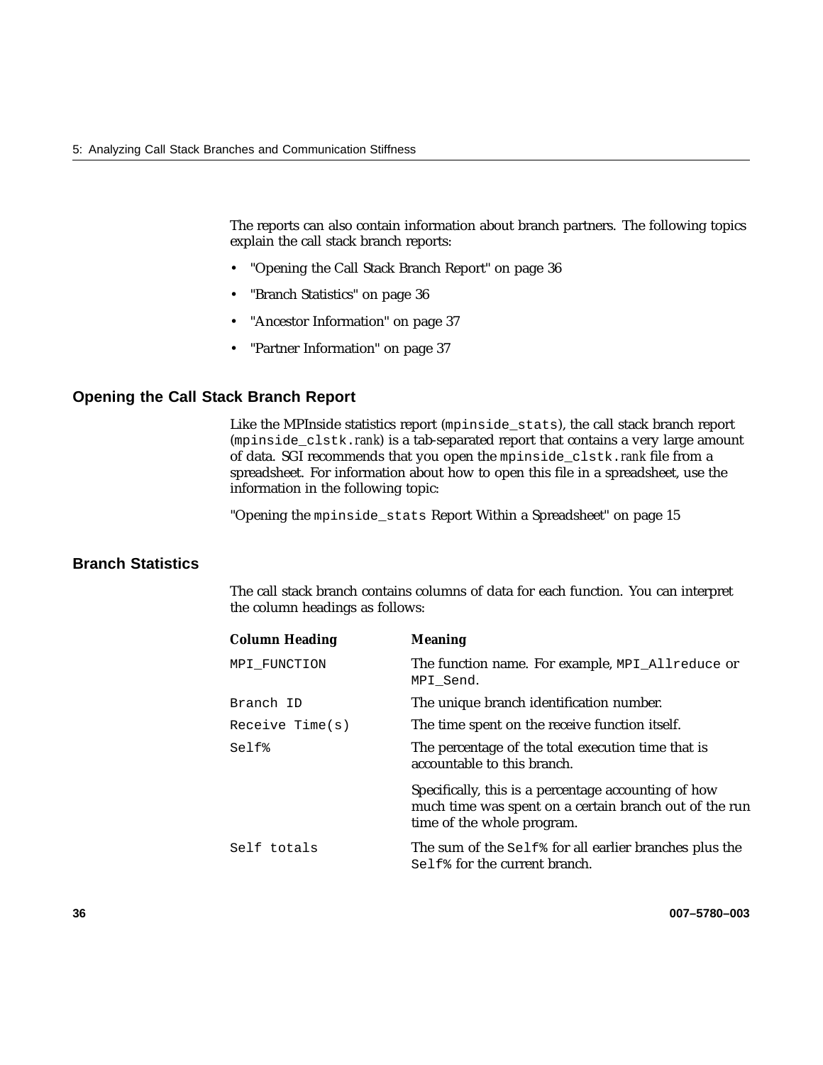The reports can also contain information about branch partners. The following topics explain the call stack branch reports:

- "Opening the Call Stack Branch Report" on page 36
- "Branch Statistics" on page 36
- "Ancestor Information" on page 37
- "Partner Information" on page 37

## Opening the Call Stack Branch Report

Like the MPInside statistics report (`mpinside_stats`), the call stack branch report (`mpinside_clstk.`*rank*) is a tab-separated report that contains a very large amount of data. SGI recommends that you open the `mpinside_clstk.`*rank* file from a spreadsheet. For information about how to open this file in a spreadsheet, use the information in the following topic:

"Opening the `mpinside_stats` Report Within a Spreadsheet" on page 15

## Branch Statistics

The call stack branch contains columns of data for each function. You can interpret the column headings as follows:

| Column Heading | Meaning |
| --- | --- |
| `MPI_FUNCTION` | The function name. For example, `MPI_Allreduce` or `MPI_Send`. |
| `Branch ID` | The unique branch identification number. |
| `Receive Time(s)` | The time spent on the receive function itself. |
| `Self%` | The percentage of the total execution time that is accountable to this branch.<br><br>Specifically, this is a percentage accounting of how much time was spent on a certain branch out of the run time of the whole program. |
| `Self totals` | The sum of the `Self%` for all earlier branches plus the `Self%` for the current branch. |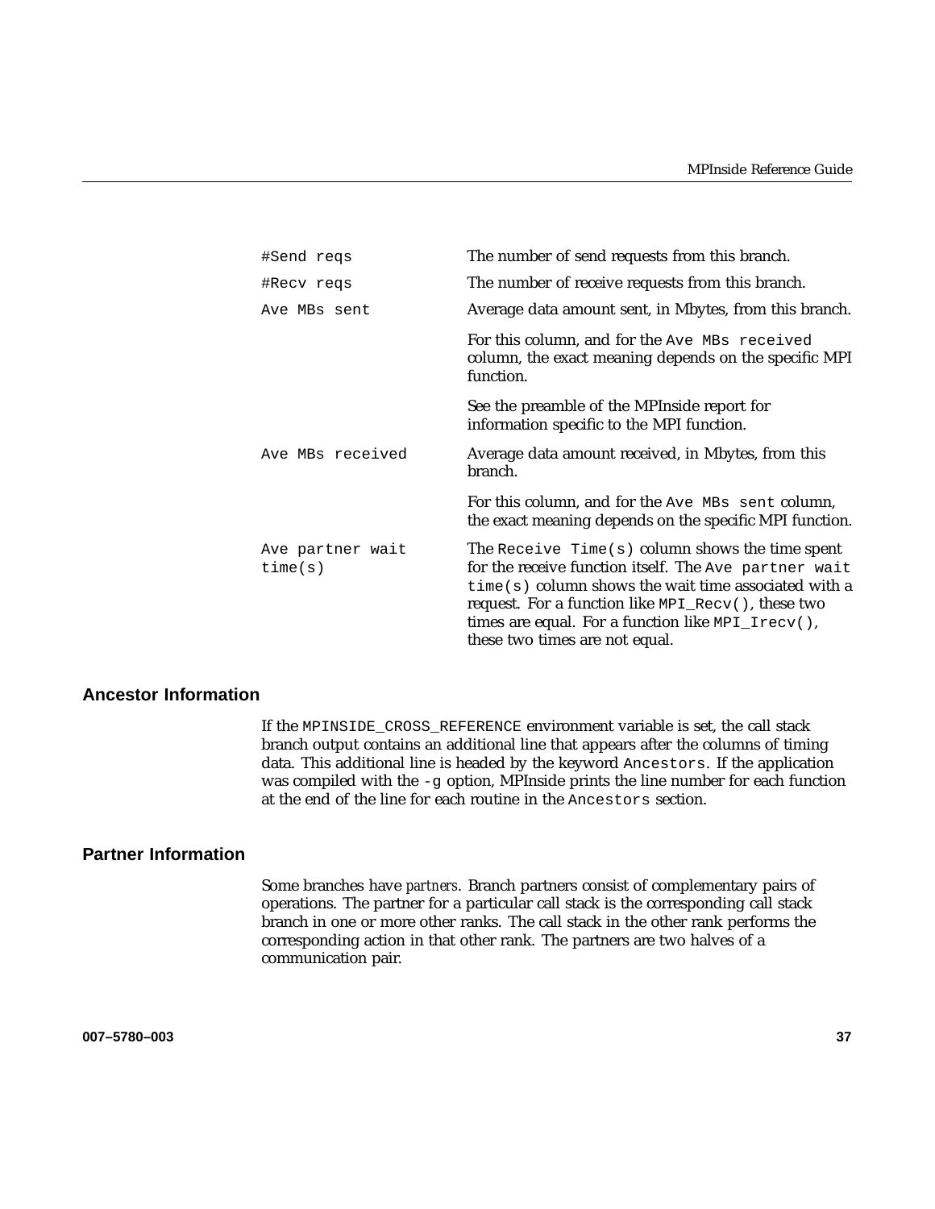| | |
|---|---|
| `#Send reqs` | The number of send requests from this branch. |
| `#Recv reqs` | The number of receive requests from this branch. |
| `Ave MBs sent` | Average data amount sent, in Mbytes, from this branch.<br><br>For this column, and for the `Ave MBs received` column, the exact meaning depends on the specific MPI function.<br><br>See the preamble of the MPInside report for information specific to the MPI function. |
| `Ave MBs received` | Average data amount received, in Mbytes, from this branch.<br><br>For this column, and for the `Ave MBs sent` column, the exact meaning depends on the specific MPI function. |
| `Ave partner wait time(s)` | The `Receive Time(s)` column shows the time spent for the receive function itself. The `Ave partner wait time(s)` column shows the wait time associated with a request. For a function like `MPI_Recv()`, these two times are equal. For a function like `MPI_Irecv()`, these two times are not equal. |

## Ancestor Information

If the `MPINSIDE_CROSS_REFERENCE` environment variable is set, the call stack branch output contains an additional line that appears after the columns of timing data. This additional line is headed by the keyword `Ancestors`. If the application was compiled with the `-g` option, MPInside prints the line number for each function at the end of the line for each routine in the `Ancestors` section.

## Partner Information

Some branches have *partners*. Branch partners consist of complementary pairs of operations. The partner for a particular call stack is the corresponding call stack branch in one or more other ranks. The call stack in the other rank performs the corresponding action in that other rank. The partners are two halves of a communication pair.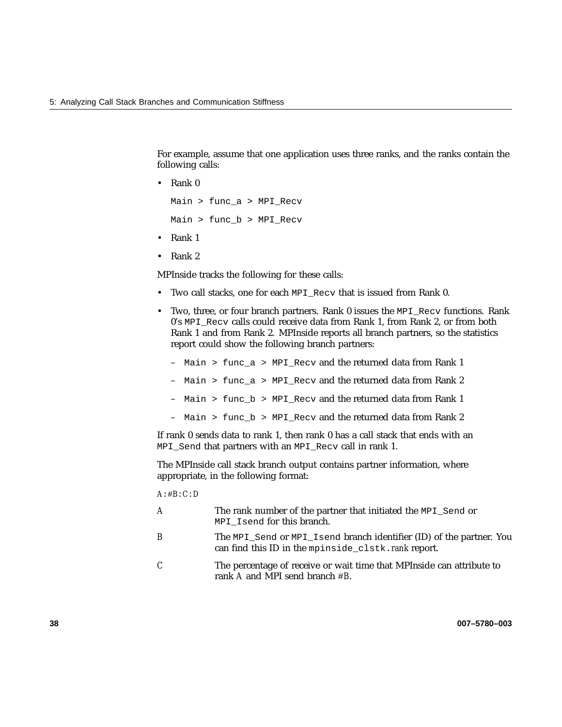For example, assume that one application uses three ranks, and the ranks contain the following calls:

- Rank 0

  `Main > func_a > MPI_Recv`

  `Main > func_b > MPI_Recv`

- Rank 1
- Rank 2

MPInside tracks the following for these calls:

- Two call stacks, one for each `MPI_Recv` that is issued from Rank 0.
- Two, three, or four branch partners. Rank 0 issues the `MPI_Recv` functions. Rank 0's `MPI_Recv` calls could receive data from Rank 1, from Rank 2, or from both Rank 1 and from Rank 2. MPInside reports all branch partners, so the statistics report could show the following branch partners:
  - `Main > func_a > MPI_Recv` and the returned data from Rank 1
  - `Main > func_a > MPI_Recv` and the returned data from Rank 2
  - `Main > func_b > MPI_Recv` and the returned data from Rank 1
  - `Main > func_b > MPI_Recv` and the returned data from Rank 2

If rank 0 sends data to rank 1, then rank 0 has a call stack that ends with an `MPI_Send` that partners with an `MPI_Recv` call in rank 1.

The MPInside call stack branch output contains partner information, where appropriate, in the following format:

*A*:#*B*:*C*:*D*

*A* — The rank number of the partner that initiated the `MPI_Send` or `MPI_Isend` for this branch.

*B* — The `MPI_Send` or `MPI_Isend` branch identifier (ID) of the partner. You can find this ID in the `mpinside_clstk.`*rank* report.

*C* — The percentage of receive or wait time that MPInside can attribute to rank *A* and MPI send branch #*B*.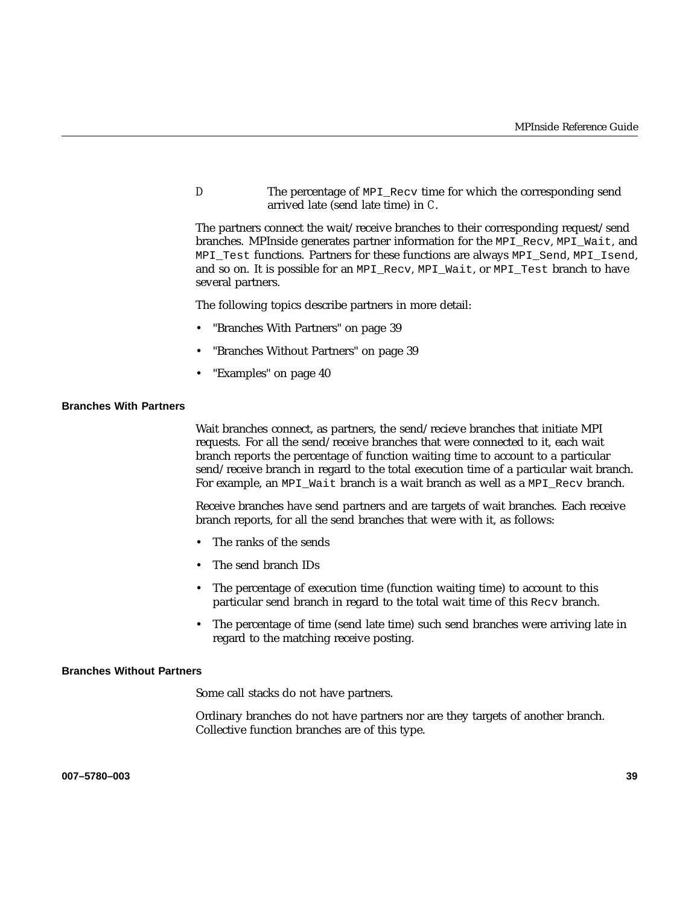D The percentage of `MPI_Recv` time for which the corresponding send arrived late (send late time) in `C`.

The partners connect the wait/receive branches to their corresponding request/send branches. MPInside generates partner information for the `MPI_Recv`, `MPI_Wait`, and `MPI_Test` functions. Partners for these functions are always `MPI_Send`, `MPI_Isend`, and so on. It is possible for an `MPI_Recv`, `MPI_Wait`, or `MPI_Test` branch to have several partners.

The following topics describe partners in more detail:

- "Branches With Partners" on page 39
- "Branches Without Partners" on page 39
- "Examples" on page 40

#### Branches With Partners

Wait branches connect, as partners, the send/recieve branches that initiate MPI requests. For all the send/receive branches that were connected to it, each wait branch reports the percentage of function waiting time to account to a particular send/receive branch in regard to the total execution time of a particular wait branch. For example, an `MPI_Wait` branch is a wait branch as well as a `MPI_Recv` branch.

Receive branches have send partners and are targets of wait branches. Each receive branch reports, for all the send branches that were with it, as follows:

- The ranks of the sends
- The send branch IDs
- The percentage of execution time (function waiting time) to account to this particular send branch in regard to the total wait time of this `Recv` branch.
- The percentage of time (send late time) such send branches were arriving late in regard to the matching receive posting.

#### Branches Without Partners

Some call stacks do not have partners.

Ordinary branches do not have partners nor are they targets of another branch. Collective function branches are of this type.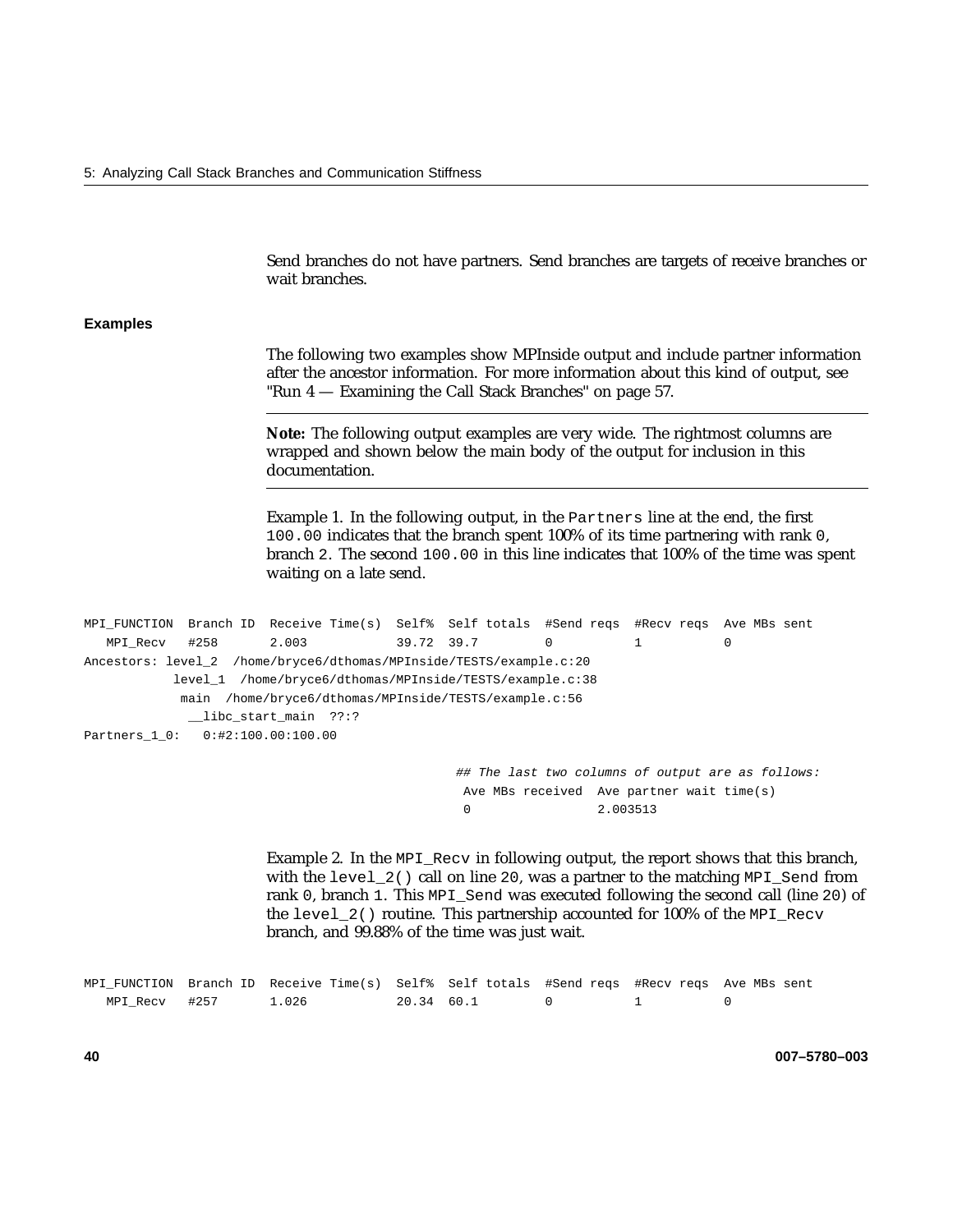Send branches do not have partners. Send branches are targets of receive branches or wait branches.

### Examples

The following two examples show MPInside output and include partner information after the ancestor information. For more information about this kind of output, see "Run 4 — Examining the Call Stack Branches" on page 57.

---

**Note:** The following output examples are very wide. The rightmost columns are wrapped and shown below the main body of the output for inclusion in this documentation.

---

Example 1. In the following output, in the `Partners` line at the end, the first `100.00` indicates that the branch spent 100% of its time partnering with rank `0`, branch `2`. The second `100.00` in this line indicates that 100% of the time was spent waiting on a late send.

```
MPI_FUNCTION  Branch ID  Receive Time(s)  Self%  Self totals  #Send reqs  #Recv reqs  Ave MBs sent
   MPI_Recv   #258       2.003            39.72  39.7         0           1           0
Ancestors: level_2  /home/bryce6/dthomas/MPInside/TESTS/example.c:20
            level_1  /home/bryce6/dthomas/MPInside/TESTS/example.c:38
             main  /home/bryce6/dthomas/MPInside/TESTS/example.c:56
              __libc_start_main  ??:?
Partners_1_0:   0:#2:100.00:100.00

                                                    ## The last two columns of output are as follows:
                                                     Ave MBs received  Ave partner wait time(s)
                                                     0                 2.003513
```

Example 2. In the `MPI_Recv` in following output, the report shows that this branch, with the `level_2()` call on line `20`, was a partner to the matching `MPI_Send` from rank `0`, branch `1`. This `MPI_Send` was executed following the second call (line `20`) of the `level_2()` routine. This partnership accounted for 100% of the `MPI_Recv` branch, and 99.88% of the time was just wait.

```
MPI_FUNCTION  Branch ID  Receive Time(s)  Self%  Self totals  #Send reqs  #Recv reqs  Ave MBs sent
   MPI_Recv   #257       1.026            20.34  60.1         0           1           0
```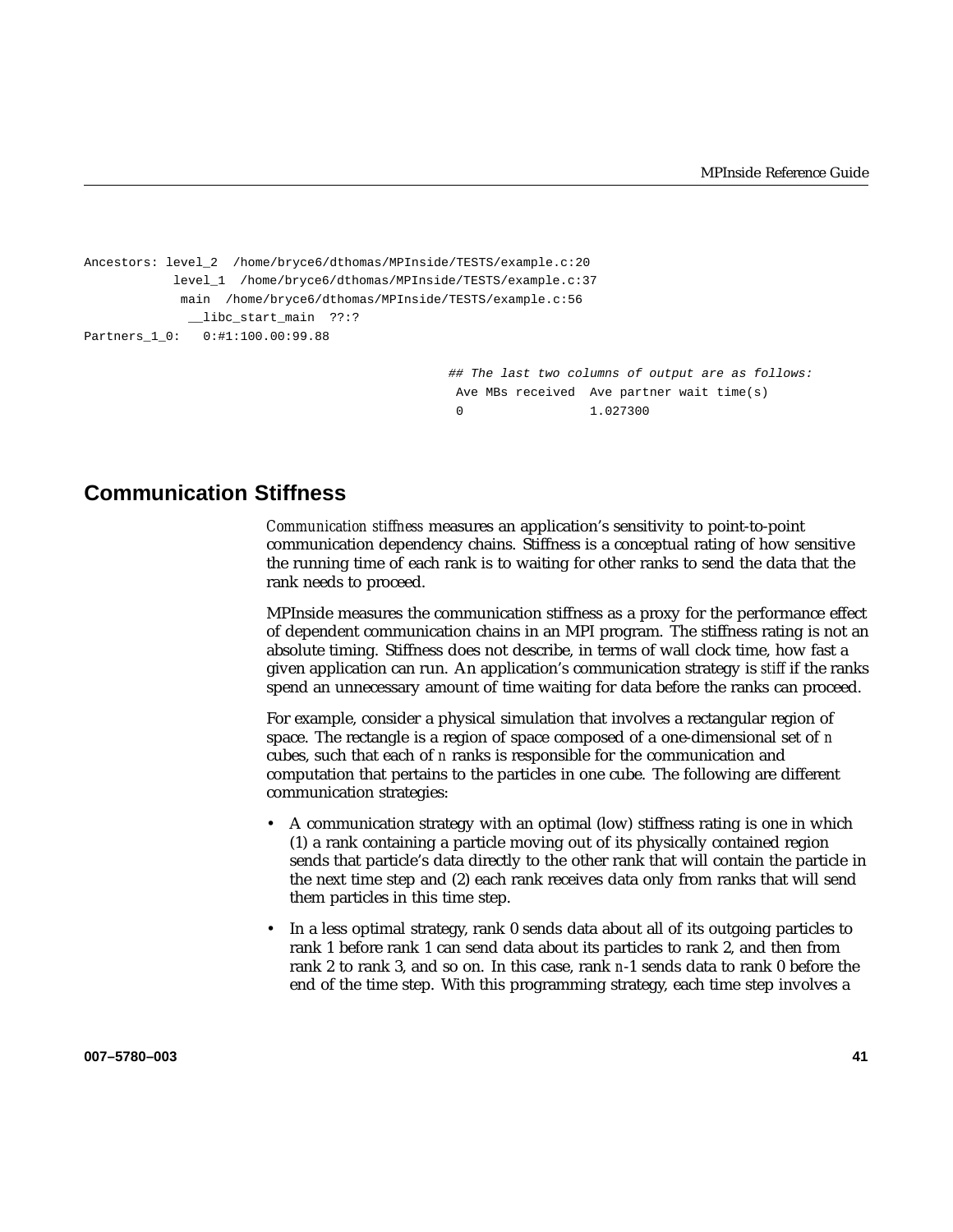```
Ancestors: level_2  /home/bryce6/dthomas/MPInside/TESTS/example.c:20
            level_1  /home/bryce6/dthomas/MPInside/TESTS/example.c:37
             main  /home/bryce6/dthomas/MPInside/TESTS/example.c:56
              __libc_start_main  ??:?
Partners_1_0:   0:#1:100.00:99.88

                                                 ## The last two columns of output are as follows:
                                                  Ave MBs received  Ave partner wait time(s)
                                                  0                 1.027300
```

## Communication Stiffness

*Communication stiffness* measures an application's sensitivity to point-to-point communication dependency chains. Stiffness is a conceptual rating of how sensitive the running time of each rank is to waiting for other ranks to send the data that the rank needs to proceed.

MPInside measures the communication stiffness as a proxy for the performance effect of dependent communication chains in an MPI program. The stiffness rating is not an absolute timing. Stiffness does not describe, in terms of wall clock time, how fast a given application can run. An application's communication strategy is *stiff* if the ranks spend an unnecessary amount of time waiting for data before the ranks can proceed.

For example, consider a physical simulation that involves a rectangular region of space. The rectangle is a region of space composed of a one-dimensional set of *n* cubes, such that each of *n* ranks is responsible for the communication and computation that pertains to the particles in one cube. The following are different communication strategies:

- A communication strategy with an optimal (low) stiffness rating is one in which (1) a rank containing a particle moving out of its physically contained region sends that particle's data directly to the other rank that will contain the particle in the next time step and (2) each rank receives data only from ranks that will send them particles in this time step.
- In a less optimal strategy, rank 0 sends data about all of its outgoing particles to rank 1 before rank 1 can send data about its particles to rank 2, and then from rank 2 to rank 3, and so on. In this case, rank *n*-1 sends data to rank 0 before the end of the time step. With this programming strategy, each time step involves a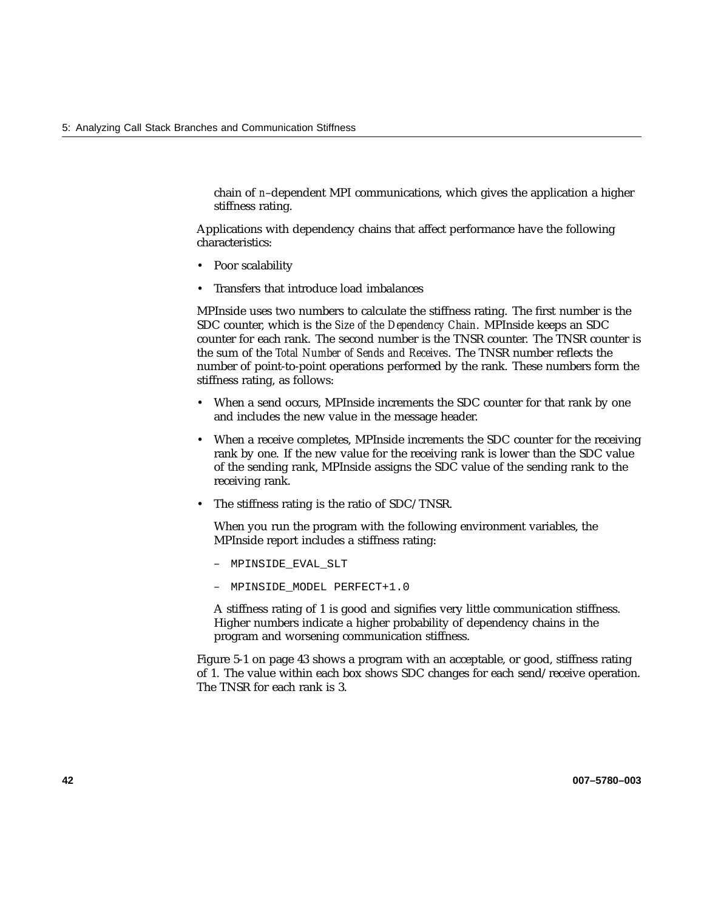chain of *n*–dependent MPI communications, which gives the application a higher stiffness rating.

Applications with dependency chains that affect performance have the following characteristics:

- Poor scalability
- Transfers that introduce load imbalances

MPInside uses two numbers to calculate the stiffness rating. The first number is the SDC counter, which is the *Size of the Dependency Chain*. MPInside keeps an SDC counter for each rank. The second number is the TNSR counter. The TNSR counter is the sum of the *Total Number of Sends and Receives*. The TNSR number reflects the number of point-to-point operations performed by the rank. These numbers form the stiffness rating, as follows:

- When a send occurs, MPInside increments the SDC counter for that rank by one and includes the new value in the message header.
- When a receive completes, MPInside increments the SDC counter for the receiving rank by one. If the new value for the receiving rank is lower than the SDC value of the sending rank, MPInside assigns the SDC value of the sending rank to the receiving rank.
- The stiffness rating is the ratio of SDC/TNSR.

  When you run the program with the following environment variables, the MPInside report includes a stiffness rating:

  – `MPINSIDE_EVAL_SLT`

  – `MPINSIDE_MODEL PERFECT+1.0`

  A stiffness rating of 1 is good and signifies very little communication stiffness. Higher numbers indicate a higher probability of dependency chains in the program and worsening communication stiffness.

Figure 5-1 on page 43 shows a program with an acceptable, or good, stiffness rating of 1. The value within each box shows SDC changes for each send/receive operation. The TNSR for each rank is 3.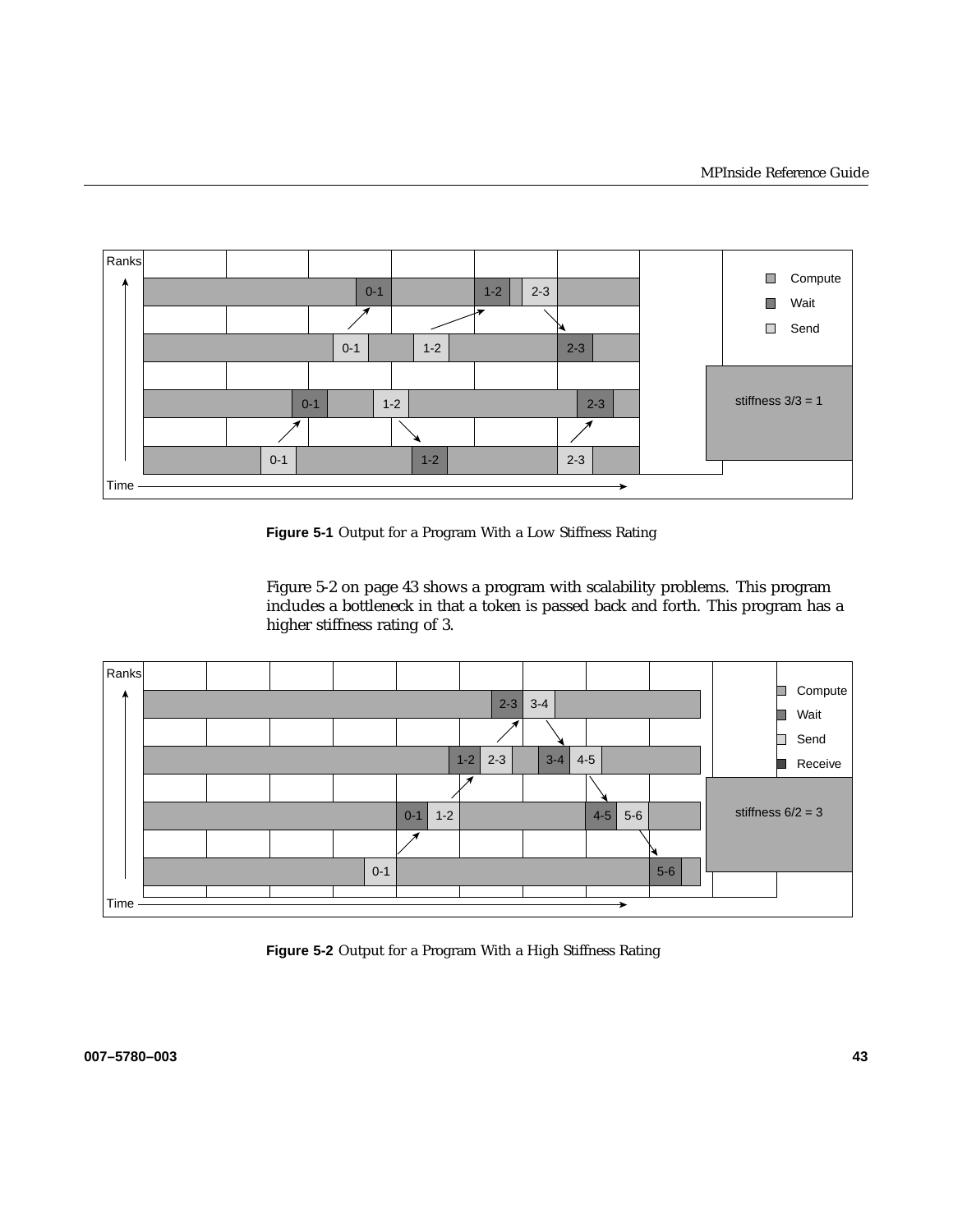**Figure 5-1** Output for a Program With a Low Stiffness Rating

Figure 5-2 on page 43 shows a program with scalability problems. This program includes a bottleneck in that a token is passed back and forth. This program has a higher stiffness rating of 3.

**Figure 5-2** Output for a Program With a High Stiffness Rating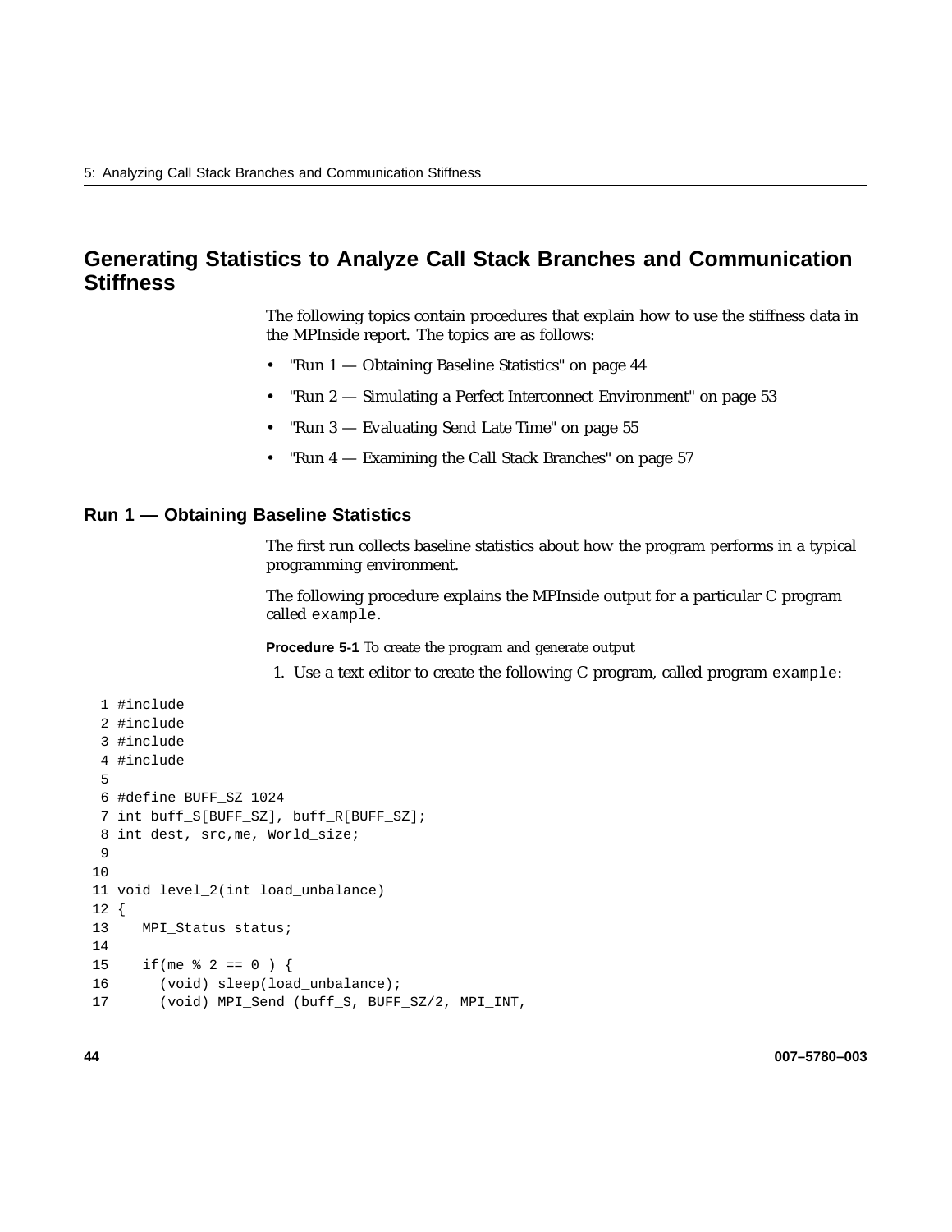## Generating Statistics to Analyze Call Stack Branches and Communication Stiffness

The following topics contain procedures that explain how to use the stiffness data in the MPInside report. The topics are as follows:

- "Run 1 — Obtaining Baseline Statistics" on page 44
- "Run 2 — Simulating a Perfect Interconnect Environment" on page 53
- "Run 3 — Evaluating Send Late Time" on page 55
- "Run 4 — Examining the Call Stack Branches" on page 57

### Run 1 — Obtaining Baseline Statistics

The first run collects baseline statistics about how the program performs in a typical programming environment.

The following procedure explains the MPInside output for a particular C program called `example`.

**Procedure 5-1** To create the program and generate output

1. Use a text editor to create the following C program, called program `example`:

```
 1 #include
 2 #include
 3 #include
 4 #include
 5
 6 #define BUFF_SZ 1024
 7 int buff_S[BUFF_SZ], buff_R[BUFF_SZ];
 8 int dest, src,me, World_size;
 9
10
11 void level_2(int load_unbalance)
12 {
13    MPI_Status status;
14
15    if(me % 2 == 0 ) {
16      (void) sleep(load_unbalance);
17      (void) MPI_Send (buff_S, BUFF_SZ/2, MPI_INT,
```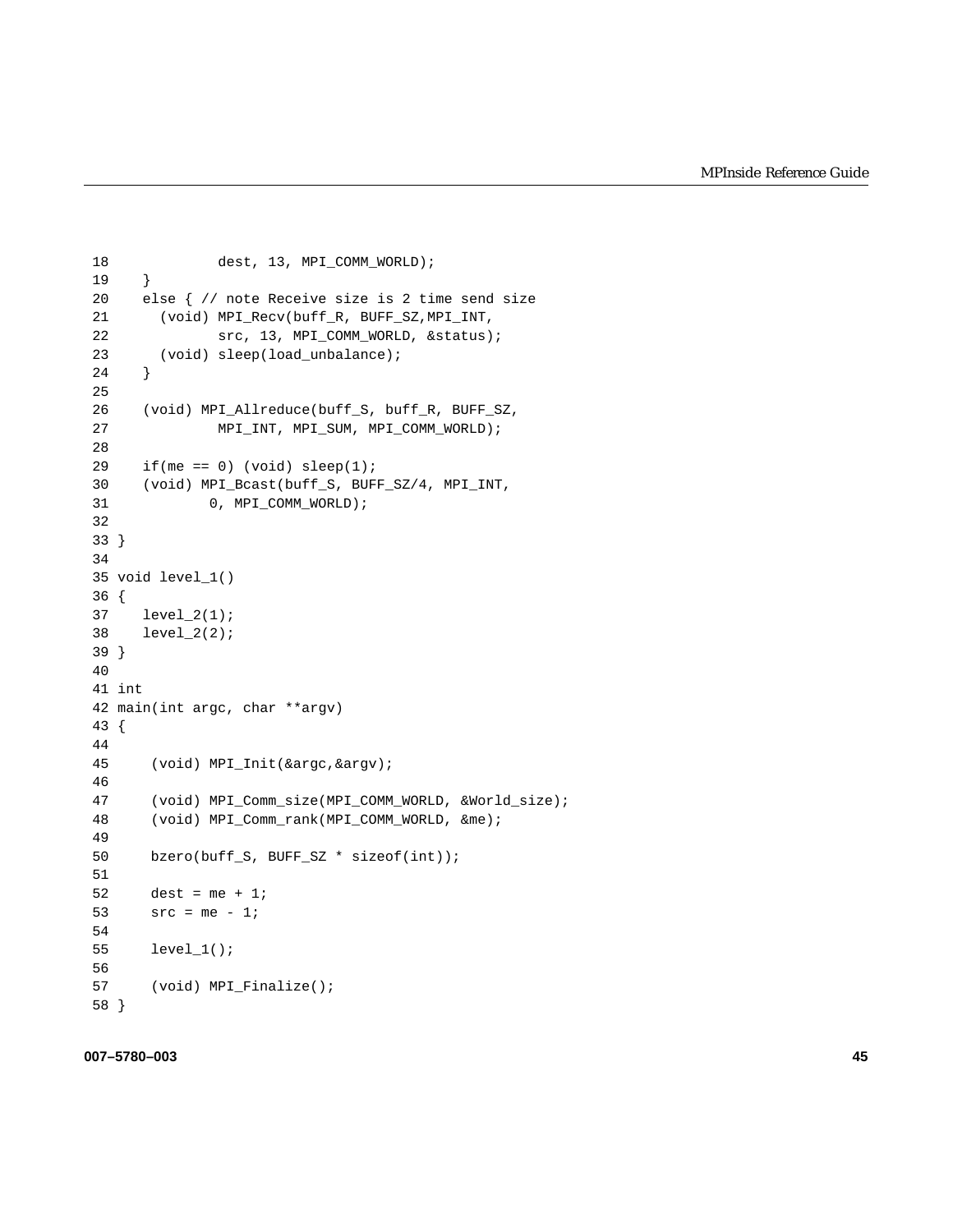```
18            dest, 13, MPI_COMM_WORLD);
19    }
20    else { // note Receive size is 2 time send size
21      (void) MPI_Recv(buff_R, BUFF_SZ,MPI_INT,
22             src, 13, MPI_COMM_WORLD, &status);
23      (void) sleep(load_unbalance);
24    }
25
26    (void) MPI_Allreduce(buff_S, buff_R, BUFF_SZ,
27             MPI_INT, MPI_SUM, MPI_COMM_WORLD);
28
29    if(me == 0) (void) sleep(1);
30    (void) MPI_Bcast(buff_S, BUFF_SZ/4, MPI_INT,
31            0, MPI_COMM_WORLD);
32
33 }
34
35 void level_1()
36 {
37    level_2(1);
38    level_2(2);
39 }
40
41 int
42 main(int argc, char **argv)
43 {
44
45     (void) MPI_Init(&argc,&argv);
46
47     (void) MPI_Comm_size(MPI_COMM_WORLD, &World_size);
48     (void) MPI_Comm_rank(MPI_COMM_WORLD, &me);
49
50     bzero(buff_S, BUFF_SZ * sizeof(int));
51
52     dest = me + 1;
53     src = me - 1;
54
55     level_1();
56
57     (void) MPI_Finalize();
58 }
```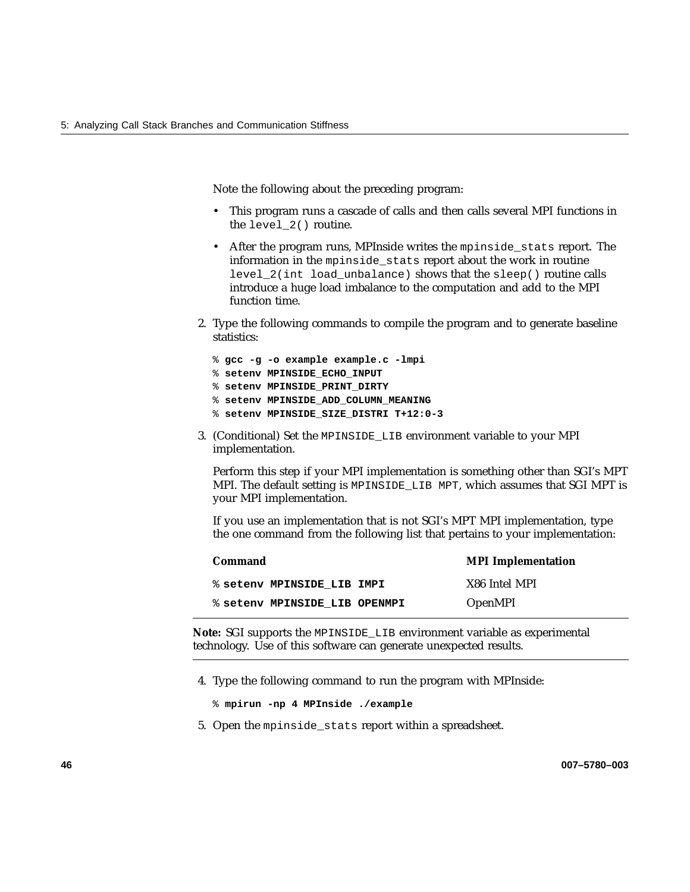Note the following about the preceding program:

- This program runs a cascade of calls and then calls several MPI functions in the `level_2()` routine.
- After the program runs, MPInside writes the `mpinside_stats` report. The information in the `mpinside_stats` report about the work in routine `level_2(int load_unbalance)` shows that the `sleep()` routine calls introduce a huge load imbalance to the computation and add to the MPI function time.

2. Type the following commands to compile the program and to generate baseline statistics:

```
% gcc -g -o example example.c -lmpi
% setenv MPINSIDE_ECHO_INPUT
% setenv MPINSIDE_PRINT_DIRTY
% setenv MPINSIDE_ADD_COLUMN_MEANING
% setenv MPINSIDE_SIZE_DISTRI T+12:0-3
```

3. (Conditional) Set the `MPINSIDE_LIB` environment variable to your MPI implementation.

   Perform this step if your MPI implementation is something other than SGI's MPT MPI. The default setting is `MPINSIDE_LIB MPT`, which assumes that SGI MPT is your MPI implementation.

   If you use an implementation that is not SGI's MPT MPI implementation, type the one command from the following list that pertains to your implementation:

| Command | MPI Implementation |
|---|---|
| % **setenv MPINSIDE_LIB IMPI** | X86 Intel MPI |
| % **setenv MPINSIDE_LIB OPENMPI** | OpenMPI |

---

**Note:** SGI supports the `MPINSIDE_LIB` environment variable as experimental technology. Use of this software can generate unexpected results.

---

4. Type the following command to run the program with MPInside:

```
% mpirun -np 4 MPInside ./example
```

5. Open the `mpinside_stats` report within a spreadsheet.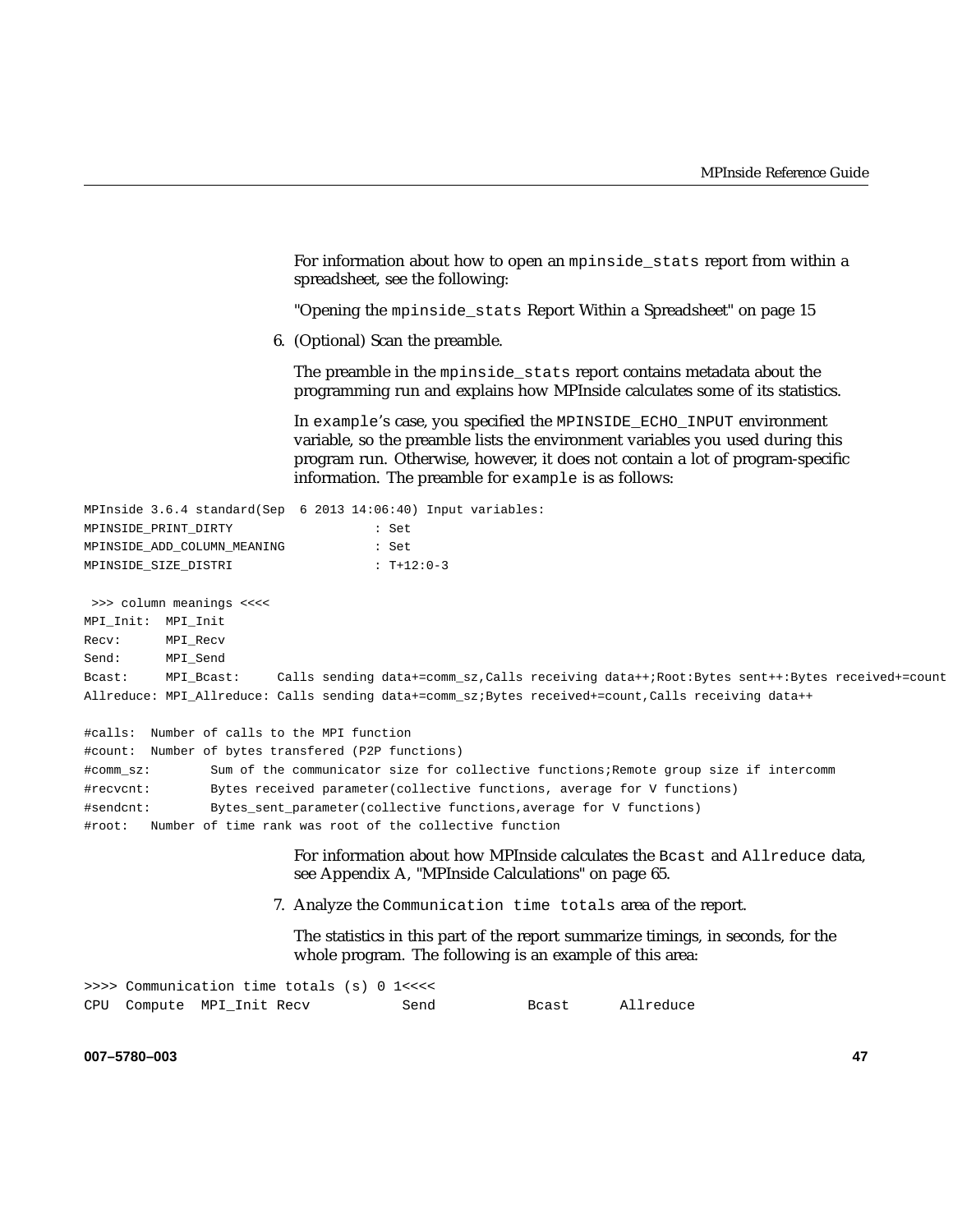For information about how to open an `mpinside_stats` report from within a spreadsheet, see the following:

"Opening the `mpinside_stats` Report Within a Spreadsheet" on page 15

6. (Optional) Scan the preamble.

   The preamble in the `mpinside_stats` report contains metadata about the programming run and explains how MPInside calculates some of its statistics.

   In `example`'s case, you specified the `MPINSIDE_ECHO_INPUT` environment variable, so the preamble lists the environment variables you used during this program run. Otherwise, however, it does not contain a lot of program-specific information. The preamble for `example` is as follows:

```
MPInside 3.6.4 standard(Sep  6 2013 14:06:40) Input variables:
MPINSIDE_PRINT_DIRTY                  : Set
MPINSIDE_ADD_COLUMN_MEANING           : Set
MPINSIDE_SIZE_DISTRI                  : T+12:0-3

 >>> column meanings <<<<
MPI_Init:  MPI_Init
Recv:      MPI_Recv
Send:      MPI_Send
Bcast:     MPI_Bcast:     Calls sending data+=comm_sz,Calls receiving data++;Root:Bytes sent++:Bytes received+=count
Allreduce: MPI_Allreduce: Calls sending data+=comm_sz;Bytes received+=count,Calls receiving data++

#calls:  Number of calls to the MPI function
#count:  Number of bytes transfered (P2P functions)
#comm_sz:        Sum of the communicator size for collective functions;Remote group size if intercomm
#recvcnt:        Bytes received parameter(collective functions, average for V functions)
#sendcnt:        Bytes_sent_parameter(collective functions,average for V functions)
#root:   Number of time rank was root of the collective function
```

   For information about how MPInside calculates the `Bcast` and `Allreduce` data, see Appendix A, "MPInside Calculations" on page 65.

7. Analyze the `Communication time totals` area of the report.

   The statistics in this part of the report summarize timings, in seconds, for the whole program. The following is an example of this area:

```
>>>> Communication time totals (s) 0 1<<<<
CPU  Compute  MPI_Init Recv           Send           Bcast      Allreduce
```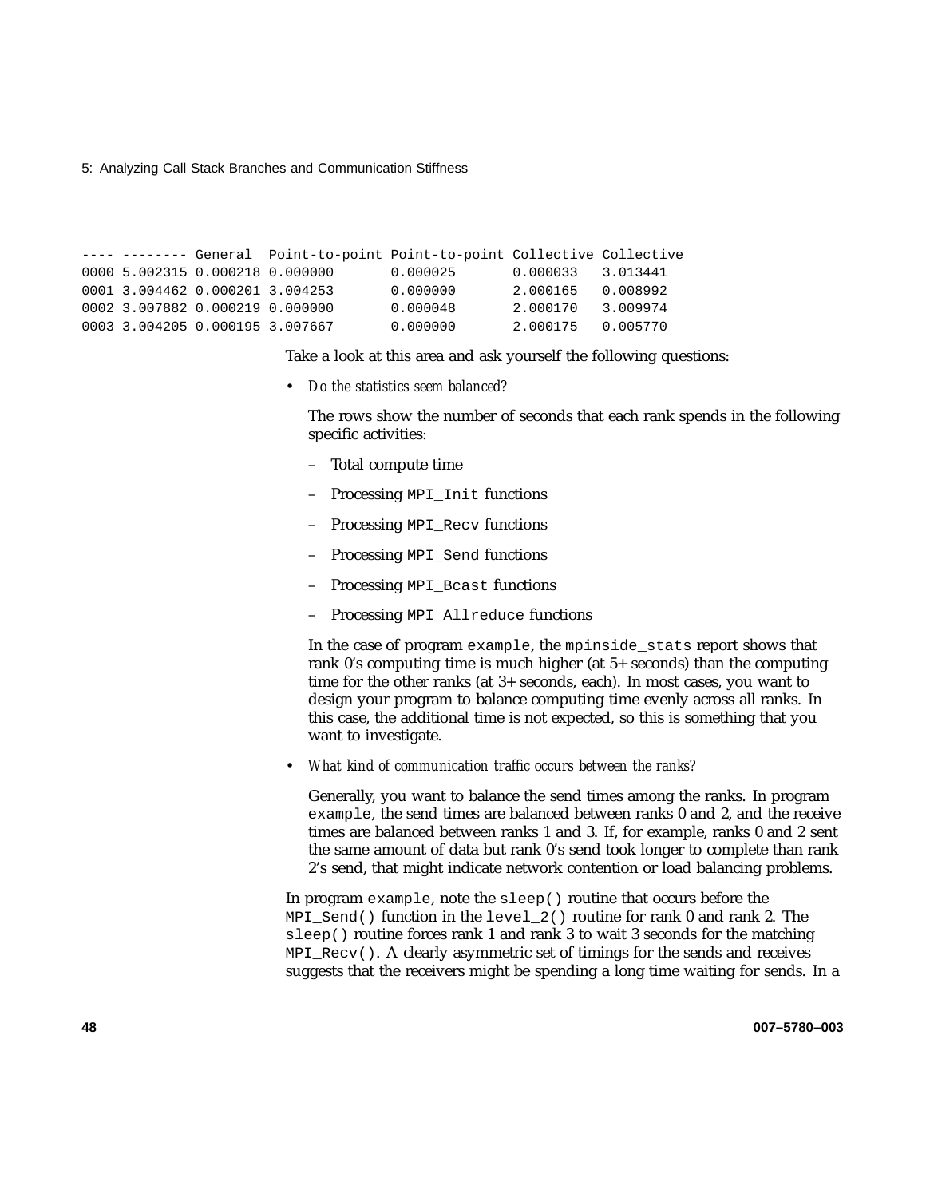```
---- -------- General  Point-to-point Point-to-point Collective Collective
0000 5.002315 0.000218 0.000000       0.000025       0.000033   3.013441
0001 3.004462 0.000201 3.004253       0.000000       2.000165   0.008992
0002 3.007882 0.000219 0.000000       0.000048       2.000170   3.009974
0003 3.004205 0.000195 3.007667       0.000000       2.000175   0.005770
```

Take a look at this area and ask yourself the following questions:

- *Do the statistics seem balanced?*

  The rows show the number of seconds that each rank spends in the following specific activities:

  - Total compute time
  - Processing `MPI_Init` functions
  - Processing `MPI_Recv` functions
  - Processing `MPI_Send` functions
  - Processing `MPI_Bcast` functions
  - Processing `MPI_Allreduce` functions

  In the case of program `example`, the `mpinside_stats` report shows that rank 0's computing time is much higher (at 5+ seconds) than the computing time for the other ranks (at 3+ seconds, each). In most cases, you want to design your program to balance computing time evenly across all ranks. In this case, the additional time is not expected, so this is something that you want to investigate.

- *What kind of communication traffic occurs between the ranks?*

  Generally, you want to balance the send times among the ranks. In program `example`, the send times are balanced between ranks 0 and 2, and the receive times are balanced between ranks 1 and 3. If, for example, ranks 0 and 2 sent the same amount of data but rank 0's send took longer to complete than rank 2's send, that might indicate network contention or load balancing problems.

In program `example`, note the `sleep()` routine that occurs before the `MPI_Send()` function in the `level_2()` routine for rank 0 and rank 2. The `sleep()` routine forces rank 1 and rank 3 to wait 3 seconds for the matching `MPI_Recv()`. A clearly asymmetric set of timings for the sends and receives suggests that the receivers might be spending a long time waiting for sends. In a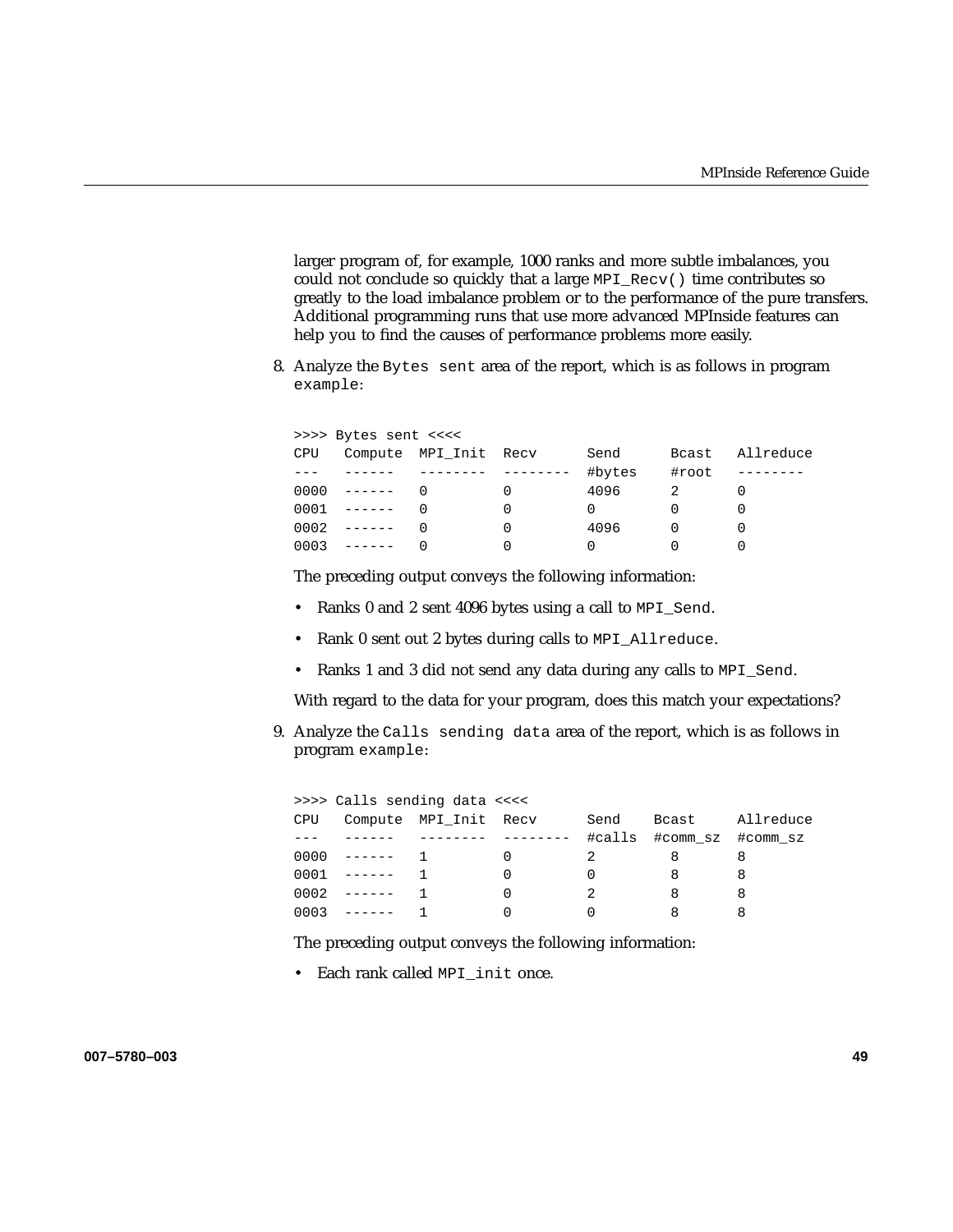larger program of, for example, 1000 ranks and more subtle imbalances, you could not conclude so quickly that a large `MPI_Recv()` time contributes so greatly to the load imbalance problem or to the performance of the pure transfers. Additional programming runs that use more advanced MPInside features can help you to find the causes of performance problems more easily.

8. Analyze the `Bytes sent` area of the report, which is as follows in program `example`:

```
>>>> Bytes sent <<<<
CPU   Compute  MPI_Init  Recv      Send      Bcast   Allreduce
---   ------   --------  --------  #bytes    #root   --------
0000  ------   0         0         4096      2       0
0001  ------   0         0         0         0       0
0002  ------   0         0         4096      0       0
0003  ------   0         0         0         0       0
```

   The preceding output conveys the following information:

   - Ranks 0 and 2 sent 4096 bytes using a call to `MPI_Send`.
   - Rank 0 sent out 2 bytes during calls to `MPI_Allreduce`.
   - Ranks 1 and 3 did not send any data during any calls to `MPI_Send`.

   With regard to the data for your program, does this match your expectations?

9. Analyze the `Calls sending data` area of the report, which is as follows in program `example`:

```
>>>> Calls sending data <<<<
CPU   Compute  MPI_Init  Recv      Send    Bcast     Allreduce
---   ------   --------  --------  #calls  #comm_sz  #comm_sz
0000  ------   1         0         2         8       8
0001  ------   1         0         0         8       8
0002  ------   1         0         2         8       8
0003  ------   1         0         0         8       8
```

   The preceding output conveys the following information:

   - Each rank called `MPI_init` once.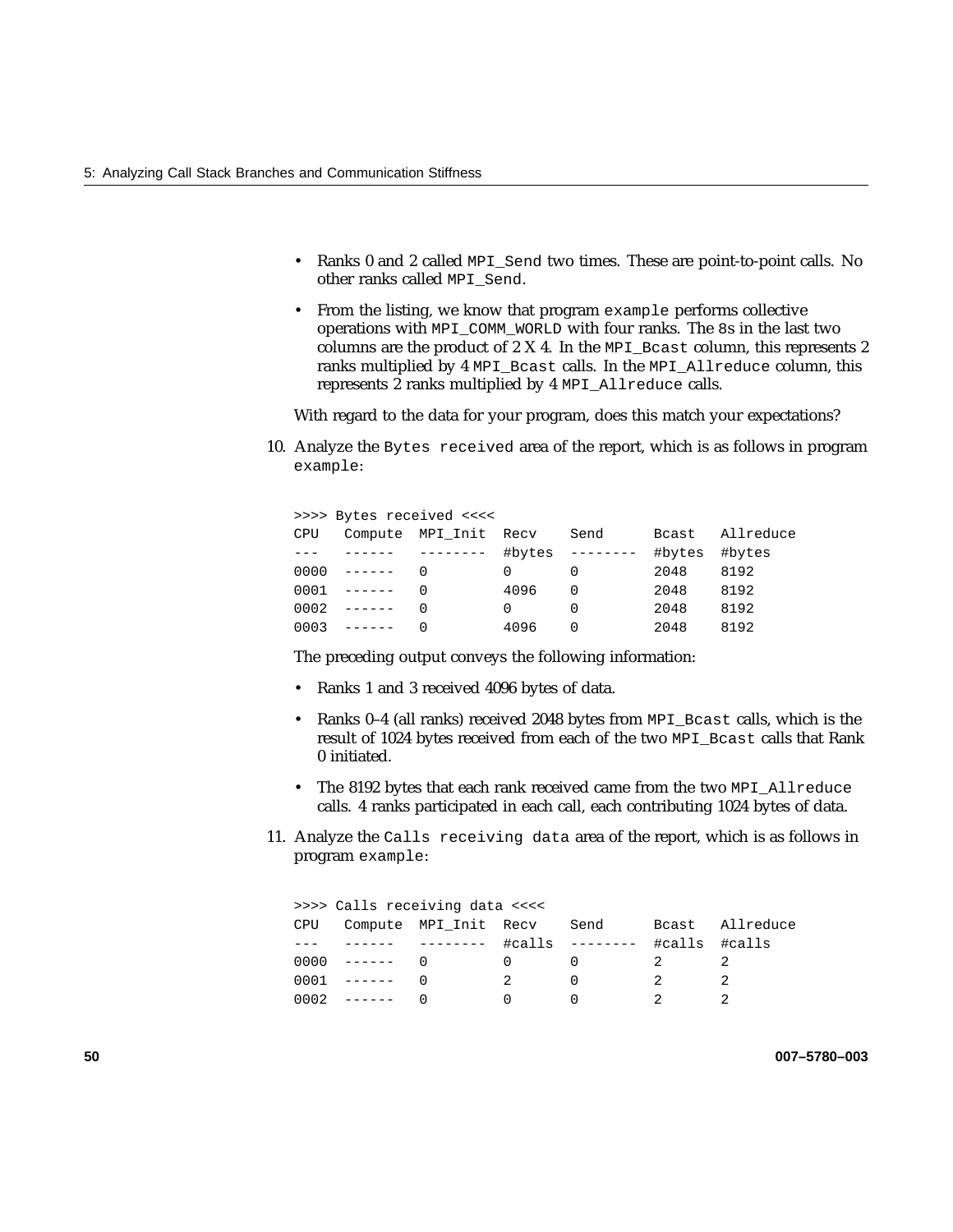- Ranks 0 and 2 called `MPI_Send` two times. These are point-to-point calls. No other ranks called `MPI_Send`.
- From the listing, we know that program `example` performs collective operations with `MPI_COMM_WORLD` with four ranks. The `8`s in the last two columns are the product of 2 X 4. In the `MPI_Bcast` column, this represents 2 ranks multiplied by 4 `MPI_Bcast` calls. In the `MPI_Allreduce` column, this represents 2 ranks multiplied by 4 `MPI_Allreduce` calls.

With regard to the data for your program, does this match your expectations?

10. Analyze the `Bytes received` area of the report, which is as follows in program `example`:

```
>>>> Bytes received <<<<
CPU   Compute  MPI_Init  Recv    Send      Bcast   Allreduce
---   ------   --------  #bytes  --------  #bytes  #bytes
0000  ------   0         0       0         2048    8192
0001  ------   0         4096    0         2048    8192
0002  ------   0         0       0         2048    8192
0003  ------   0         4096    0         2048    8192
```

The preceding output conveys the following information:

- Ranks 1 and 3 received 4096 bytes of data.
- Ranks 0–4 (all ranks) received 2048 bytes from `MPI_Bcast` calls, which is the result of 1024 bytes received from each of the two `MPI_Bcast` calls that Rank 0 initiated.
- The 8192 bytes that each rank received came from the two `MPI_Allreduce` calls. 4 ranks participated in each call, each contributing 1024 bytes of data.

11. Analyze the `Calls receiving data` area of the report, which is as follows in program `example`:

```
>>>> Calls receiving data <<<<
CPU   Compute  MPI_Init  Recv    Send      Bcast   Allreduce
---   ------   --------  #calls  --------  #calls  #calls
0000  ------   0         0       0         2       2
0001  ------   0         2       0         2       2
0002  ------   0         0       0         2       2
```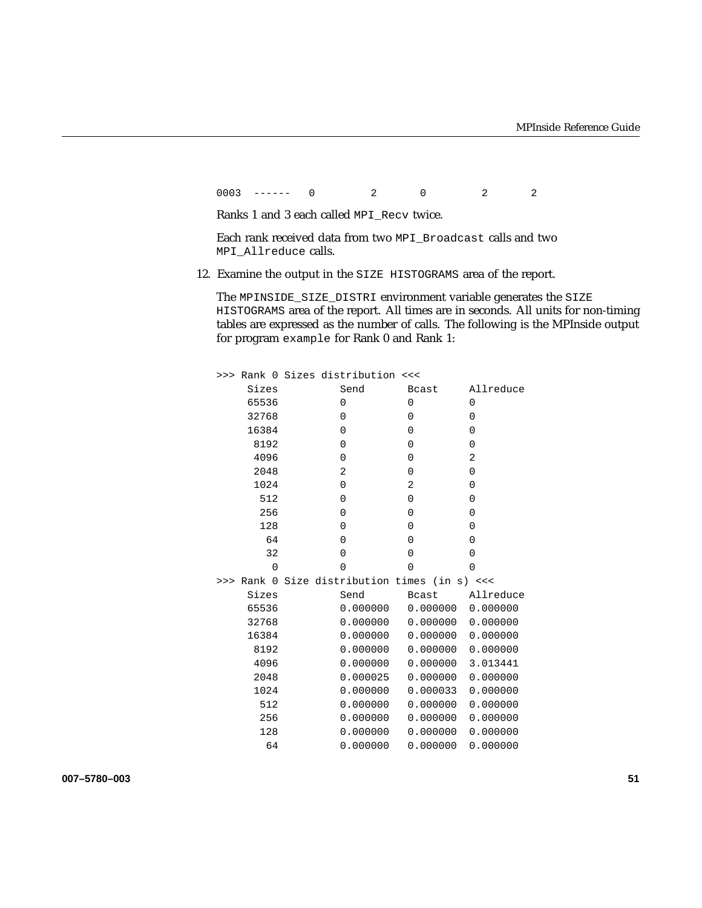```
0003  ------   0         2       0         2       2
```

Ranks 1 and 3 each called `MPI_Recv` twice.

Each rank received data from two `MPI_Broadcast` calls and two `MPI_Allreduce` calls.

12. Examine the output in the `SIZE HISTOGRAMS` area of the report.

    The `MPINSIDE_SIZE_DISTRI` environment variable generates the `SIZE HISTOGRAMS` area of the report. All times are in seconds. All units for non-timing tables are expressed as the number of calls. The following is the MPInside output for program `example` for Rank 0 and Rank 1:

```
>>> Rank 0 Sizes distribution <<<
     Sizes          Send       Bcast     Allreduce
     65536          0          0         0
     32768          0          0         0
     16384          0          0         0
      8192          0          0         0
      4096          0          0         2
      2048          2          0         0
      1024          0          2         0
       512          0          0         0
       256          0          0         0
       128          0          0         0
        64          0          0         0
        32          0          0         0
         0          0          0         0
>>> Rank 0 Size distribution times (in s) <<<
     Sizes          Send       Bcast     Allreduce
     65536          0.000000   0.000000  0.000000
     32768          0.000000   0.000000  0.000000
     16384          0.000000   0.000000  0.000000
      8192          0.000000   0.000000  0.000000
      4096          0.000000   0.000000  3.013441
      2048          0.000025   0.000000  0.000000
      1024          0.000000   0.000033  0.000000
       512          0.000000   0.000000  0.000000
       256          0.000000   0.000000  0.000000
       128          0.000000   0.000000  0.000000
        64          0.000000   0.000000  0.000000
```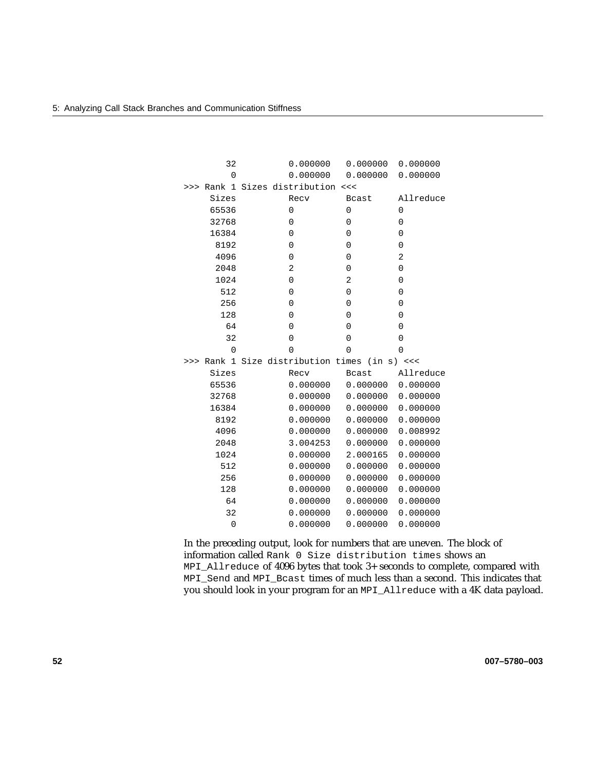```
        32          0.000000   0.000000  0.000000
         0          0.000000   0.000000  0.000000
>>> Rank 1 Sizes distribution <<<
     Sizes          Recv       Bcast     Allreduce
     65536          0          0         0
     32768          0          0         0
     16384          0          0         0
      8192          0          0         0
      4096          0          0         2
      2048          2          0         0
      1024          0          2         0
       512          0          0         0
       256          0          0         0
       128          0          0         0
        64          0          0         0
        32          0          0         0
         0          0          0         0
>>> Rank 1 Size distribution times (in s) <<<
     Sizes          Recv       Bcast     Allreduce
     65536          0.000000   0.000000  0.000000
     32768          0.000000   0.000000  0.000000
     16384          0.000000   0.000000  0.000000
      8192          0.000000   0.000000  0.000000
      4096          0.000000   0.000000  0.008992
      2048          3.004253   0.000000  0.000000
      1024          0.000000   2.000165  0.000000
       512          0.000000   0.000000  0.000000
       256          0.000000   0.000000  0.000000
       128          0.000000   0.000000  0.000000
        64          0.000000   0.000000  0.000000
        32          0.000000   0.000000  0.000000
         0          0.000000   0.000000  0.000000
```

In the preceding output, look for numbers that are uneven. The block of information called `Rank 0 Size distribution times` shows an `MPI_Allreduce` of 4096 bytes that took 3+ seconds to complete, compared with `MPI_Send` and `MPI_Bcast` times of much less than a second. This indicates that you should look in your program for an `MPI_Allreduce` with a 4K data payload.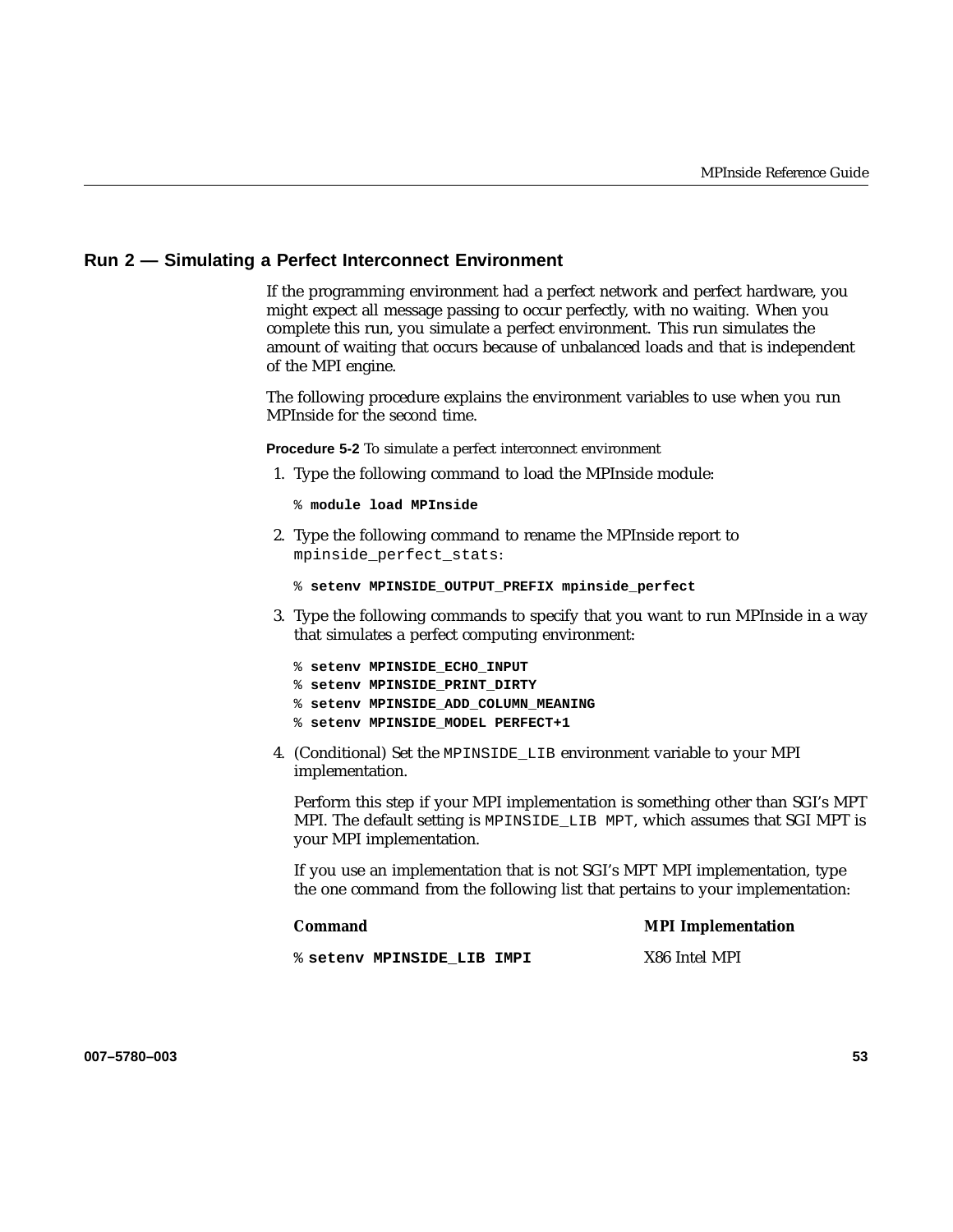## Run 2 — Simulating a Perfect Interconnect Environment

If the programming environment had a perfect network and perfect hardware, you might expect all message passing to occur perfectly, with no waiting. When you complete this run, you simulate a perfect environment. This run simulates the amount of waiting that occurs because of unbalanced loads and that is independent of the MPI engine.

The following procedure explains the environment variables to use when you run MPInside for the second time.

**Procedure 5-2** To simulate a perfect interconnect environment

1. Type the following command to load the MPInside module:

   ```
   % module load MPInside
   ```

2. Type the following command to rename the MPInside report to `mpinside_perfect_stats`:

   ```
   % setenv MPINSIDE_OUTPUT_PREFIX mpinside_perfect
   ```

3. Type the following commands to specify that you want to run MPInside in a way that simulates a perfect computing environment:

   ```
   % setenv MPINSIDE_ECHO_INPUT
   % setenv MPINSIDE_PRINT_DIRTY
   % setenv MPINSIDE_ADD_COLUMN_MEANING
   % setenv MPINSIDE_MODEL PERFECT+1
   ```

4. (Conditional) Set the `MPINSIDE_LIB` environment variable to your MPI implementation.

   Perform this step if your MPI implementation is something other than SGI's MPT MPI. The default setting is `MPINSIDE_LIB MPT`, which assumes that SGI MPT is your MPI implementation.

   If you use an implementation that is not SGI's MPT MPI implementation, type the one command from the following list that pertains to your implementation:

   | Command | MPI Implementation |
   | --- | --- |
   | `% setenv MPINSIDE_LIB IMPI` | X86 Intel MPI |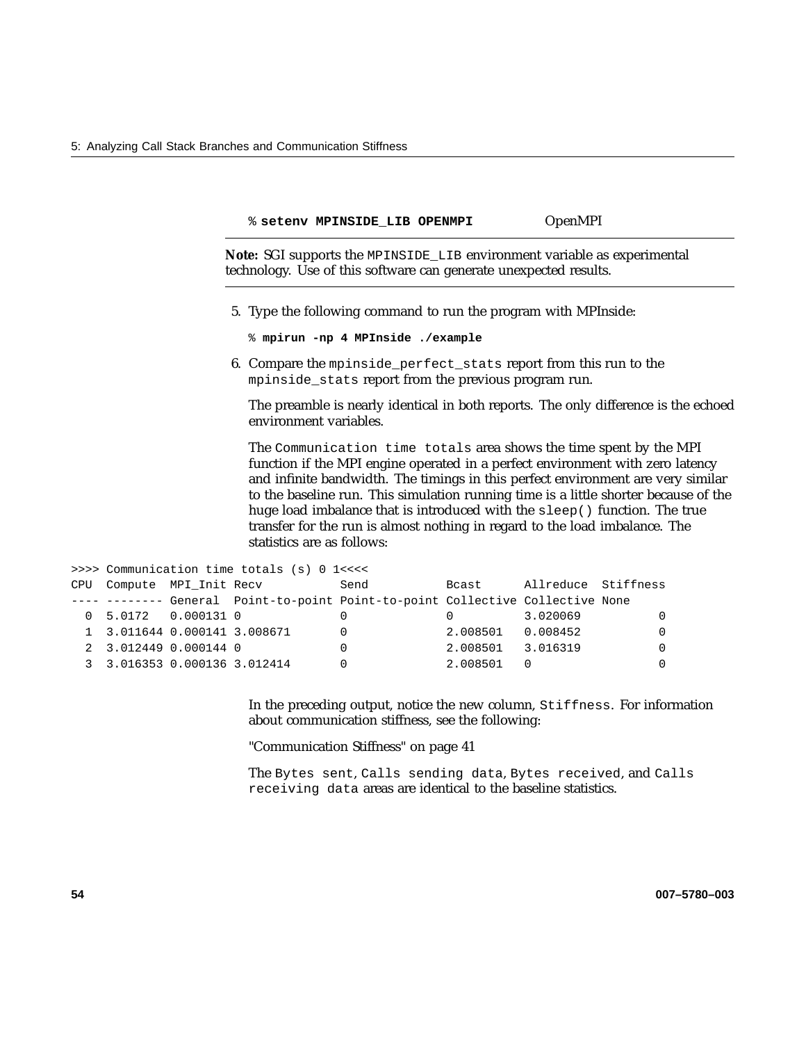| `% setenv MPINSIDE_LIB OPENMPI` | OpenMPI |
|---|---|

**Note:** SGI supports the `MPINSIDE_LIB` environment variable as experimental technology. Use of this software can generate unexpected results.

5. Type the following command to run the program with MPInside:

```
% mpirun -np 4 MPInside ./example
```

6. Compare the `mpinside_perfect_stats` report from this run to the `mpinside_stats` report from the previous program run.

   The preamble is nearly identical in both reports. The only difference is the echoed environment variables.

   The `Communication time totals` area shows the time spent by the MPI function if the MPI engine operated in a perfect environment with zero latency and infinite bandwidth. The timings in this perfect environment are very similar to the baseline run. This simulation running time is a little shorter because of the huge load imbalance that is introduced with the `sleep()` function. The true transfer for the run is almost nothing in regard to the load imbalance. The statistics are as follows:

```
>>>> Communication time totals (s) 0 1<<<<
CPU  Compute  MPI_Init Recv           Send           Bcast      Allreduce  Stiffness
---- -------- General  Point-to-point Point-to-point Collective Collective None
  0  5.0172   0.000131 0              0              0          3.020069           0
  1  3.011644 0.000141 3.008671       0              2.008501   0.008452           0
  2  3.012449 0.000144 0              0              2.008501   3.016319           0
  3  3.016353 0.000136 3.012414       0              2.008501   0                  0
```

   In the preceding output, notice the new column, `Stiffness`. For information about communication stiffness, see the following:

   "Communication Stiffness" on page 41

   The `Bytes sent`, `Calls sending data`, `Bytes received`, and `Calls receiving data` areas are identical to the baseline statistics.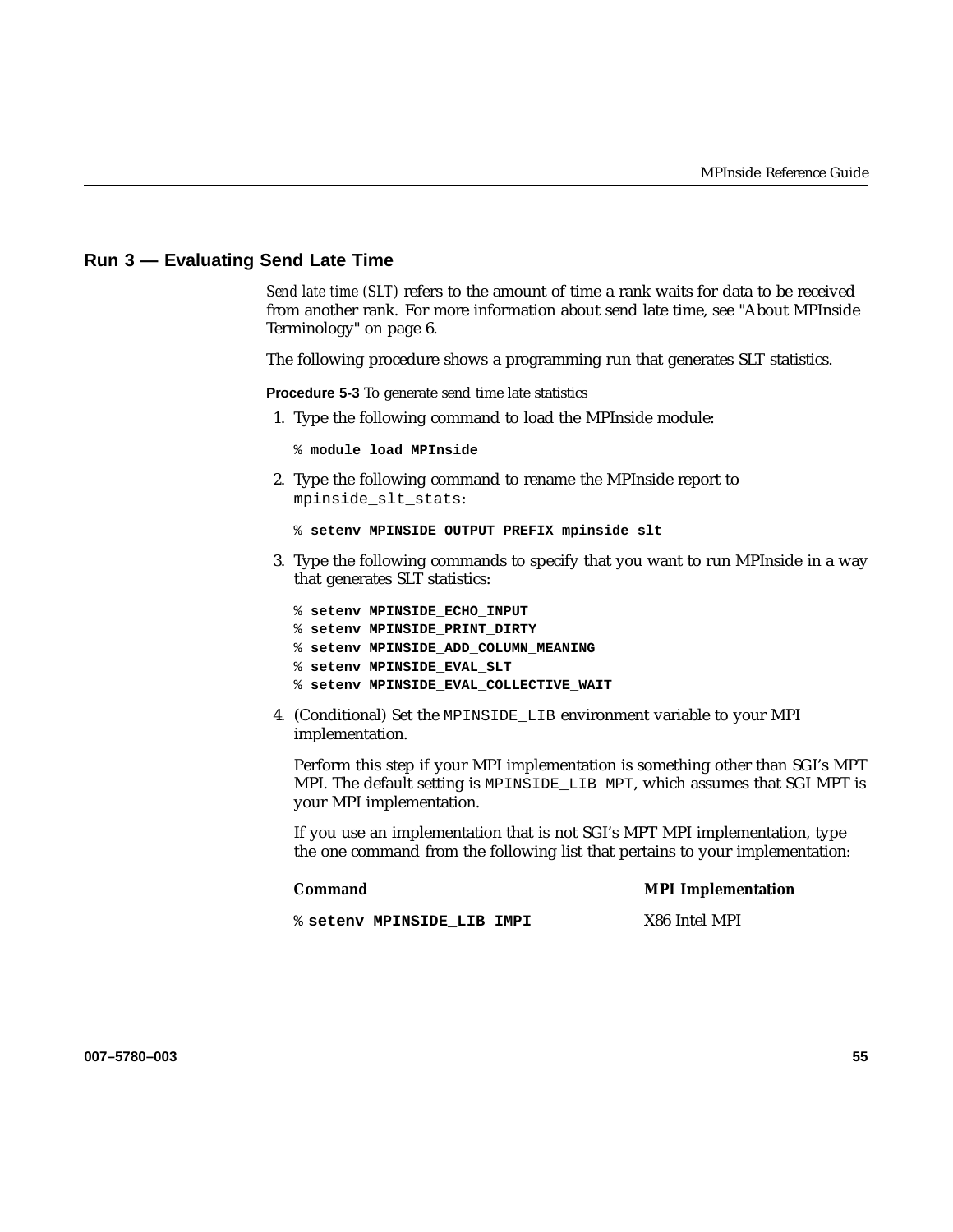## Run 3 — Evaluating Send Late Time

*Send late time (SLT)* refers to the amount of time a rank waits for data to be received from another rank. For more information about send late time, see "About MPInside Terminology" on page 6.

The following procedure shows a programming run that generates SLT statistics.

**Procedure 5-3** To generate send time late statistics

1. Type the following command to load the MPInside module:

   ```
   % module load MPInside
   ```

2. Type the following command to rename the MPInside report to `mpinside_slt_stats`:

   ```
   % setenv MPINSIDE_OUTPUT_PREFIX mpinside_slt
   ```

3. Type the following commands to specify that you want to run MPInside in a way that generates SLT statistics:

   ```
   % setenv MPINSIDE_ECHO_INPUT
   % setenv MPINSIDE_PRINT_DIRTY
   % setenv MPINSIDE_ADD_COLUMN_MEANING
   % setenv MPINSIDE_EVAL_SLT
   % setenv MPINSIDE_EVAL_COLLECTIVE_WAIT
   ```

4. (Conditional) Set the `MPINSIDE_LIB` environment variable to your MPI implementation.

   Perform this step if your MPI implementation is something other than SGI's MPT MPI. The default setting is `MPINSIDE_LIB MPT`, which assumes that SGI MPT is your MPI implementation.

   If you use an implementation that is not SGI's MPT MPI implementation, type the one command from the following list that pertains to your implementation:

   | Command | MPI Implementation |
   |---|---|
   | `% setenv MPINSIDE_LIB IMPI` | X86 Intel MPI |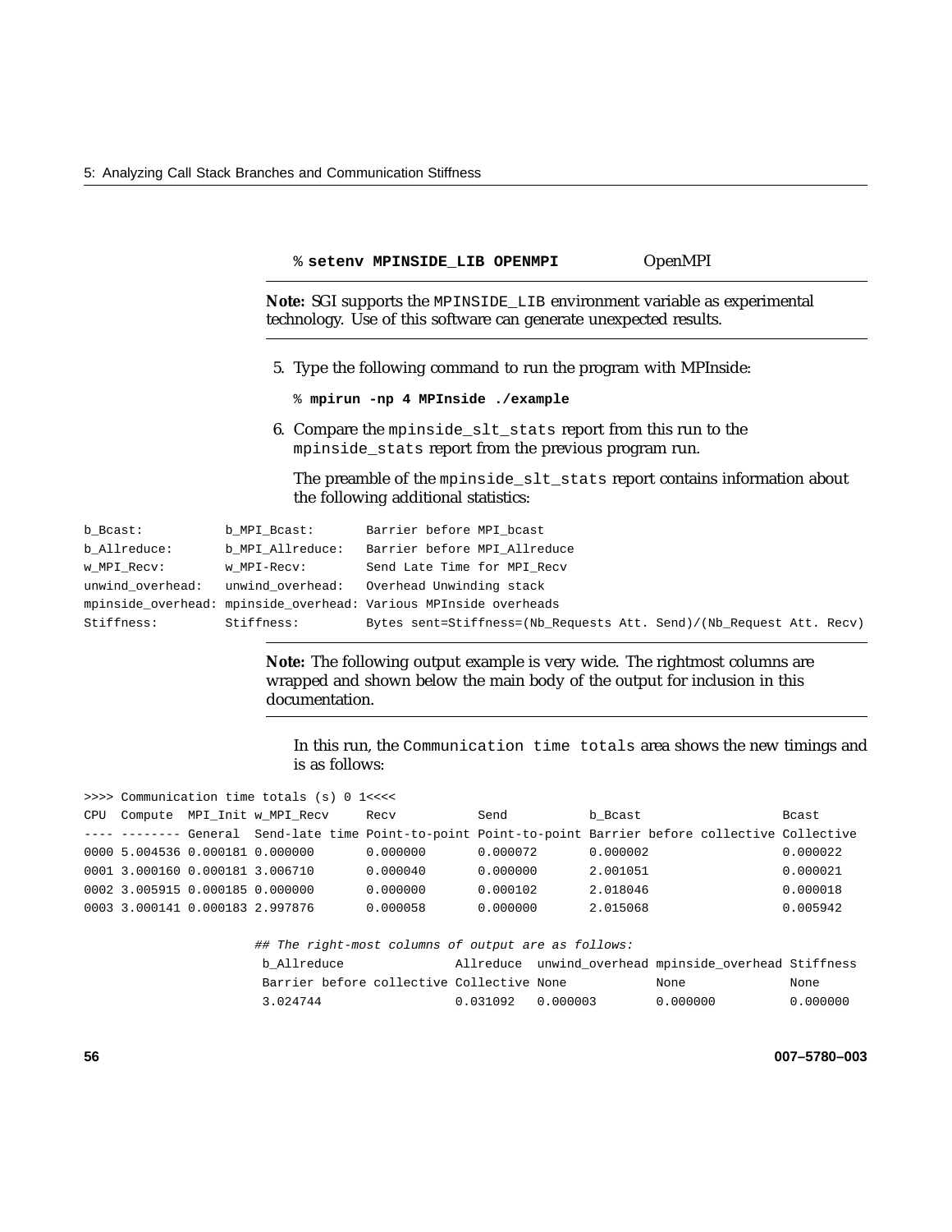```
% setenv MPINSIDE_LIB OPENMPI
```

OpenMPI

---

**Note:** SGI supports the `MPINSIDE_LIB` environment variable as experimental technology. Use of this software can generate unexpected results.

---

5. Type the following command to run the program with MPInside:

   ```
   % mpirun -np 4 MPInside ./example
   ```

6. Compare the `mpinside_slt_stats` report from this run to the `mpinside_stats` report from the previous program run.

   The preamble of the `mpinside_slt_stats` report contains information about the following additional statistics:

```
b_Bcast:           b_MPI_Bcast:       Barrier before MPI_bcast
b_Allreduce:       b_MPI_Allreduce:   Barrier before MPI_Allreduce
w_MPI_Recv:        w_MPI-Recv:        Send Late Time for MPI_Recv
unwind_overhead:   unwind_overhead:   Overhead Unwinding stack
mpinside_overhead: mpinside_overhead: Various MPInside overheads
Stiffness:         Stiffness:         Bytes sent=Stiffness=(Nb_Requests Att. Send)/(Nb_Request Att. Recv)
```

---

**Note:** The following output example is very wide. The rightmost columns are wrapped and shown below the main body of the output for inclusion in this documentation.

---

In this run, the `Communication time totals` area shows the new timings and is as follows:

```
>>>> Communication time totals (s) 0 1<<<<
CPU  Compute  MPI_Init w_MPI_Recv     Recv           Send           b_Bcast                   Bcast
---- -------- General  Send-late time Point-to-point Point-to-point Barrier before collective Collective
0000 5.004536 0.000181 0.000000       0.000000       0.000072       0.000002                  0.000022
0001 3.000160 0.000181 3.006710       0.000040       0.000000       2.001051                  0.000021
0002 3.005915 0.000185 0.000000       0.000000       0.000102       2.018046                  0.000018
0003 3.000141 0.000183 2.997876       0.000058       0.000000       2.015068                  0.005942

## The right-most columns of output are as follows:
 b_Allreduce               Allreduce  unwind_overhead mpinside_overhead Stiffness
 Barrier before collective Collective None            None              None
 3.024744                  0.031092   0.000003        0.000000          0.000000
```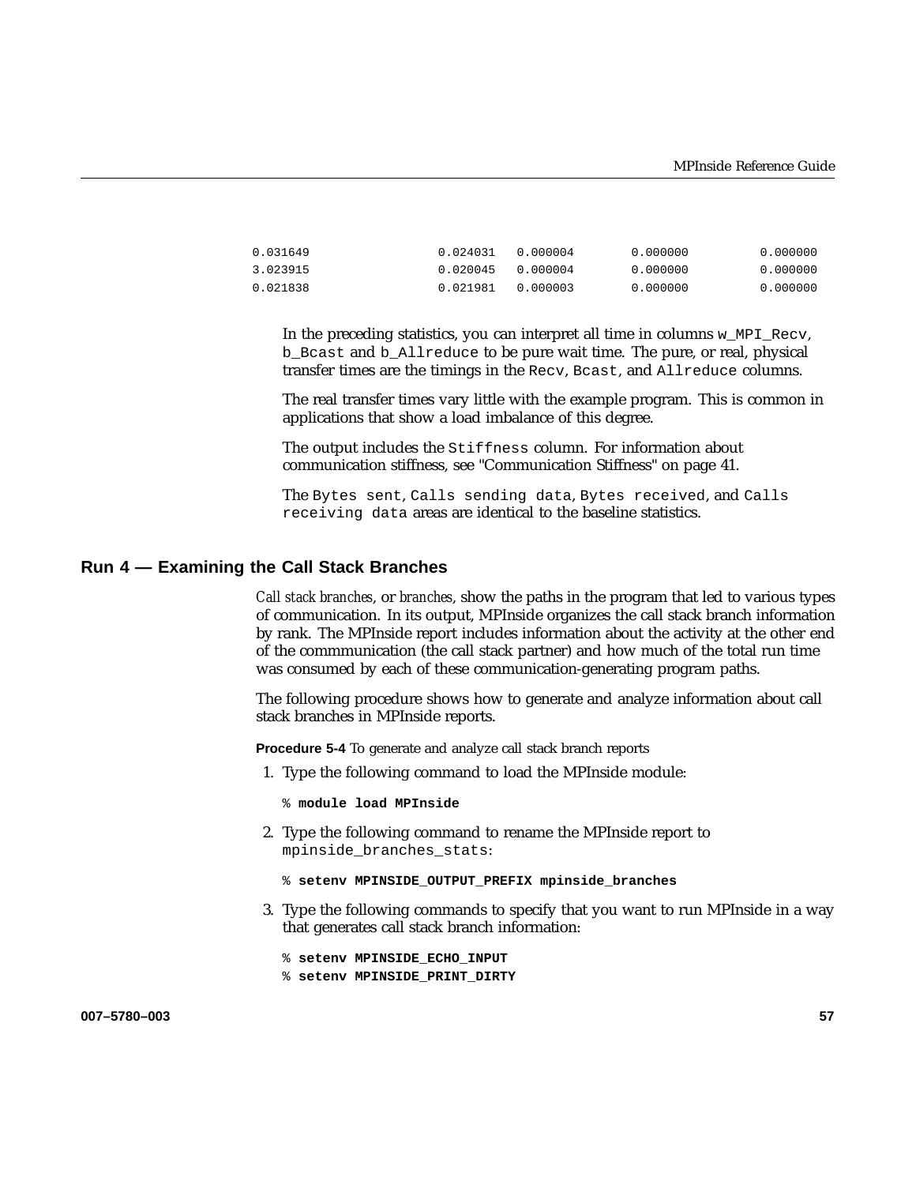```
0.031649                0.024031   0.000004        0.000000         0.000000
3.023915                0.020045   0.000004        0.000000         0.000000
0.021838                0.021981   0.000003        0.000000         0.000000
```

In the preceding statistics, you can interpret all time in columns `w_MPI_Recv`, `b_Bcast` and `b_Allreduce` to be pure wait time. The pure, or real, physical transfer times are the timings in the `Recv`, `Bcast`, and `Allreduce` columns.

The real transfer times vary little with the example program. This is common in applications that show a load imbalance of this degree.

The output includes the `Stiffness` column. For information about communication stiffness, see "Communication Stiffness" on page 41.

The `Bytes sent`, `Calls sending data`, `Bytes received`, and `Calls receiving data` areas are identical to the baseline statistics.

## Run 4 — Examining the Call Stack Branches

*Call stack branches*, or *branches*, show the paths in the program that led to various types of communication. In its output, MPInside organizes the call stack branch information by rank. The MPInside report includes information about the activity at the other end of the commmunication (the call stack partner) and how much of the total run time was consumed by each of these communication-generating program paths.

The following procedure shows how to generate and analyze information about call stack branches in MPInside reports.

**Procedure 5-4** To generate and analyze call stack branch reports

1. Type the following command to load the MPInside module:

   ```
   % module load MPInside
   ```

2. Type the following command to rename the MPInside report to `mpinside_branches_stats`:

   ```
   % setenv MPINSIDE_OUTPUT_PREFIX mpinside_branches
   ```

3. Type the following commands to specify that you want to run MPInside in a way that generates call stack branch information:

   ```
   % setenv MPINSIDE_ECHO_INPUT
   % setenv MPINSIDE_PRINT_DIRTY
   ```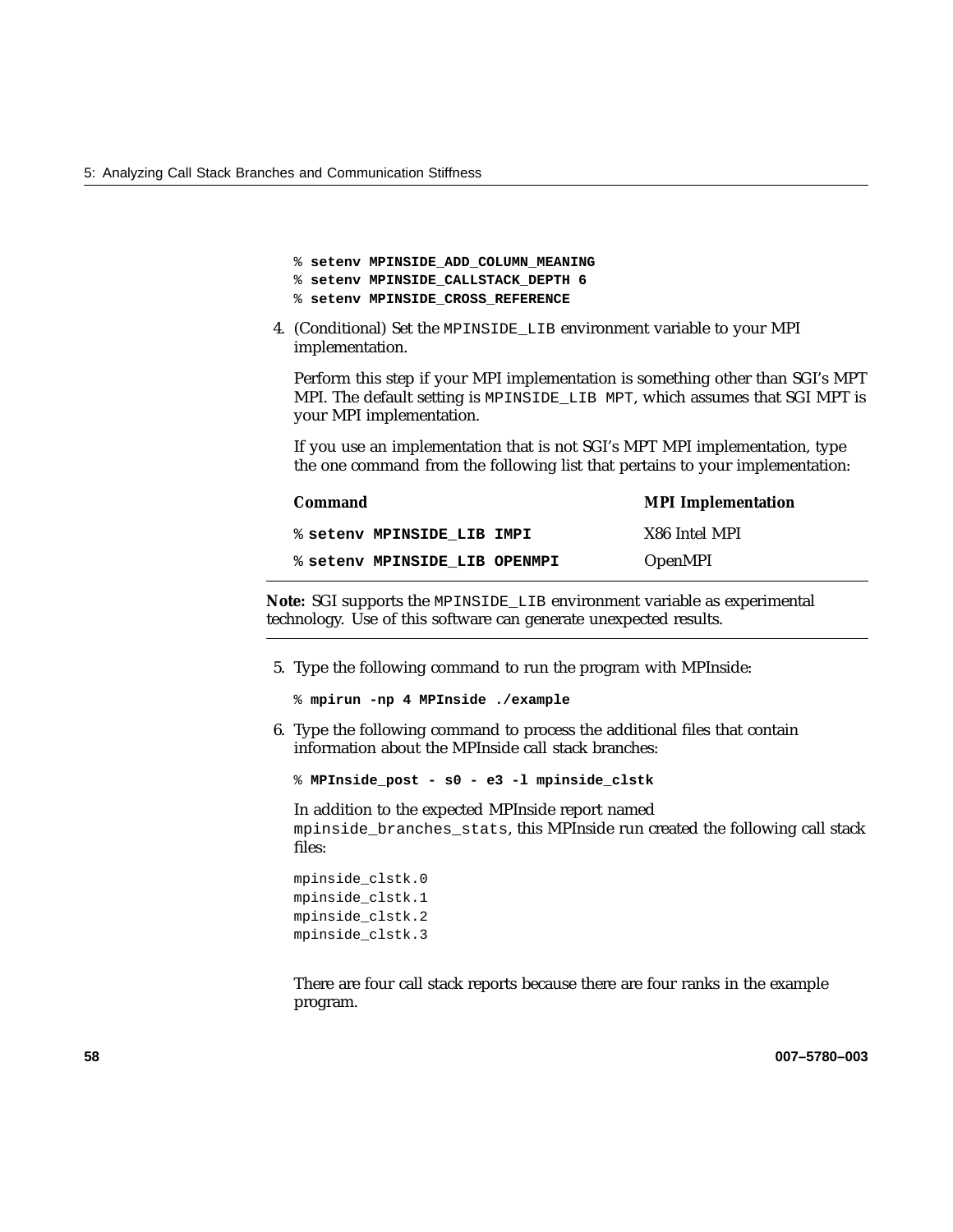```
% setenv MPINSIDE_ADD_COLUMN_MEANING
% setenv MPINSIDE_CALLSTACK_DEPTH 6
% setenv MPINSIDE_CROSS_REFERENCE
```

4. (Conditional) Set the MPINSIDE_LIB environment variable to your MPI implementation.

   Perform this step if your MPI implementation is something other than SGI's MPT MPI. The default setting is MPINSIDE_LIB MPT, which assumes that SGI MPT is your MPI implementation.

   If you use an implementation that is not SGI's MPT MPI implementation, type the one command from the following list that pertains to your implementation:

| Command | MPI Implementation |
|---|---|
| % **setenv MPINSIDE_LIB IMPI** | X86 Intel MPI |
| % **setenv MPINSIDE_LIB OPENMPI** | OpenMPI |

**Note:** SGI supports the MPINSIDE_LIB environment variable as experimental technology. Use of this software can generate unexpected results.

5. Type the following command to run the program with MPInside:

   ```
   % mpirun -np 4 MPInside ./example
   ```

6. Type the following command to process the additional files that contain information about the MPInside call stack branches:

   ```
   % MPInside_post - s0 - e3 -l mpinside_clstk
   ```

   In addition to the expected MPInside report named mpinside_branches_stats, this MPInside run created the following call stack files:

   ```
   mpinside_clstk.0
   mpinside_clstk.1
   mpinside_clstk.2
   mpinside_clstk.3
   ```

   There are four call stack reports because there are four ranks in the example program.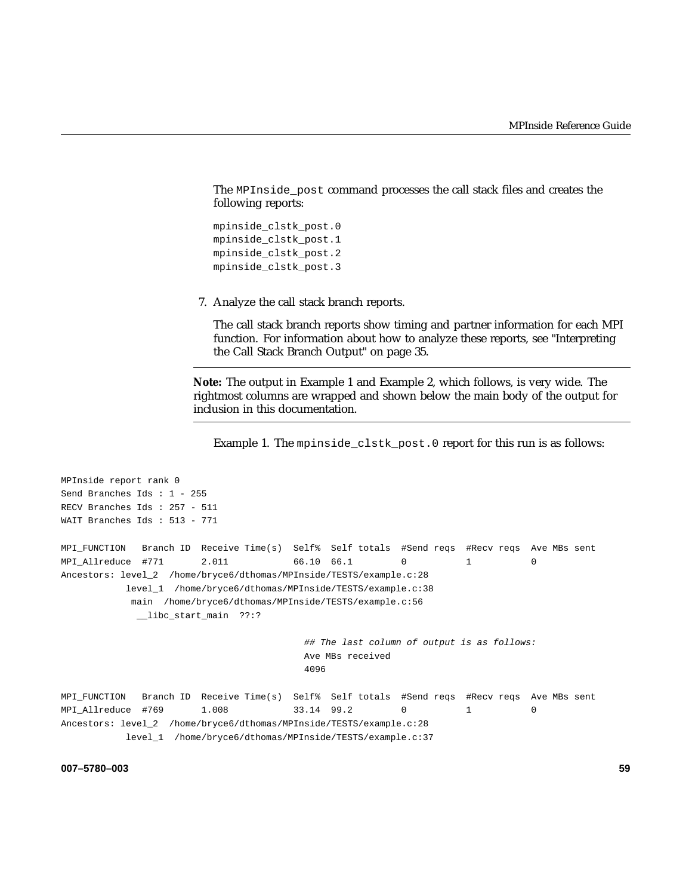The `MPInside_post` command processes the call stack files and creates the following reports:

```
mpinside_clstk_post.0
mpinside_clstk_post.1
mpinside_clstk_post.2
mpinside_clstk_post.3
```

7. Analyze the call stack branch reports.

   The call stack branch reports show timing and partner information for each MPI function. For information about how to analyze these reports, see "Interpreting the Call Stack Branch Output" on page 35.

---

**Note:** The output in Example 1 and Example 2, which follows, is very wide. The rightmost columns are wrapped and shown below the main body of the output for inclusion in this documentation.

---

Example 1. The `mpinside_clstk_post.0` report for this run is as follows:

```
MPInside report rank 0
Send Branches Ids : 1 - 255
RECV Branches Ids : 257 - 511
WAIT Branches Ids : 513 - 771

MPI_FUNCTION   Branch ID  Receive Time(s)  Self%  Self totals  #Send reqs  #Recv reqs  Ave MBs sent
MPI_Allreduce  #771       2.011            66.10  66.1         0           1           0
Ancestors: level_2  /home/bryce6/dthomas/MPInside/TESTS/example.c:28
           level_1  /home/bryce6/dthomas/MPInside/TESTS/example.c:38
            main  /home/bryce6/dthomas/MPInside/TESTS/example.c:56
             __libc_start_main  ??:?

                                          ## The last column of output is as follows:
                                          Ave MBs received
                                          4096

MPI_FUNCTION   Branch ID  Receive Time(s)  Self%  Self totals  #Send reqs  #Recv reqs  Ave MBs sent
MPI_Allreduce  #769       1.008            33.14  99.2         0           1           0
Ancestors: level_2  /home/bryce6/dthomas/MPInside/TESTS/example.c:28
           level_1  /home/bryce6/dthomas/MPInside/TESTS/example.c:37
```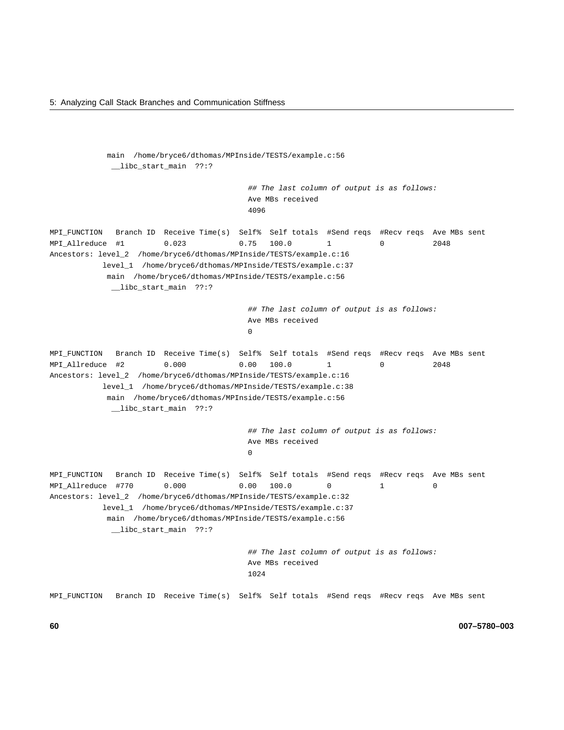```
            main  /home/bryce6/dthomas/MPInside/TESTS/example.c:56
             __libc_start_main  ??:?

                                             ## The last column of output is as follows:
                                             Ave MBs received
                                             4096

MPI_FUNCTION   Branch ID  Receive Time(s)  Self%  Self totals  #Send reqs  #Recv reqs  Ave MBs sent
MPI_Allreduce  #1         0.023            0.75   100.0        1           0           2048
Ancestors: level_2  /home/bryce6/dthomas/MPInside/TESTS/example.c:16
           level_1  /home/bryce6/dthomas/MPInside/TESTS/example.c:37
            main  /home/bryce6/dthomas/MPInside/TESTS/example.c:56
             __libc_start_main  ??:?

                                             ## The last column of output is as follows:
                                             Ave MBs received
                                             0

MPI_FUNCTION   Branch ID  Receive Time(s)  Self%  Self totals  #Send reqs  #Recv reqs  Ave MBs sent
MPI_Allreduce  #2         0.000            0.00   100.0        1           0           2048
Ancestors: level_2  /home/bryce6/dthomas/MPInside/TESTS/example.c:16
           level_1  /home/bryce6/dthomas/MPInside/TESTS/example.c:38
            main  /home/bryce6/dthomas/MPInside/TESTS/example.c:56
             __libc_start_main  ??:?

                                             ## The last column of output is as follows:
                                             Ave MBs received
                                             0

MPI_FUNCTION   Branch ID  Receive Time(s)  Self%  Self totals  #Send reqs  #Recv reqs  Ave MBs sent
MPI_Allreduce  #770       0.000            0.00   100.0        0           1           0
Ancestors: level_2  /home/bryce6/dthomas/MPInside/TESTS/example.c:32
           level_1  /home/bryce6/dthomas/MPInside/TESTS/example.c:37
            main  /home/bryce6/dthomas/MPInside/TESTS/example.c:56
             __libc_start_main  ??:?

                                             ## The last column of output is as follows:
                                             Ave MBs received
                                             1024

MPI_FUNCTION   Branch ID  Receive Time(s)  Self%  Self totals  #Send reqs  #Recv reqs  Ave MBs sent
```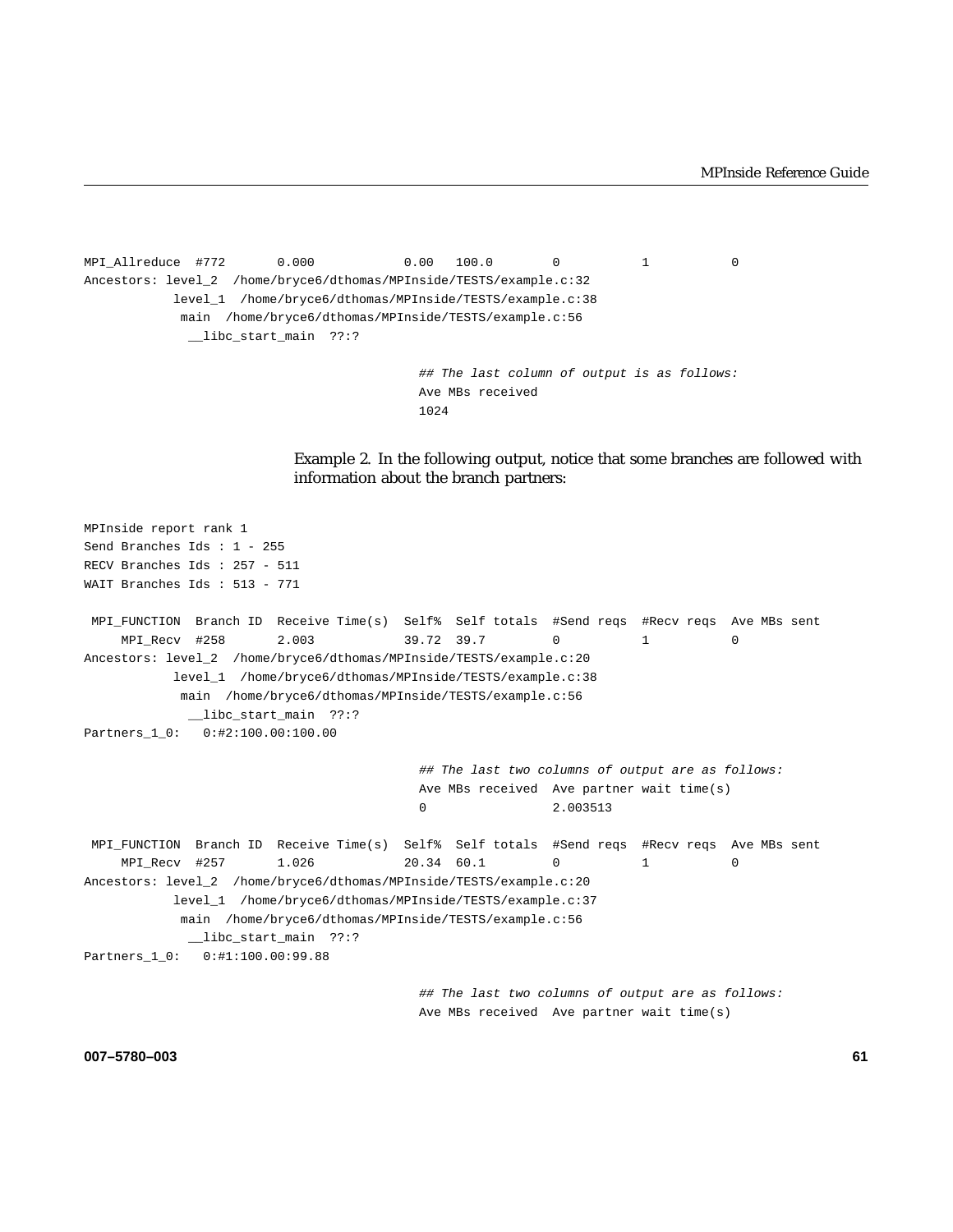```
MPI_Allreduce  #772       0.000            0.00   100.0        0           1           0
Ancestors: level_2  /home/bryce6/dthomas/MPInside/TESTS/example.c:32
            level_1  /home/bryce6/dthomas/MPInside/TESTS/example.c:38
             main  /home/bryce6/dthomas/MPInside/TESTS/example.c:56
              __libc_start_main  ??:?

                                             ## The last column of output is as follows:
                                             Ave MBs received
                                             1024
```

Example 2. In the following output, notice that some branches are followed with information about the branch partners:

```
MPInside report rank 1
Send Branches Ids : 1 - 255
RECV Branches Ids : 257 - 511
WAIT Branches Ids : 513 - 771

 MPI_FUNCTION  Branch ID  Receive Time(s)  Self%  Self totals  #Send reqs  #Recv reqs  Ave MBs sent
     MPI_Recv  #258       2.003            39.72  39.7         0           1           0
Ancestors: level_2  /home/bryce6/dthomas/MPInside/TESTS/example.c:20
            level_1  /home/bryce6/dthomas/MPInside/TESTS/example.c:38
             main  /home/bryce6/dthomas/MPInside/TESTS/example.c:56
              __libc_start_main  ??:?
Partners_1_0:   0:#2:100.00:100.00

                                             ## The last two columns of output are as follows:
                                             Ave MBs received  Ave partner wait time(s)
                                             0                 2.003513

 MPI_FUNCTION  Branch ID  Receive Time(s)  Self%  Self totals  #Send reqs  #Recv reqs  Ave MBs sent
     MPI_Recv  #257       1.026            20.34  60.1         0           1           0
Ancestors: level_2  /home/bryce6/dthomas/MPInside/TESTS/example.c:20
            level_1  /home/bryce6/dthomas/MPInside/TESTS/example.c:37
             main  /home/bryce6/dthomas/MPInside/TESTS/example.c:56
              __libc_start_main  ??:?
Partners_1_0:   0:#1:100.00:99.88

                                             ## The last two columns of output are as follows:
                                             Ave MBs received  Ave partner wait time(s)
```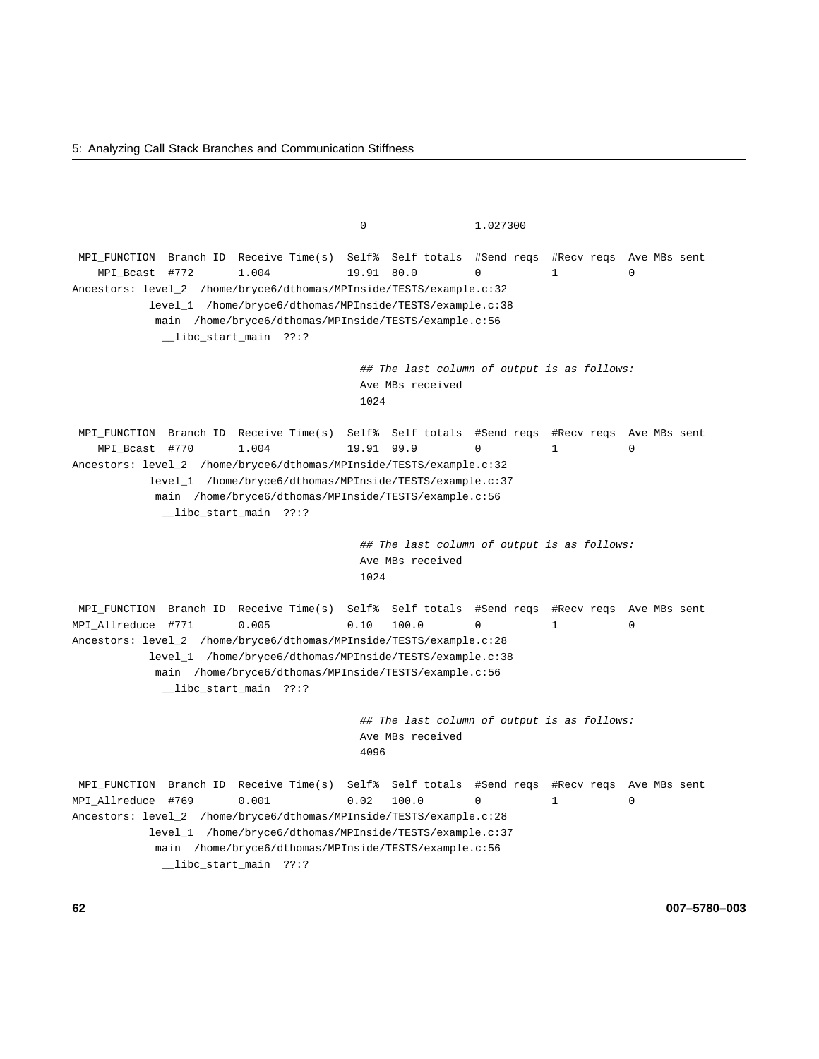```
                                         0                 1.027300

 MPI_FUNCTION  Branch ID  Receive Time(s)  Self%  Self totals  #Send reqs  #Recv reqs  Ave MBs sent
    MPI_Bcast  #772       1.004            19.91  80.0         0           1           0
Ancestors: level_2  /home/bryce6/dthomas/MPInside/TESTS/example.c:32
            level_1  /home/bryce6/dthomas/MPInside/TESTS/example.c:38
             main  /home/bryce6/dthomas/MPInside/TESTS/example.c:56
              __libc_start_main  ??:?

                                         ## The last column of output is as follows:
                                         Ave MBs received
                                         1024

 MPI_FUNCTION  Branch ID  Receive Time(s)  Self%  Self totals  #Send reqs  #Recv reqs  Ave MBs sent
    MPI_Bcast  #770       1.004            19.91  99.9         0           1           0
Ancestors: level_2  /home/bryce6/dthomas/MPInside/TESTS/example.c:32
            level_1  /home/bryce6/dthomas/MPInside/TESTS/example.c:37
             main  /home/bryce6/dthomas/MPInside/TESTS/example.c:56
              __libc_start_main  ??:?

                                         ## The last column of output is as follows:
                                         Ave MBs received
                                         1024

 MPI_FUNCTION  Branch ID  Receive Time(s)  Self%  Self totals  #Send reqs  #Recv reqs  Ave MBs sent
MPI_Allreduce  #771       0.005            0.10   100.0        0           1           0
Ancestors: level_2  /home/bryce6/dthomas/MPInside/TESTS/example.c:28
            level_1  /home/bryce6/dthomas/MPInside/TESTS/example.c:38
             main  /home/bryce6/dthomas/MPInside/TESTS/example.c:56
              __libc_start_main  ??:?

                                         ## The last column of output is as follows:
                                         Ave MBs received
                                         4096

 MPI_FUNCTION  Branch ID  Receive Time(s)  Self%  Self totals  #Send reqs  #Recv reqs  Ave MBs sent
MPI_Allreduce  #769       0.001            0.02   100.0        0           1           0
Ancestors: level_2  /home/bryce6/dthomas/MPInside/TESTS/example.c:28
            level_1  /home/bryce6/dthomas/MPInside/TESTS/example.c:37
             main  /home/bryce6/dthomas/MPInside/TESTS/example.c:56
              __libc_start_main  ??:?
```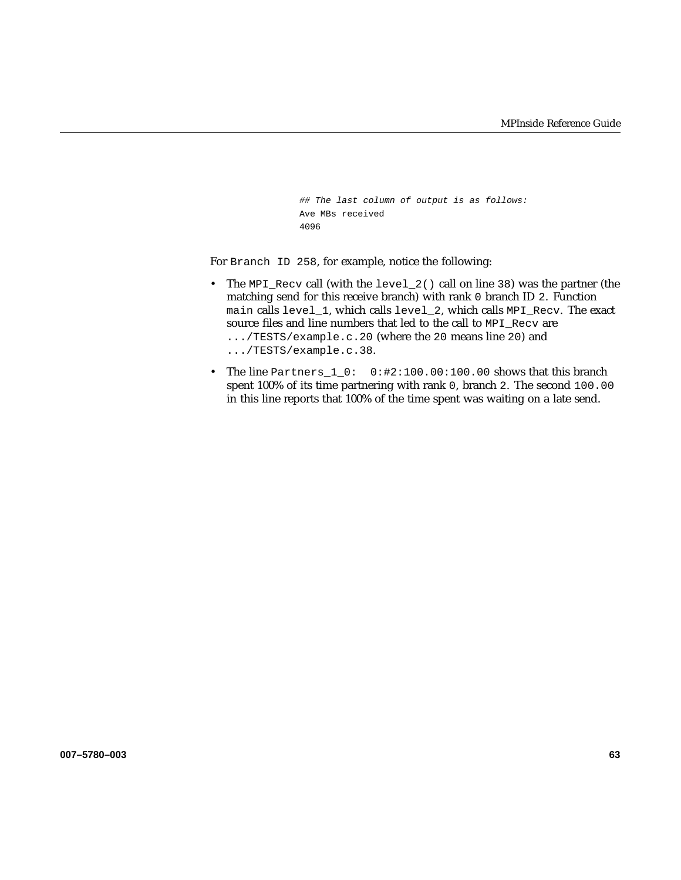```
## The last column of output is as follows:
Ave MBs received
4096
```

For `Branch ID 258`, for example, notice the following:

- The `MPI_Recv` call (with the `level_2()` call on line `38`) was the partner (the matching send for this receive branch) with rank `0` branch ID `2`. Function `main` calls `level_1`, which calls `level_2`, which calls `MPI_Recv`. The exact source files and line numbers that led to the call to `MPI_Recv` are `.../TESTS/example.c.20` (where the `20` means line `20`) and `.../TESTS/example.c.38`.
- The line `Partners_1_0:  0:#2:100.00:100.00` shows that this branch spent 100% of its time partnering with rank `0`, branch `2`. The second `100.00` in this line reports that 100% of the time spent was waiting on a late send.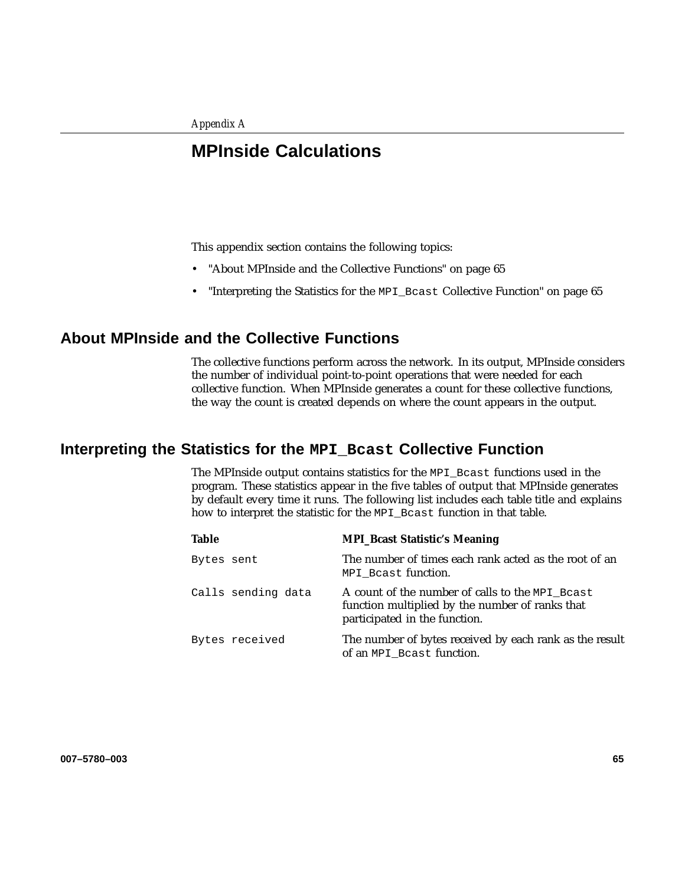Appendix A

# MPInside Calculations

This appendix section contains the following topics:

- "About MPInside and the Collective Functions" on page 65
- "Interpreting the Statistics for the `MPI_Bcast` Collective Function" on page 65

## About MPInside and the Collective Functions

The collective functions perform across the network. In its output, MPInside considers the number of individual point-to-point operations that were needed for each collective function. When MPInside generates a count for these collective functions, the way the count is created depends on where the count appears in the output.

## Interpreting the Statistics for the `MPI_Bcast` Collective Function

The MPInside output contains statistics for the `MPI_Bcast` functions used in the program. These statistics appear in the five tables of output that MPInside generates by default every time it runs. The following list includes each table title and explains how to interpret the statistic for the `MPI_Bcast` function in that table.

| Table | MPI_Bcast Statistic's Meaning |
| --- | --- |
| `Bytes sent` | The number of times each rank acted as the root of an `MPI_Bcast` function. |
| `Calls sending data` | A count of the number of calls to the `MPI_Bcast` function multiplied by the number of ranks that participated in the function. |
| `Bytes received` | The number of bytes received by each rank as the result of an `MPI_Bcast` function. |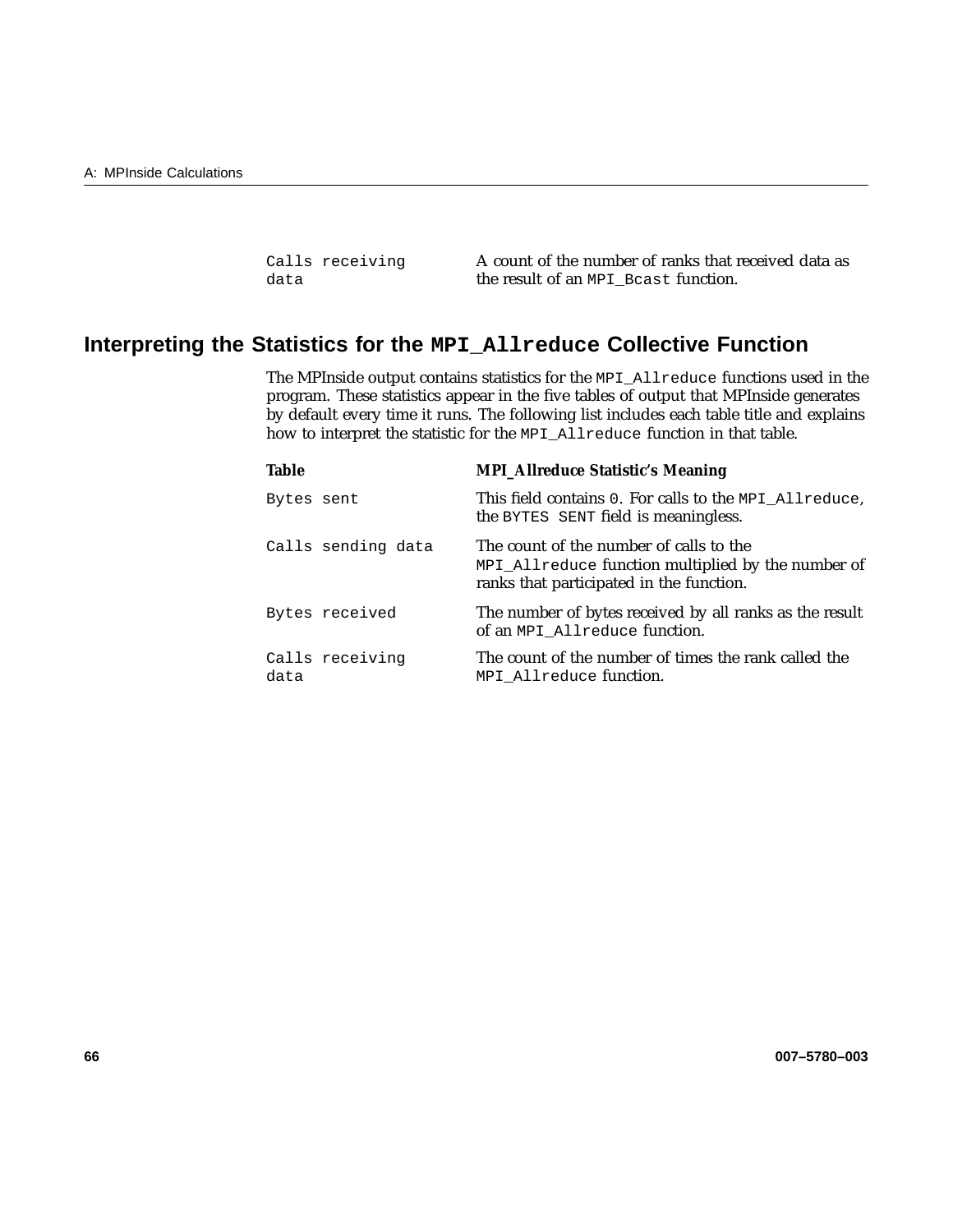| | |
|---|---|
| `Calls receiving data` | A count of the number of ranks that received data as the result of an `MPI_Bcast` function. |

## Interpreting the Statistics for the `MPI_Allreduce` Collective Function

The MPInside output contains statistics for the `MPI_Allreduce` functions used in the program. These statistics appear in the five tables of output that MPInside generates by default every time it runs. The following list includes each table title and explains how to interpret the statistic for the `MPI_Allreduce` function in that table.

| **Table** | **MPI_Allreduce Statistic's Meaning** |
|---|---|
| `Bytes sent` | This field contains `0`. For calls to the `MPI_Allreduce`, the `BYTES SENT` field is meaningless. |
| `Calls sending data` | The count of the number of calls to the `MPI_Allreduce` function multiplied by the number of ranks that participated in the function. |
| `Bytes received` | The number of bytes received by all ranks as the result of an `MPI_Allreduce` function. |
| `Calls receiving data` | The count of the number of times the rank called the `MPI_Allreduce` function. |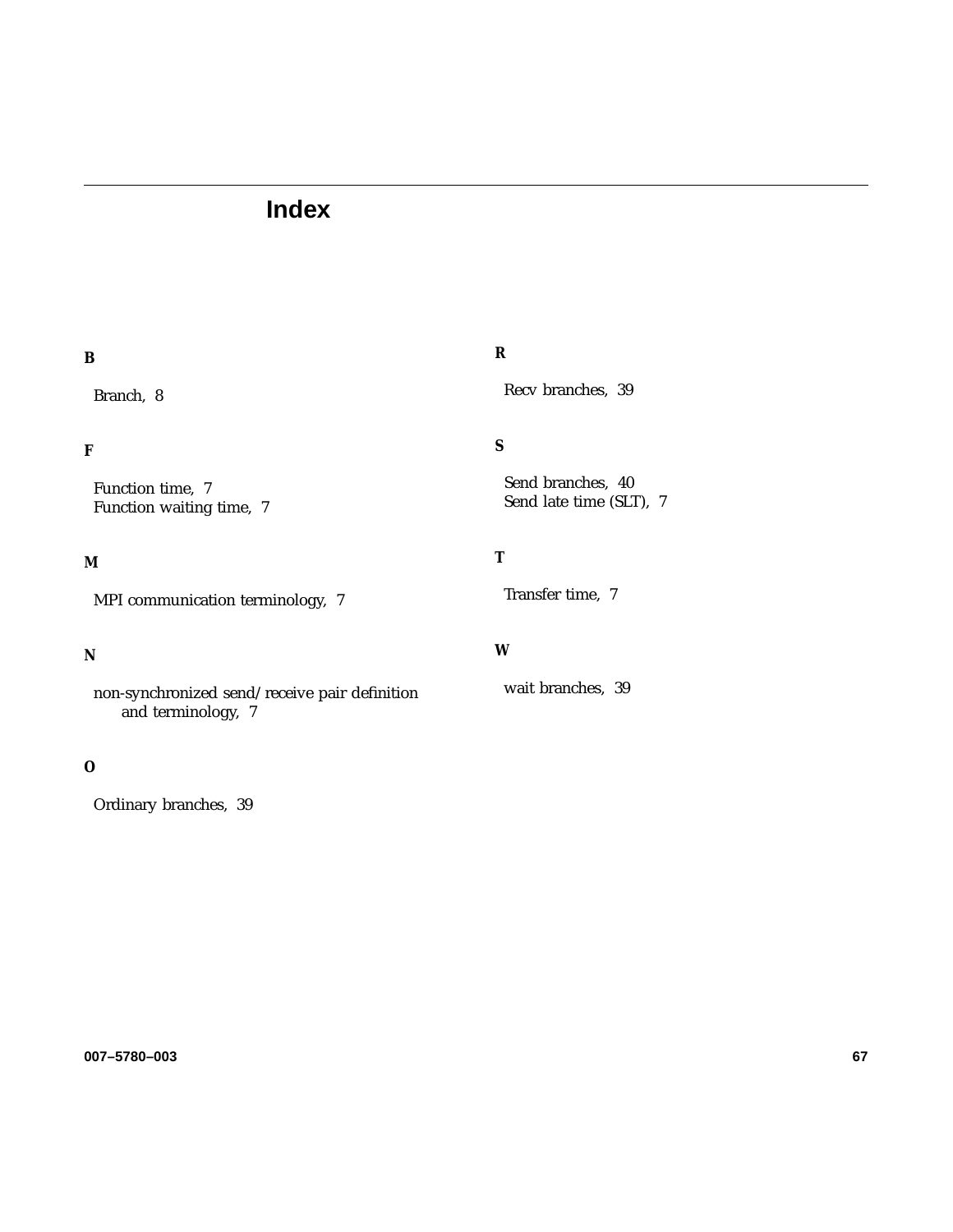# Index

**B**

Branch, 8

**F**

Function time, 7
Function waiting time, 7

**M**

MPI communication terminology, 7

**N**

non-synchronized send/receive pair definition and terminology, 7

**O**

Ordinary branches, 39

**R**

Recv branches, 39

**S**

Send branches, 40
Send late time (SLT), 7

**T**

Transfer time, 7

**W**

wait branches, 39